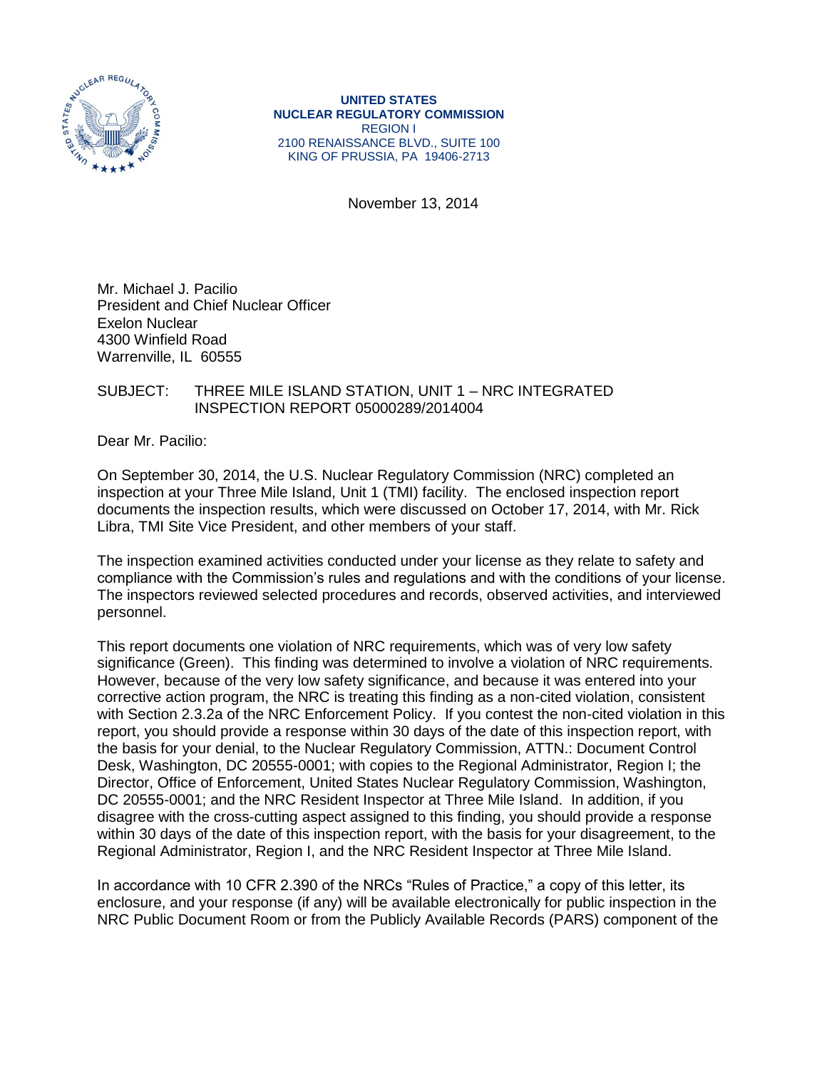UNITED STATES
NUCLEAR REGULATORY COMMISSION
REGION I
2100 RENAISSANCE BLVD., SUITE 100
KING OF PRUSSIA, PA 19406-2713

November 13, 2014

Mr. Michael J. Pacilio
President and Chief Nuclear Officer
Exelon Nuclear
4300 Winfield Road
Warrenville, IL 60555

SUBJECT: THREE MILE ISLAND STATION, UNIT 1 – NRC INTEGRATED INSPECTION REPORT 05000289/2014004

Dear Mr. Pacilio:

On September 30, 2014, the U.S. Nuclear Regulatory Commission (NRC) completed an inspection at your Three Mile Island, Unit 1 (TMI) facility. The enclosed inspection report documents the inspection results, which were discussed on October 17, 2014, with Mr. Rick Libra, TMI Site Vice President, and other members of your staff.

The inspection examined activities conducted under your license as they relate to safety and compliance with the Commission's rules and regulations and with the conditions of your license. The inspectors reviewed selected procedures and records, observed activities, and interviewed personnel.

This report documents one violation of NRC requirements, which was of very low safety significance (Green). This finding was determined to involve a violation of NRC requirements. However, because of the very low safety significance, and because it was entered into your corrective action program, the NRC is treating this finding as a non-cited violation, consistent with Section 2.3.2a of the NRC Enforcement Policy. If you contest the non-cited violation in this report, you should provide a response within 30 days of the date of this inspection report, with the basis for your denial, to the Nuclear Regulatory Commission, ATTN.: Document Control Desk, Washington, DC 20555-0001; with copies to the Regional Administrator, Region I; the Director, Office of Enforcement, United States Nuclear Regulatory Commission, Washington, DC 20555-0001; and the NRC Resident Inspector at Three Mile Island. In addition, if you disagree with the cross-cutting aspect assigned to this finding, you should provide a response within 30 days of the date of this inspection report, with the basis for your disagreement, to the Regional Administrator, Region I, and the NRC Resident Inspector at Three Mile Island.

In accordance with 10 CFR 2.390 of the NRCs "Rules of Practice," a copy of this letter, its enclosure, and your response (if any) will be available electronically for public inspection in the NRC Public Document Room or from the Publicly Available Records (PARS) component of the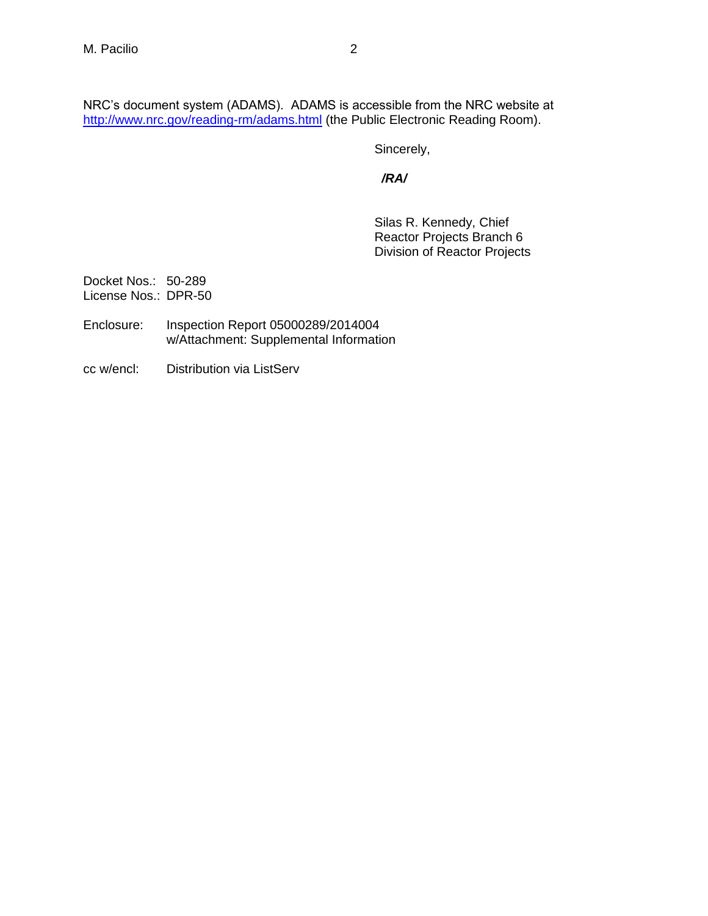NRC's document system (ADAMS). ADAMS is accessible from the NRC website at [http://www.nrc.gov/reading-rm/adams.html](http://www.nrc.gov/reading-rm/adams.html) (the Public Electronic Reading Room).

Sincerely,

***/RA/***

Silas R. Kennedy, Chief
Reactor Projects Branch 6
Division of Reactor Projects

Docket Nos.: 50-289
License Nos.: DPR-50

Enclosure: Inspection Report 05000289/2014004
w/Attachment: Supplemental Information

cc w/encl: Distribution via ListServ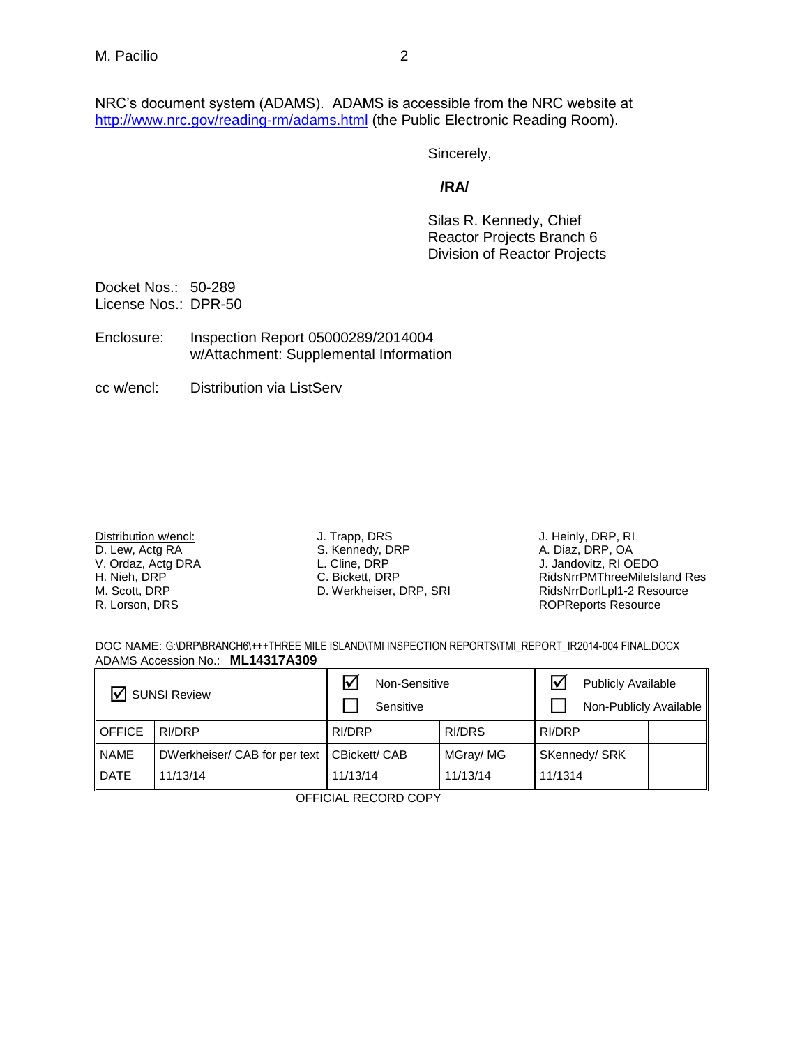NRC's document system (ADAMS). ADAMS is accessible from the NRC website at http://www.nrc.gov/reading-rm/adams.html (the Public Electronic Reading Room).

Sincerely,

**/RA/**

Silas R. Kennedy, Chief
Reactor Projects Branch 6
Division of Reactor Projects

Docket Nos.: 50-289
License Nos.: DPR-50

Enclosure: Inspection Report 05000289/2014004
w/Attachment: Supplemental Information

cc w/encl: Distribution via ListServ

Distribution w/encl:
D. Lew, Actg RA
V. Ordaz, Actg DRA
H. Nieh, DRP
M. Scott, DRP
R. Lorson, DRS
J. Trapp, DRS
S. Kennedy, DRP
L. Cline, DRP
C. Bickett, DRP
D. Werkheiser, DRP, SRI
J. Heinly, DRP, RI
A. Diaz, DRP, OA
J. Jandovitz, RI OEDO
RidsNrrPMThreeMileIsland Res
RidsNrrDorlLpl1-2 Resource
ROPReports Resource

DOC NAME: G:\DRP\BRANCH6\+++THREE MILE ISLAND\TMI INSPECTION REPORTS\TMI_REPORT_IR2014-004 FINAL.DOCX
ADAMS Accession No.: **ML14317A309**

| ☑ SUNSI Review | | ☑ Non-Sensitive ☐ Sensitive | | ☑ Publicly Available ☐ Non-Publicly Available | |
|---|---|---|---|---|---|
| OFFICE | RI/DRP | RI/DRP | RI/DRS | RI/DRP | |
| NAME | DWerkheiser/ CAB for per text | CBickett/ CAB | MGray/ MG | SKennedy/ SRK | |
| DATE | 11/13/14 | 11/13/14 | 11/13/14 | 11/1314 | |

OFFICIAL RECORD COPY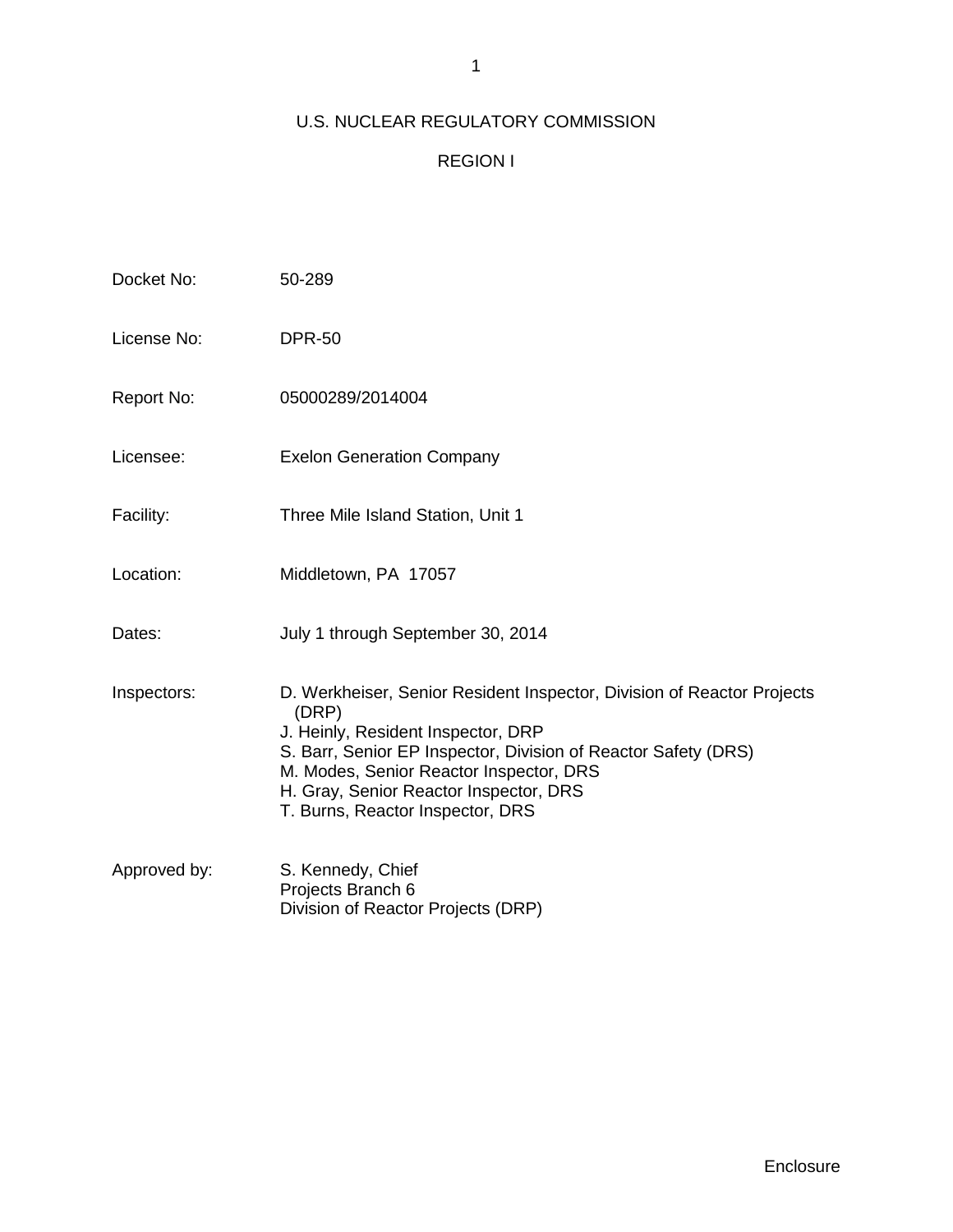U.S. NUCLEAR REGULATORY COMMISSION

REGION I

| | |
|---|---|
| Docket No: | 50-289 |
| License No: | DPR-50 |
| Report No: | 05000289/2014004 |
| Licensee: | Exelon Generation Company |
| Facility: | Three Mile Island Station, Unit 1 |
| Location: | Middletown, PA 17057 |
| Dates: | July 1 through September 30, 2014 |
| Inspectors: | D. Werkheiser, Senior Resident Inspector, Division of Reactor Projects (DRP)<br>J. Heinly, Resident Inspector, DRP<br>S. Barr, Senior EP Inspector, Division of Reactor Safety (DRS)<br>M. Modes, Senior Reactor Inspector, DRS<br>H. Gray, Senior Reactor Inspector, DRS<br>T. Burns, Reactor Inspector, DRS |
| Approved by: | S. Kennedy, Chief<br>Projects Branch 6<br>Division of Reactor Projects (DRP) |

Enclosure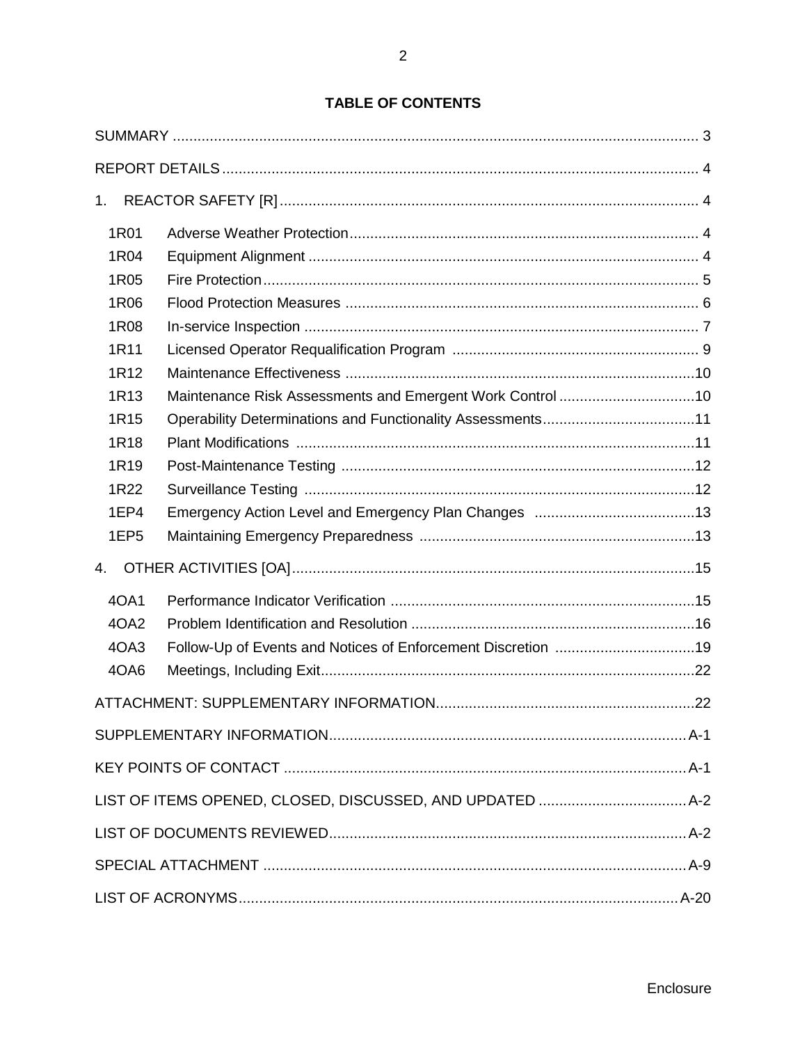# TABLE OF CONTENTS

SUMMARY ... 3

REPORT DETAILS ... 4

1. REACTOR SAFETY [R] ... 4

| | | |
|---|---|---|
| 1R01 | Adverse Weather Protection | 4 |
| 1R04 | Equipment Alignment | 4 |
| 1R05 | Fire Protection | 5 |
| 1R06 | Flood Protection Measures | 6 |
| 1R08 | In-service Inspection | 7 |
| 1R11 | Licensed Operator Requalification Program | 9 |
| 1R12 | Maintenance Effectiveness | 10 |
| 1R13 | Maintenance Risk Assessments and Emergent Work Control | 10 |
| 1R15 | Operability Determinations and Functionality Assessments | 11 |
| 1R18 | Plant Modifications | 11 |
| 1R19 | Post-Maintenance Testing | 12 |
| 1R22 | Surveillance Testing | 12 |
| 1EP4 | Emergency Action Level and Emergency Plan Changes | 13 |
| 1EP5 | Maintaining Emergency Preparedness | 13 |

4. OTHER ACTIVITIES [OA] ... 15

| | | |
|---|---|---|
| 4OA1 | Performance Indicator Verification | 15 |
| 4OA2 | Problem Identification and Resolution | 16 |
| 4OA3 | Follow-Up of Events and Notices of Enforcement Discretion | 19 |
| 4OA6 | Meetings, Including Exit | 22 |

ATTACHMENT: SUPPLEMENTARY INFORMATION ... 22

SUPPLEMENTARY INFORMATION ... A-1

KEY POINTS OF CONTACT ... A-1

LIST OF ITEMS OPENED, CLOSED, DISCUSSED, AND UPDATED ... A-2

LIST OF DOCUMENTS REVIEWED ... A-2

SPECIAL ATTACHMENT ... A-9

LIST OF ACRONYMS ... A-20

Enclosure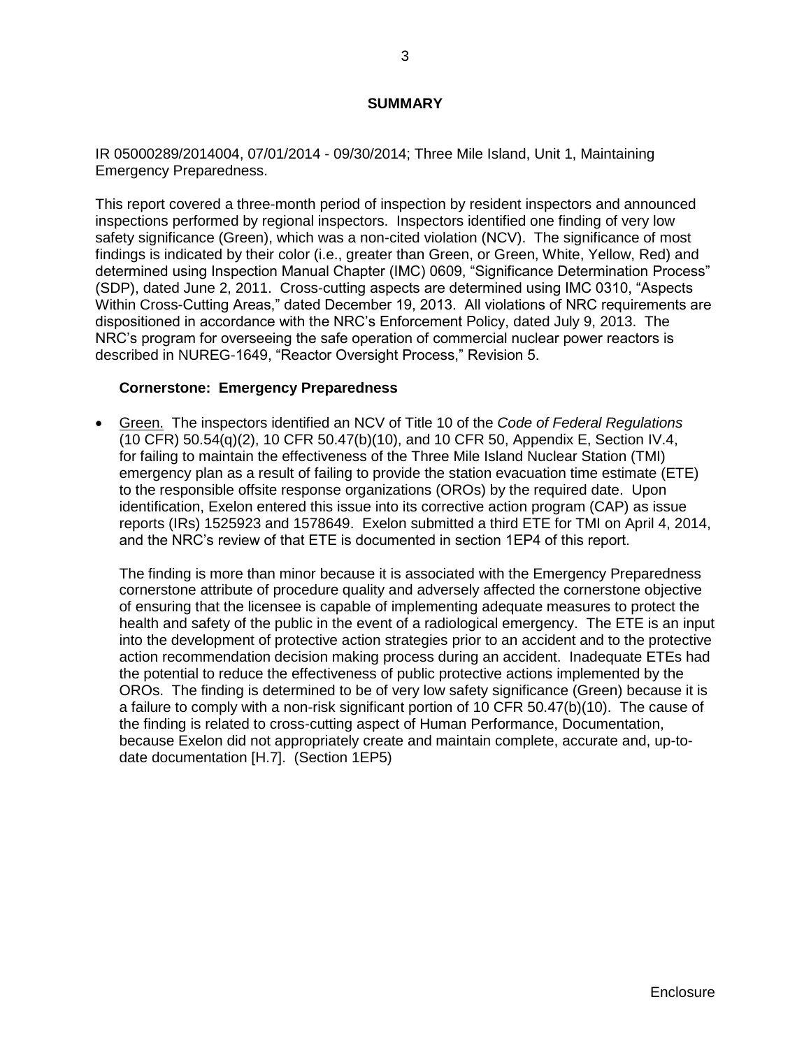## SUMMARY

IR 05000289/2014004, 07/01/2014 - 09/30/2014; Three Mile Island, Unit 1, Maintaining Emergency Preparedness.

This report covered a three-month period of inspection by resident inspectors and announced inspections performed by regional inspectors. Inspectors identified one finding of very low safety significance (Green), which was a non-cited violation (NCV). The significance of most findings is indicated by their color (i.e., greater than Green, or Green, White, Yellow, Red) and determined using Inspection Manual Chapter (IMC) 0609, "Significance Determination Process" (SDP), dated June 2, 2011. Cross-cutting aspects are determined using IMC 0310, "Aspects Within Cross-Cutting Areas," dated December 19, 2013. All violations of NRC requirements are dispositioned in accordance with the NRC's Enforcement Policy, dated July 9, 2013. The NRC's program for overseeing the safe operation of commercial nuclear power reactors is described in NUREG-1649, "Reactor Oversight Process," Revision 5.

### Cornerstone: Emergency Preparedness

- Green. The inspectors identified an NCV of Title 10 of the *Code of Federal Regulations* (10 CFR) 50.54(q)(2), 10 CFR 50.47(b)(10), and 10 CFR 50, Appendix E, Section IV.4, for failing to maintain the effectiveness of the Three Mile Island Nuclear Station (TMI) emergency plan as a result of failing to provide the station evacuation time estimate (ETE) to the responsible offsite response organizations (OROs) by the required date. Upon identification, Exelon entered this issue into its corrective action program (CAP) as issue reports (IRs) 1525923 and 1578649. Exelon submitted a third ETE for TMI on April 4, 2014, and the NRC's review of that ETE is documented in section 1EP4 of this report.

  The finding is more than minor because it is associated with the Emergency Preparedness cornerstone attribute of procedure quality and adversely affected the cornerstone objective of ensuring that the licensee is capable of implementing adequate measures to protect the health and safety of the public in the event of a radiological emergency. The ETE is an input into the development of protective action strategies prior to an accident and to the protective action recommendation decision making process during an accident. Inadequate ETEs had the potential to reduce the effectiveness of public protective actions implemented by the OROs. The finding is determined to be of very low safety significance (Green) because it is a failure to comply with a non-risk significant portion of 10 CFR 50.47(b)(10). The cause of the finding is related to cross-cutting aspect of Human Performance, Documentation, because Exelon did not appropriately create and maintain complete, accurate and, up-to-date documentation [H.7]. (Section 1EP5)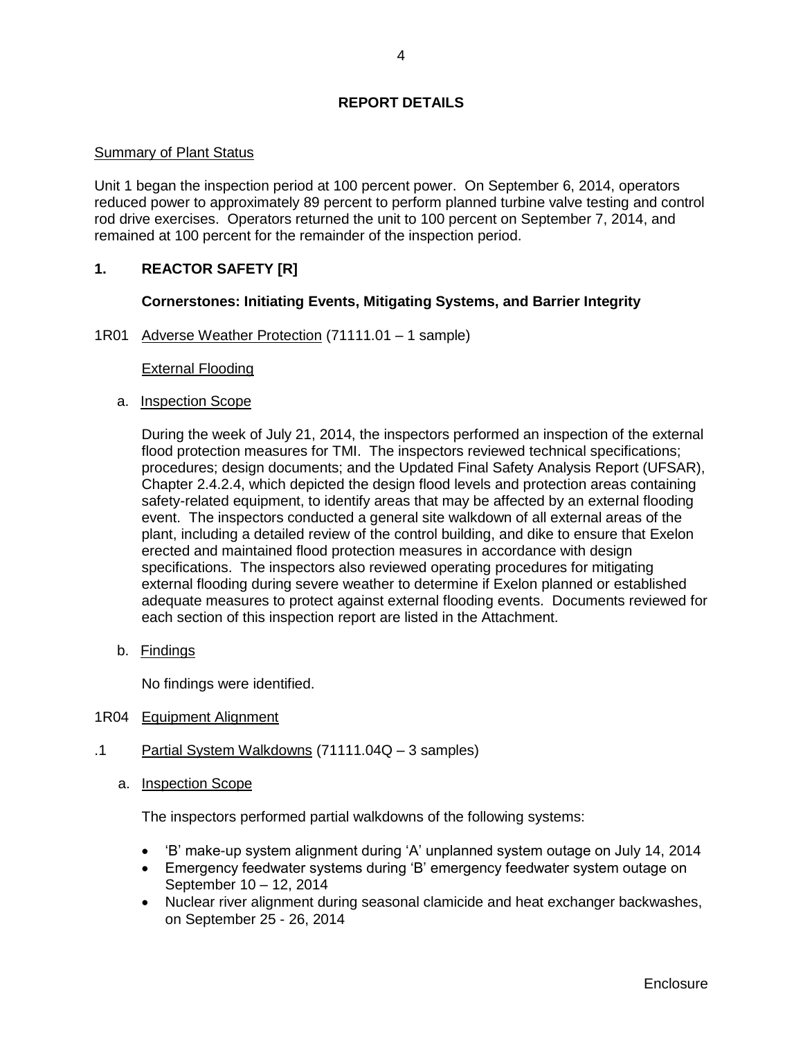# REPORT DETAILS

Summary of Plant Status

Unit 1 began the inspection period at 100 percent power. On September 6, 2014, operators reduced power to approximately 89 percent to perform planned turbine valve testing and control rod drive exercises. Operators returned the unit to 100 percent on September 7, 2014, and remained at 100 percent for the remainder of the inspection period.

## 1. REACTOR SAFETY [R]

**Cornerstones: Initiating Events, Mitigating Systems, and Barrier Integrity**

1R01 Adverse Weather Protection (71111.01 – 1 sample)

External Flooding

a. Inspection Scope

During the week of July 21, 2014, the inspectors performed an inspection of the external flood protection measures for TMI. The inspectors reviewed technical specifications; procedures; design documents; and the Updated Final Safety Analysis Report (UFSAR), Chapter 2.4.2.4, which depicted the design flood levels and protection areas containing safety-related equipment, to identify areas that may be affected by an external flooding event. The inspectors conducted a general site walkdown of all external areas of the plant, including a detailed review of the control building, and dike to ensure that Exelon erected and maintained flood protection measures in accordance with design specifications. The inspectors also reviewed operating procedures for mitigating external flooding during severe weather to determine if Exelon planned or established adequate measures to protect against external flooding events. Documents reviewed for each section of this inspection report are listed in the Attachment.

b. Findings

No findings were identified.

1R04 Equipment Alignment

.1 Partial System Walkdowns (71111.04Q – 3 samples)

a. Inspection Scope

The inspectors performed partial walkdowns of the following systems:

- 'B' make-up system alignment during 'A' unplanned system outage on July 14, 2014
- Emergency feedwater systems during 'B' emergency feedwater system outage on September 10 – 12, 2014
- Nuclear river alignment during seasonal clamicide and heat exchanger backwashes, on September 25 - 26, 2014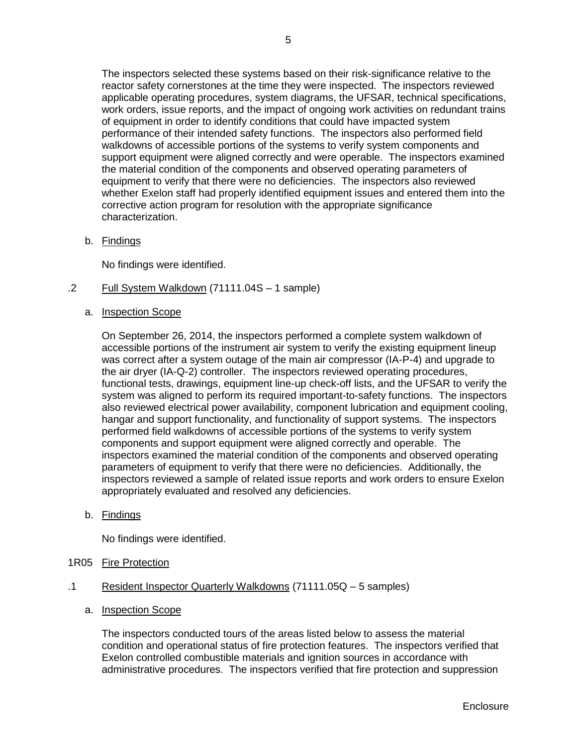The inspectors selected these systems based on their risk-significance relative to the reactor safety cornerstones at the time they were inspected. The inspectors reviewed applicable operating procedures, system diagrams, the UFSAR, technical specifications, work orders, issue reports, and the impact of ongoing work activities on redundant trains of equipment in order to identify conditions that could have impacted system performance of their intended safety functions. The inspectors also performed field walkdowns of accessible portions of the systems to verify system components and support equipment were aligned correctly and were operable. The inspectors examined the material condition of the components and observed operating parameters of equipment to verify that there were no deficiencies. The inspectors also reviewed whether Exelon staff had properly identified equipment issues and entered them into the corrective action program for resolution with the appropriate significance characterization.

b. Findings

No findings were identified.

.2 Full System Walkdown (71111.04S – 1 sample)

a. Inspection Scope

On September 26, 2014, the inspectors performed a complete system walkdown of accessible portions of the instrument air system to verify the existing equipment lineup was correct after a system outage of the main air compressor (IA-P-4) and upgrade to the air dryer (IA-Q-2) controller. The inspectors reviewed operating procedures, functional tests, drawings, equipment line-up check-off lists, and the UFSAR to verify the system was aligned to perform its required important-to-safety functions. The inspectors also reviewed electrical power availability, component lubrication and equipment cooling, hangar and support functionality, and functionality of support systems. The inspectors performed field walkdowns of accessible portions of the systems to verify system components and support equipment were aligned correctly and operable. The inspectors examined the material condition of the components and observed operating parameters of equipment to verify that there were no deficiencies. Additionally, the inspectors reviewed a sample of related issue reports and work orders to ensure Exelon appropriately evaluated and resolved any deficiencies.

b. Findings

No findings were identified.

1R05 Fire Protection

.1 Resident Inspector Quarterly Walkdowns (71111.05Q – 5 samples)

a. Inspection Scope

The inspectors conducted tours of the areas listed below to assess the material condition and operational status of fire protection features. The inspectors verified that Exelon controlled combustible materials and ignition sources in accordance with administrative procedures. The inspectors verified that fire protection and suppression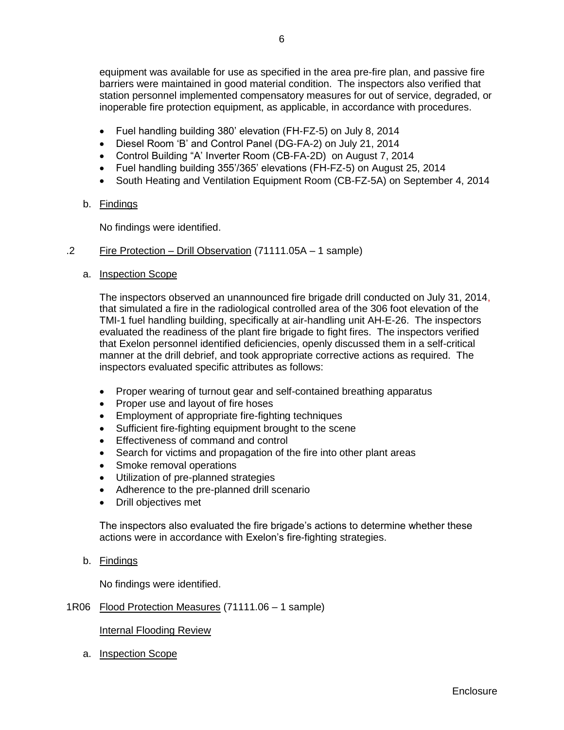equipment was available for use as specified in the area pre-fire plan, and passive fire barriers were maintained in good material condition. The inspectors also verified that station personnel implemented compensatory measures for out of service, degraded, or inoperable fire protection equipment, as applicable, in accordance with procedures.

- Fuel handling building 380' elevation (FH-FZ-5) on July 8, 2014
- Diesel Room 'B' and Control Panel (DG-FA-2) on July 21, 2014
- Control Building "A' Inverter Room (CB-FA-2D) on August 7, 2014
- Fuel handling building 355'/365' elevations (FH-FZ-5) on August 25, 2014
- South Heating and Ventilation Equipment Room (CB-FZ-5A) on September 4, 2014

b. Findings

No findings were identified.

.2 Fire Protection – Drill Observation (71111.05A – 1 sample)

a. Inspection Scope

The inspectors observed an unannounced fire brigade drill conducted on July 31, 2014, that simulated a fire in the radiological controlled area of the 306 foot elevation of the TMI-1 fuel handling building, specifically at air-handling unit AH-E-26. The inspectors evaluated the readiness of the plant fire brigade to fight fires. The inspectors verified that Exelon personnel identified deficiencies, openly discussed them in a self-critical manner at the drill debrief, and took appropriate corrective actions as required. The inspectors evaluated specific attributes as follows:

- Proper wearing of turnout gear and self-contained breathing apparatus
- Proper use and layout of fire hoses
- Employment of appropriate fire-fighting techniques
- Sufficient fire-fighting equipment brought to the scene
- Effectiveness of command and control
- Search for victims and propagation of the fire into other plant areas
- Smoke removal operations
- Utilization of pre-planned strategies
- Adherence to the pre-planned drill scenario
- Drill objectives met

The inspectors also evaluated the fire brigade's actions to determine whether these actions were in accordance with Exelon's fire-fighting strategies.

b. Findings

No findings were identified.

1R06 Flood Protection Measures (71111.06 – 1 sample)

Internal Flooding Review

a. Inspection Scope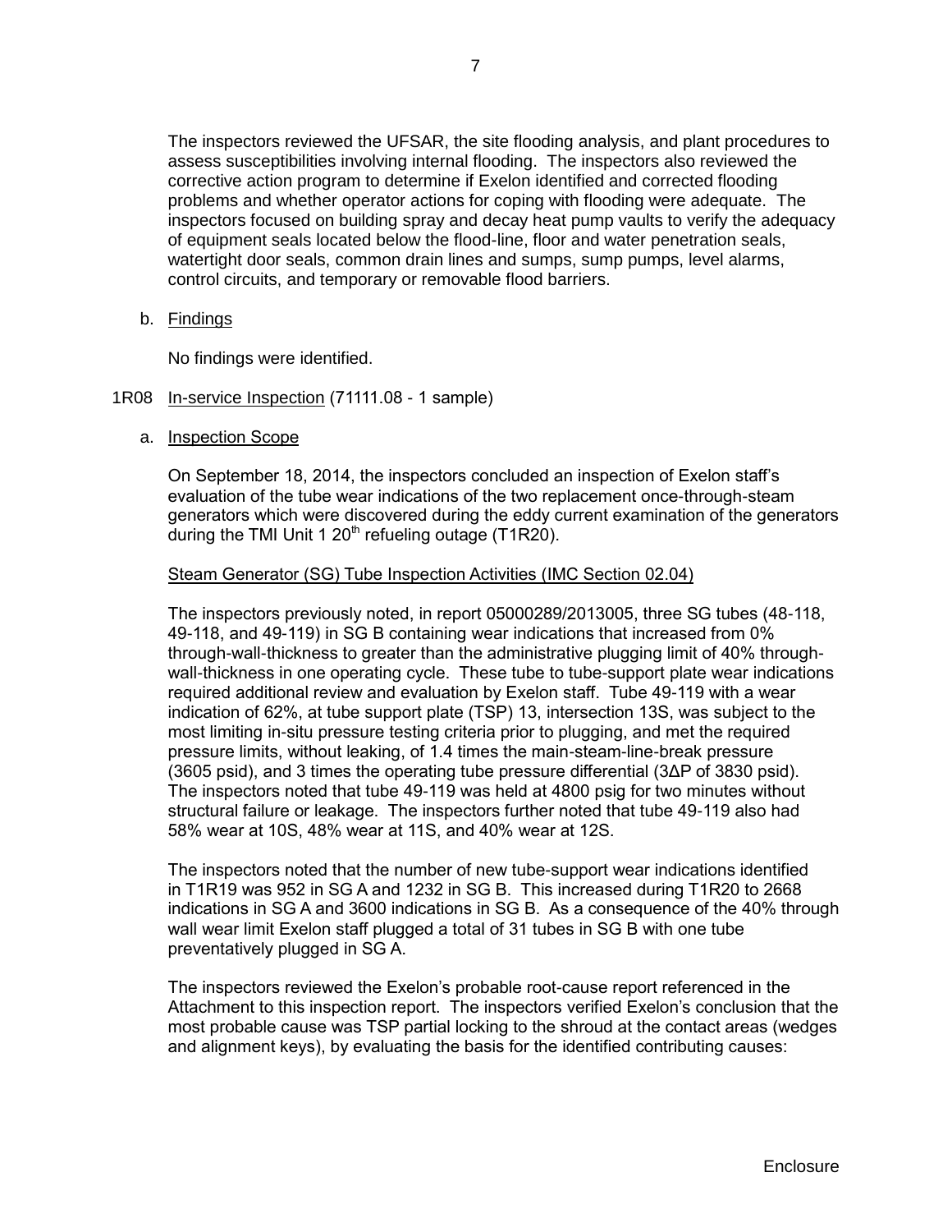The inspectors reviewed the UFSAR, the site flooding analysis, and plant procedures to assess susceptibilities involving internal flooding. The inspectors also reviewed the corrective action program to determine if Exelon identified and corrected flooding problems and whether operator actions for coping with flooding were adequate. The inspectors focused on building spray and decay heat pump vaults to verify the adequacy of equipment seals located below the flood-line, floor and water penetration seals, watertight door seals, common drain lines and sumps, sump pumps, level alarms, control circuits, and temporary or removable flood barriers.

b. Findings

No findings were identified.

1R08 In-service Inspection (71111.08 - 1 sample)

a. Inspection Scope

On September 18, 2014, the inspectors concluded an inspection of Exelon staff's evaluation of the tube wear indications of the two replacement once-through-steam generators which were discovered during the eddy current examination of the generators during the TMI Unit 1 20th refueling outage (T1R20).

Steam Generator (SG) Tube Inspection Activities (IMC Section 02.04)

The inspectors previously noted, in report 05000289/2013005, three SG tubes (48-118, 49-118, and 49-119) in SG B containing wear indications that increased from 0% through-wall-thickness to greater than the administrative plugging limit of 40% through-wall-thickness in one operating cycle. These tube to tube-support plate wear indications required additional review and evaluation by Exelon staff. Tube 49-119 with a wear indication of 62%, at tube support plate (TSP) 13, intersection 13S, was subject to the most limiting in-situ pressure testing criteria prior to plugging, and met the required pressure limits, without leaking, of 1.4 times the main-steam-line-break pressure (3605 psid), and 3 times the operating tube pressure differential (3ΔP of 3830 psid). The inspectors noted that tube 49-119 was held at 4800 psig for two minutes without structural failure or leakage. The inspectors further noted that tube 49-119 also had 58% wear at 10S, 48% wear at 11S, and 40% wear at 12S.

The inspectors noted that the number of new tube-support wear indications identified in T1R19 was 952 in SG A and 1232 in SG B. This increased during T1R20 to 2668 indications in SG A and 3600 indications in SG B. As a consequence of the 40% through wall wear limit Exelon staff plugged a total of 31 tubes in SG B with one tube preventatively plugged in SG A.

The inspectors reviewed the Exelon's probable root-cause report referenced in the Attachment to this inspection report. The inspectors verified Exelon's conclusion that the most probable cause was TSP partial locking to the shroud at the contact areas (wedges and alignment keys), by evaluating the basis for the identified contributing causes: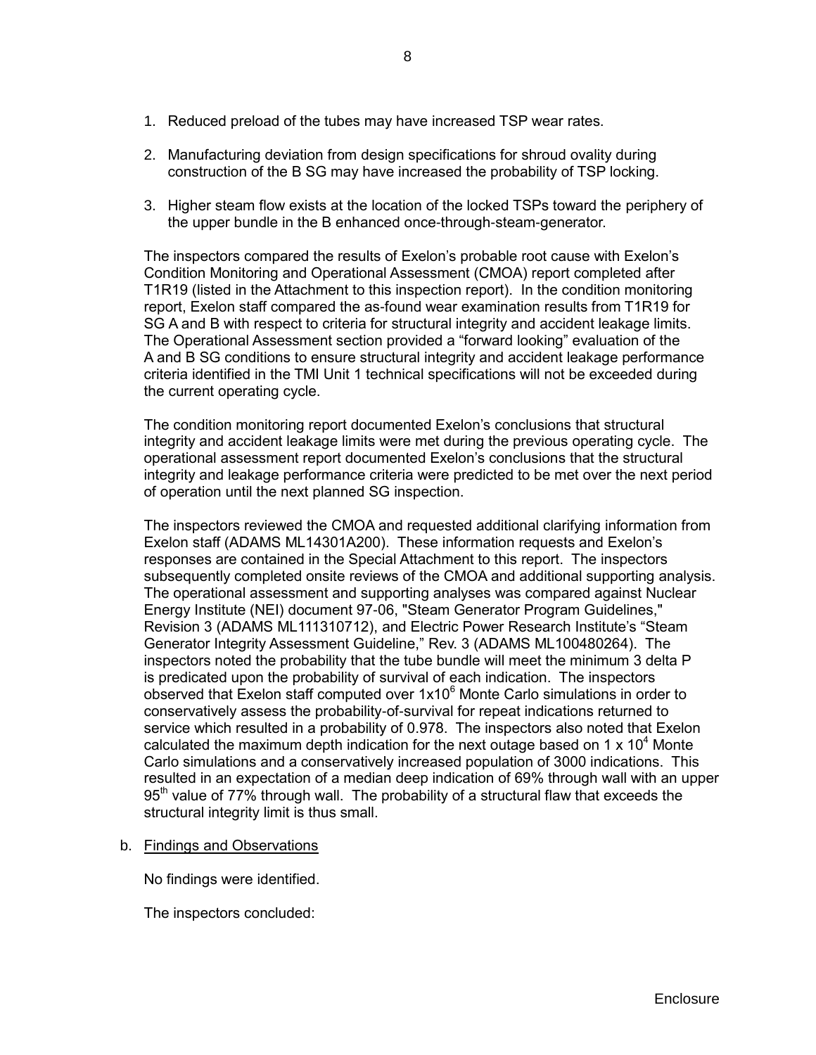1. Reduced preload of the tubes may have increased TSP wear rates.

2. Manufacturing deviation from design specifications for shroud ovality during construction of the B SG may have increased the probability of TSP locking.

3. Higher steam flow exists at the location of the locked TSPs toward the periphery of the upper bundle in the B enhanced once-through-steam-generator.

The inspectors compared the results of Exelon's probable root cause with Exelon's Condition Monitoring and Operational Assessment (CMOA) report completed after T1R19 (listed in the Attachment to this inspection report). In the condition monitoring report, Exelon staff compared the as-found wear examination results from T1R19 for SG A and B with respect to criteria for structural integrity and accident leakage limits. The Operational Assessment section provided a "forward looking" evaluation of the A and B SG conditions to ensure structural integrity and accident leakage performance criteria identified in the TMI Unit 1 technical specifications will not be exceeded during the current operating cycle.

The condition monitoring report documented Exelon's conclusions that structural integrity and accident leakage limits were met during the previous operating cycle. The operational assessment report documented Exelon's conclusions that the structural integrity and leakage performance criteria were predicted to be met over the next period of operation until the next planned SG inspection.

The inspectors reviewed the CMOA and requested additional clarifying information from Exelon staff (ADAMS ML14301A200). These information requests and Exelon's responses are contained in the Special Attachment to this report. The inspectors subsequently completed onsite reviews of the CMOA and additional supporting analysis. The operational assessment and supporting analyses was compared against Nuclear Energy Institute (NEI) document 97-06, "Steam Generator Program Guidelines," Revision 3 (ADAMS ML111310712), and Electric Power Research Institute's "Steam Generator Integrity Assessment Guideline," Rev. 3 (ADAMS ML100480264). The inspectors noted the probability that the tube bundle will meet the minimum 3 delta P is predicated upon the probability of survival of each indication. The inspectors observed that Exelon staff computed over $1x10^6$ Monte Carlo simulations in order to conservatively assess the probability-of-survival for repeat indications returned to service which resulted in a probability of 0.978. The inspectors also noted that Exelon calculated the maximum depth indication for the next outage based on $1 \times 10^4$ Monte Carlo simulations and a conservatively increased population of 3000 indications. This resulted in an expectation of a median deep indication of 69% through wall with an upper 95th value of 77% through wall. The probability of a structural flaw that exceeds the structural integrity limit is thus small.

b. Findings and Observations

No findings were identified.

The inspectors concluded: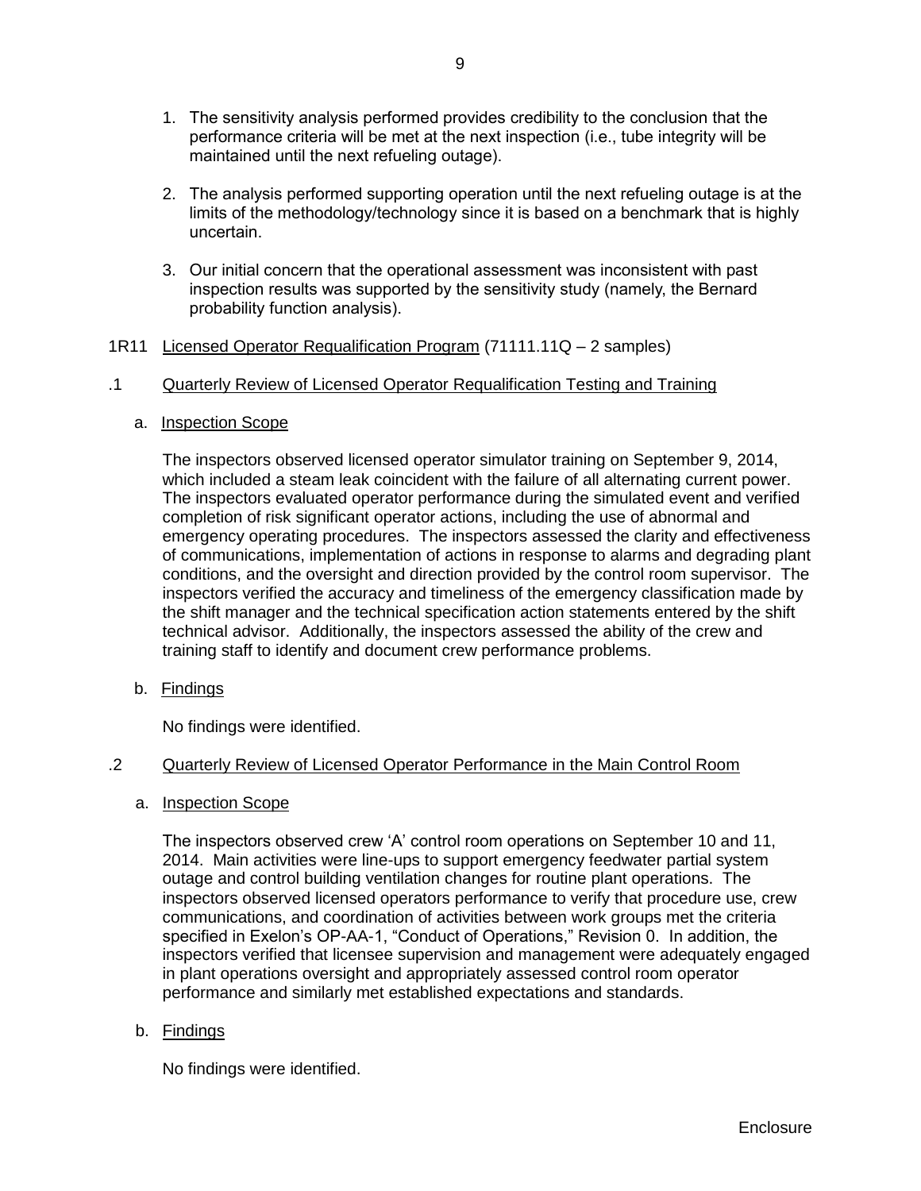1. The sensitivity analysis performed provides credibility to the conclusion that the performance criteria will be met at the next inspection (i.e., tube integrity will be maintained until the next refueling outage).

2. The analysis performed supporting operation until the next refueling outage is at the limits of the methodology/technology since it is based on a benchmark that is highly uncertain.

3. Our initial concern that the operational assessment was inconsistent with past inspection results was supported by the sensitivity study (namely, the Bernard probability function analysis).

1R11 Licensed Operator Requalification Program (71111.11Q – 2 samples)

.1 Quarterly Review of Licensed Operator Requalification Testing and Training

a. Inspection Scope

The inspectors observed licensed operator simulator training on September 9, 2014, which included a steam leak coincident with the failure of all alternating current power. The inspectors evaluated operator performance during the simulated event and verified completion of risk significant operator actions, including the use of abnormal and emergency operating procedures. The inspectors assessed the clarity and effectiveness of communications, implementation of actions in response to alarms and degrading plant conditions, and the oversight and direction provided by the control room supervisor. The inspectors verified the accuracy and timeliness of the emergency classification made by the shift manager and the technical specification action statements entered by the shift technical advisor. Additionally, the inspectors assessed the ability of the crew and training staff to identify and document crew performance problems.

b. Findings

No findings were identified.

.2 Quarterly Review of Licensed Operator Performance in the Main Control Room

a. Inspection Scope

The inspectors observed crew 'A' control room operations on September 10 and 11, 2014. Main activities were line-ups to support emergency feedwater partial system outage and control building ventilation changes for routine plant operations. The inspectors observed licensed operators performance to verify that procedure use, crew communications, and coordination of activities between work groups met the criteria specified in Exelon's OP-AA-1, "Conduct of Operations," Revision 0. In addition, the inspectors verified that licensee supervision and management were adequately engaged in plant operations oversight and appropriately assessed control room operator performance and similarly met established expectations and standards.

b. Findings

No findings were identified.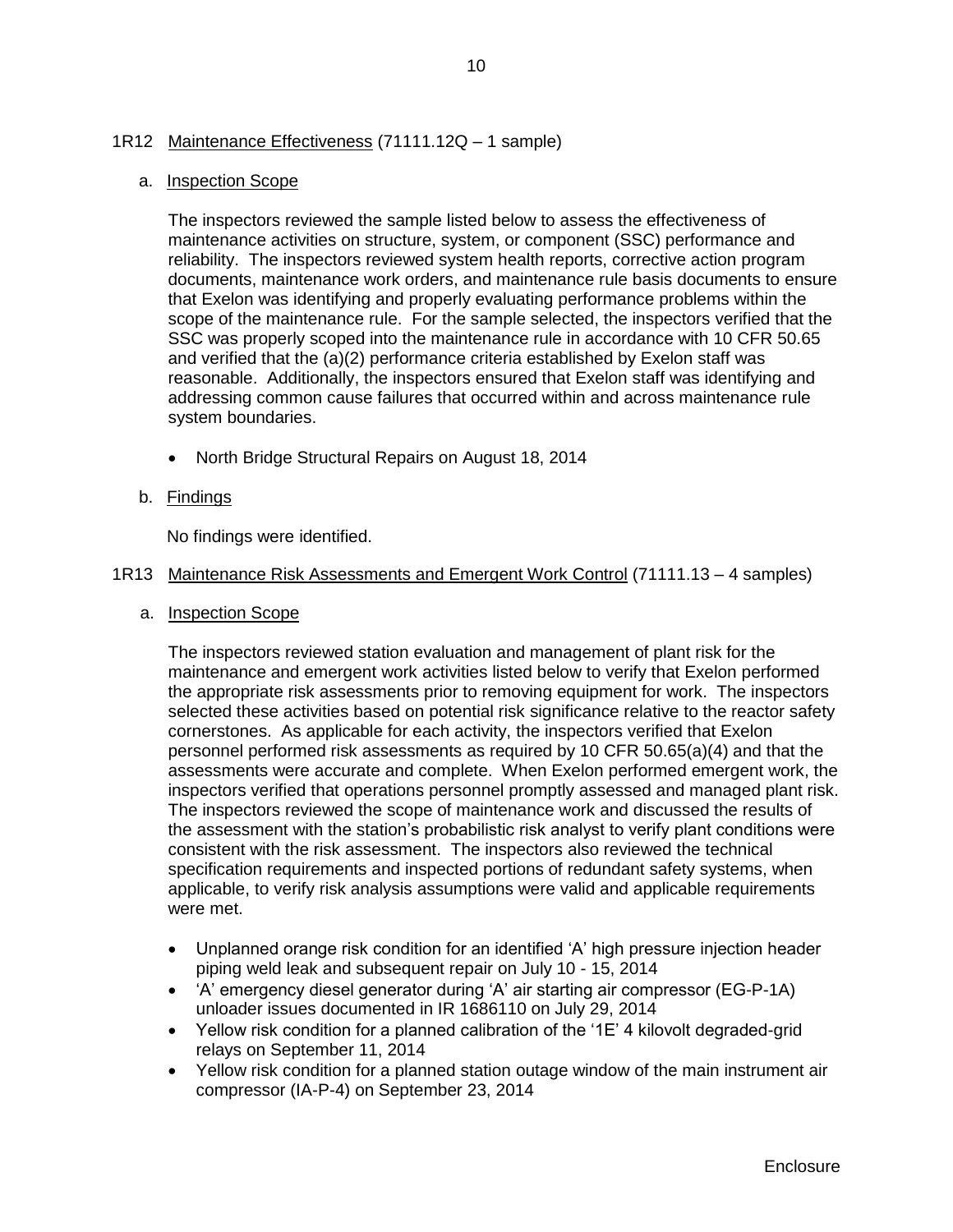## 1R12 Maintenance Effectiveness (71111.12Q – 1 sample)

### a. Inspection Scope

The inspectors reviewed the sample listed below to assess the effectiveness of maintenance activities on structure, system, or component (SSC) performance and reliability. The inspectors reviewed system health reports, corrective action program documents, maintenance work orders, and maintenance rule basis documents to ensure that Exelon was identifying and properly evaluating performance problems within the scope of the maintenance rule. For the sample selected, the inspectors verified that the SSC was properly scoped into the maintenance rule in accordance with 10 CFR 50.65 and verified that the (a)(2) performance criteria established by Exelon staff was reasonable. Additionally, the inspectors ensured that Exelon staff was identifying and addressing common cause failures that occurred within and across maintenance rule system boundaries.

- North Bridge Structural Repairs on August 18, 2014

### b. Findings

No findings were identified.

## 1R13 Maintenance Risk Assessments and Emergent Work Control (71111.13 – 4 samples)

### a. Inspection Scope

The inspectors reviewed station evaluation and management of plant risk for the maintenance and emergent work activities listed below to verify that Exelon performed the appropriate risk assessments prior to removing equipment for work. The inspectors selected these activities based on potential risk significance relative to the reactor safety cornerstones. As applicable for each activity, the inspectors verified that Exelon personnel performed risk assessments as required by 10 CFR 50.65(a)(4) and that the assessments were accurate and complete. When Exelon performed emergent work, the inspectors verified that operations personnel promptly assessed and managed plant risk. The inspectors reviewed the scope of maintenance work and discussed the results of the assessment with the station's probabilistic risk analyst to verify plant conditions were consistent with the risk assessment. The inspectors also reviewed the technical specification requirements and inspected portions of redundant safety systems, when applicable, to verify risk analysis assumptions were valid and applicable requirements were met.

- Unplanned orange risk condition for an identified 'A' high pressure injection header piping weld leak and subsequent repair on July 10 - 15, 2014
- 'A' emergency diesel generator during 'A' air starting air compressor (EG-P-1A) unloader issues documented in IR 1686110 on July 29, 2014
- Yellow risk condition for a planned calibration of the '1E' 4 kilovolt degraded-grid relays on September 11, 2014
- Yellow risk condition for a planned station outage window of the main instrument air compressor (IA-P-4) on September 23, 2014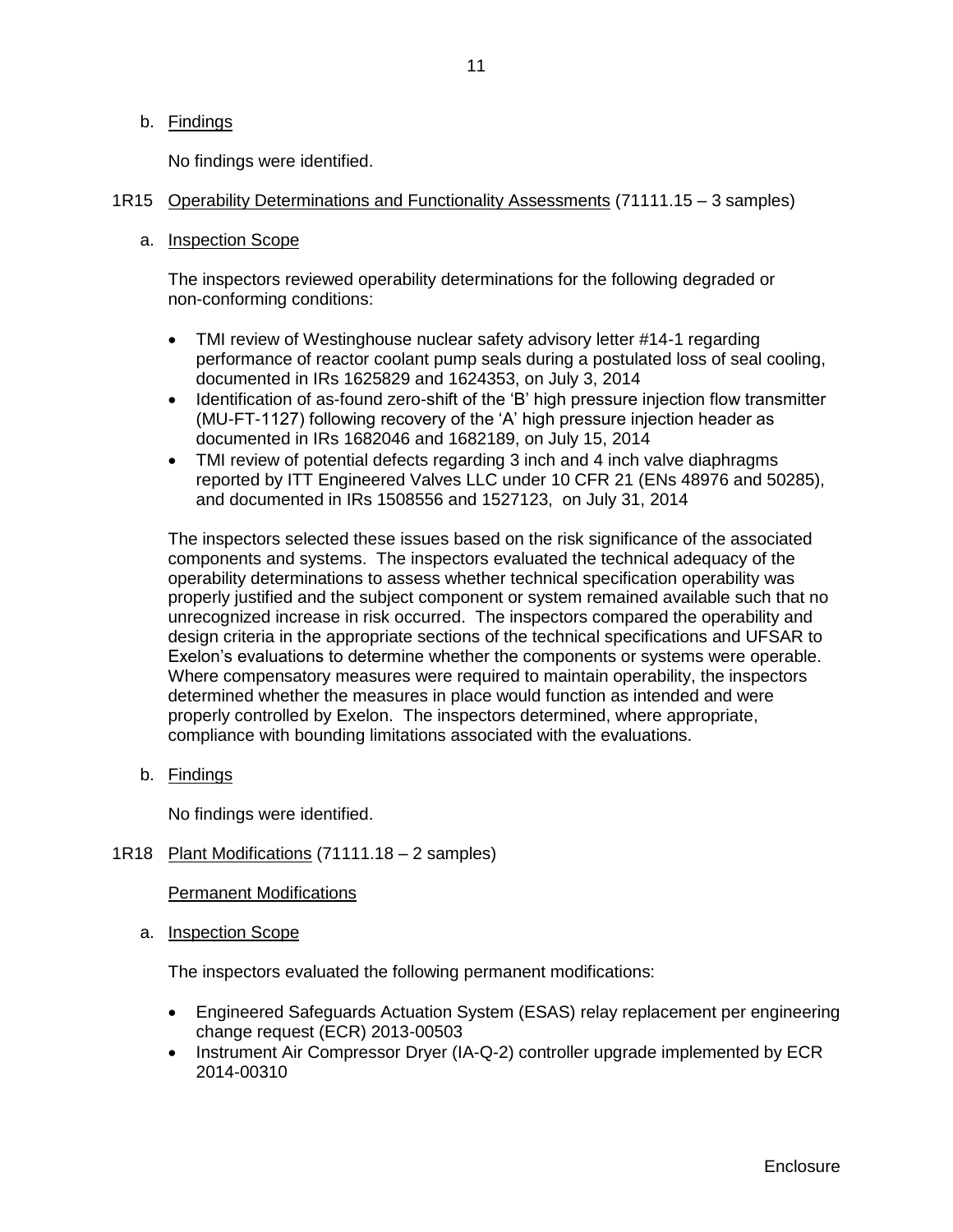b. Findings

No findings were identified.

1R15 Operability Determinations and Functionality Assessments (71111.15 – 3 samples)

a. Inspection Scope

The inspectors reviewed operability determinations for the following degraded or non-conforming conditions:

- TMI review of Westinghouse nuclear safety advisory letter #14-1 regarding performance of reactor coolant pump seals during a postulated loss of seal cooling, documented in IRs 1625829 and 1624353, on July 3, 2014
- Identification of as-found zero-shift of the 'B' high pressure injection flow transmitter (MU-FT-1127) following recovery of the 'A' high pressure injection header as documented in IRs 1682046 and 1682189, on July 15, 2014
- TMI review of potential defects regarding 3 inch and 4 inch valve diaphragms reported by ITT Engineered Valves LLC under 10 CFR 21 (ENs 48976 and 50285), and documented in IRs 1508556 and 1527123, on July 31, 2014

The inspectors selected these issues based on the risk significance of the associated components and systems. The inspectors evaluated the technical adequacy of the operability determinations to assess whether technical specification operability was properly justified and the subject component or system remained available such that no unrecognized increase in risk occurred. The inspectors compared the operability and design criteria in the appropriate sections of the technical specifications and UFSAR to Exelon's evaluations to determine whether the components or systems were operable. Where compensatory measures were required to maintain operability, the inspectors determined whether the measures in place would function as intended and were properly controlled by Exelon. The inspectors determined, where appropriate, compliance with bounding limitations associated with the evaluations.

b. Findings

No findings were identified.

1R18 Plant Modifications (71111.18 – 2 samples)

Permanent Modifications

a. Inspection Scope

The inspectors evaluated the following permanent modifications:

- Engineered Safeguards Actuation System (ESAS) relay replacement per engineering change request (ECR) 2013-00503
- Instrument Air Compressor Dryer (IA-Q-2) controller upgrade implemented by ECR 2014-00310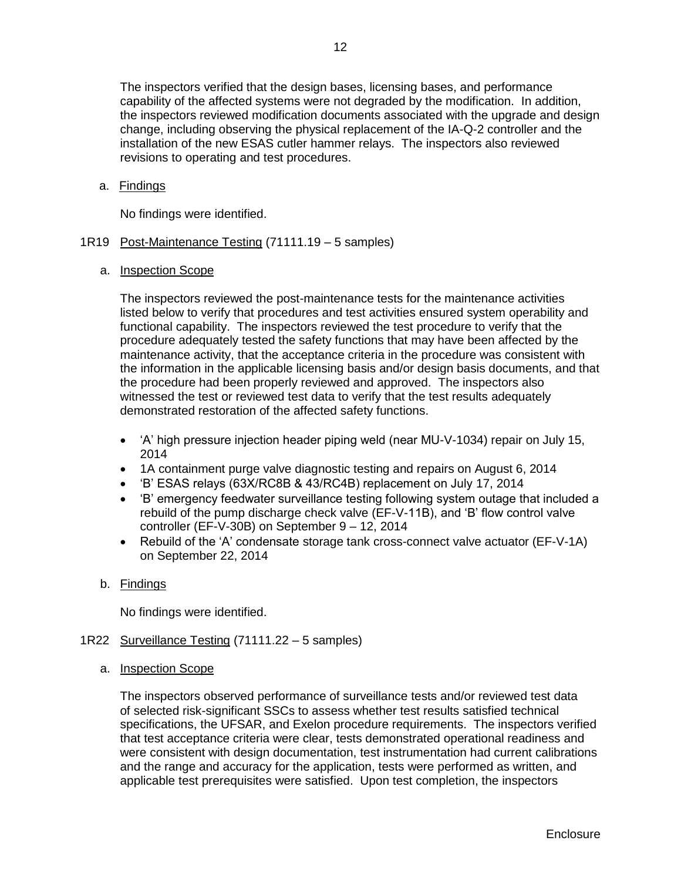The inspectors verified that the design bases, licensing bases, and performance capability of the affected systems were not degraded by the modification. In addition, the inspectors reviewed modification documents associated with the upgrade and design change, including observing the physical replacement of the IA-Q-2 controller and the installation of the new ESAS cutler hammer relays. The inspectors also reviewed revisions to operating and test procedures.

a. Findings

No findings were identified.

1R19 Post-Maintenance Testing (71111.19 – 5 samples)

a. Inspection Scope

The inspectors reviewed the post-maintenance tests for the maintenance activities listed below to verify that procedures and test activities ensured system operability and functional capability. The inspectors reviewed the test procedure to verify that the procedure adequately tested the safety functions that may have been affected by the maintenance activity, that the acceptance criteria in the procedure was consistent with the information in the applicable licensing basis and/or design basis documents, and that the procedure had been properly reviewed and approved. The inspectors also witnessed the test or reviewed test data to verify that the test results adequately demonstrated restoration of the affected safety functions.

- 'A' high pressure injection header piping weld (near MU-V-1034) repair on July 15, 2014
- 1A containment purge valve diagnostic testing and repairs on August 6, 2014
- 'B' ESAS relays (63X/RC8B & 43/RC4B) replacement on July 17, 2014
- 'B' emergency feedwater surveillance testing following system outage that included a rebuild of the pump discharge check valve (EF-V-11B), and 'B' flow control valve controller (EF-V-30B) on September 9 – 12, 2014
- Rebuild of the 'A' condensate storage tank cross-connect valve actuator (EF-V-1A) on September 22, 2014

b. Findings

No findings were identified.

1R22 Surveillance Testing (71111.22 – 5 samples)

a. Inspection Scope

The inspectors observed performance of surveillance tests and/or reviewed test data of selected risk-significant SSCs to assess whether test results satisfied technical specifications, the UFSAR, and Exelon procedure requirements. The inspectors verified that test acceptance criteria were clear, tests demonstrated operational readiness and were consistent with design documentation, test instrumentation had current calibrations and the range and accuracy for the application, tests were performed as written, and applicable test prerequisites were satisfied. Upon test completion, the inspectors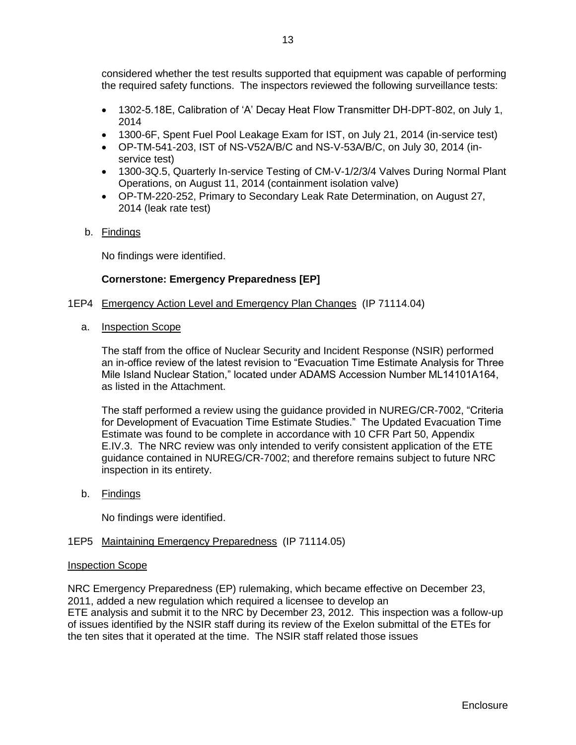considered whether the test results supported that equipment was capable of performing the required safety functions. The inspectors reviewed the following surveillance tests:

- 1302-5.18E, Calibration of 'A' Decay Heat Flow Transmitter DH-DPT-802, on July 1, 2014
- 1300-6F, Spent Fuel Pool Leakage Exam for IST, on July 21, 2014 (in-service test)
- OP-TM-541-203, IST of NS-V52A/B/C and NS-V-53A/B/C, on July 30, 2014 (in-service test)
- 1300-3Q.5, Quarterly In-service Testing of CM-V-1/2/3/4 Valves During Normal Plant Operations, on August 11, 2014 (containment isolation valve)
- OP-TM-220-252, Primary to Secondary Leak Rate Determination, on August 27, 2014 (leak rate test)

b. Findings

No findings were identified.

**Cornerstone: Emergency Preparedness [EP]**

1EP4 Emergency Action Level and Emergency Plan Changes (IP 71114.04)

a. Inspection Scope

The staff from the office of Nuclear Security and Incident Response (NSIR) performed an in-office review of the latest revision to "Evacuation Time Estimate Analysis for Three Mile Island Nuclear Station," located under ADAMS Accession Number ML14101A164, as listed in the Attachment.

The staff performed a review using the guidance provided in NUREG/CR-7002, "Criteria for Development of Evacuation Time Estimate Studies." The Updated Evacuation Time Estimate was found to be complete in accordance with 10 CFR Part 50, Appendix E.IV.3. The NRC review was only intended to verify consistent application of the ETE guidance contained in NUREG/CR-7002; and therefore remains subject to future NRC inspection in its entirety.

b. Findings

No findings were identified.

1EP5 Maintaining Emergency Preparedness (IP 71114.05)

Inspection Scope

NRC Emergency Preparedness (EP) rulemaking, which became effective on December 23, 2011, added a new regulation which required a licensee to develop an ETE analysis and submit it to the NRC by December 23, 2012. This inspection was a follow-up of issues identified by the NSIR staff during its review of the Exelon submittal of the ETEs for the ten sites that it operated at the time. The NSIR staff related those issues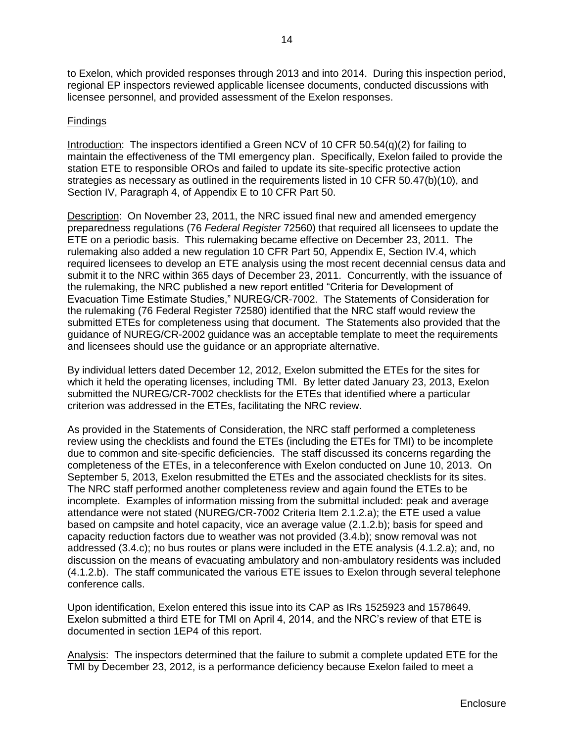to Exelon, which provided responses through 2013 and into 2014. During this inspection period, regional EP inspectors reviewed applicable licensee documents, conducted discussions with licensee personnel, and provided assessment of the Exelon responses.

Findings

Introduction: The inspectors identified a Green NCV of 10 CFR 50.54(q)(2) for failing to maintain the effectiveness of the TMI emergency plan. Specifically, Exelon failed to provide the station ETE to responsible OROs and failed to update its site-specific protective action strategies as necessary as outlined in the requirements listed in 10 CFR 50.47(b)(10), and Section IV, Paragraph 4, of Appendix E to 10 CFR Part 50.

Description: On November 23, 2011, the NRC issued final new and amended emergency preparedness regulations (76 *Federal Register* 72560) that required all licensees to update the ETE on a periodic basis. This rulemaking became effective on December 23, 2011. The rulemaking also added a new regulation 10 CFR Part 50, Appendix E, Section IV.4, which required licensees to develop an ETE analysis using the most recent decennial census data and submit it to the NRC within 365 days of December 23, 2011. Concurrently, with the issuance of the rulemaking, the NRC published a new report entitled "Criteria for Development of Evacuation Time Estimate Studies," NUREG/CR-7002. The Statements of Consideration for the rulemaking (76 Federal Register 72580) identified that the NRC staff would review the submitted ETEs for completeness using that document. The Statements also provided that the guidance of NUREG/CR-2002 guidance was an acceptable template to meet the requirements and licensees should use the guidance or an appropriate alternative.

By individual letters dated December 12, 2012, Exelon submitted the ETEs for the sites for which it held the operating licenses, including TMI. By letter dated January 23, 2013, Exelon submitted the NUREG/CR-7002 checklists for the ETEs that identified where a particular criterion was addressed in the ETEs, facilitating the NRC review.

As provided in the Statements of Consideration, the NRC staff performed a completeness review using the checklists and found the ETEs (including the ETEs for TMI) to be incomplete due to common and site-specific deficiencies. The staff discussed its concerns regarding the completeness of the ETEs, in a teleconference with Exelon conducted on June 10, 2013. On September 5, 2013, Exelon resubmitted the ETEs and the associated checklists for its sites. The NRC staff performed another completeness review and again found the ETEs to be incomplete. Examples of information missing from the submittal included: peak and average attendance were not stated (NUREG/CR-7002 Criteria Item 2.1.2.a); the ETE used a value based on campsite and hotel capacity, vice an average value (2.1.2.b); basis for speed and capacity reduction factors due to weather was not provided (3.4.b); snow removal was not addressed (3.4.c); no bus routes or plans were included in the ETE analysis (4.1.2.a); and, no discussion on the means of evacuating ambulatory and non-ambulatory residents was included (4.1.2.b). The staff communicated the various ETE issues to Exelon through several telephone conference calls.

Upon identification, Exelon entered this issue into its CAP as IRs 1525923 and 1578649. Exelon submitted a third ETE for TMI on April 4, 2014, and the NRC's review of that ETE is documented in section 1EP4 of this report.

Analysis: The inspectors determined that the failure to submit a complete updated ETE for the TMI by December 23, 2012, is a performance deficiency because Exelon failed to meet a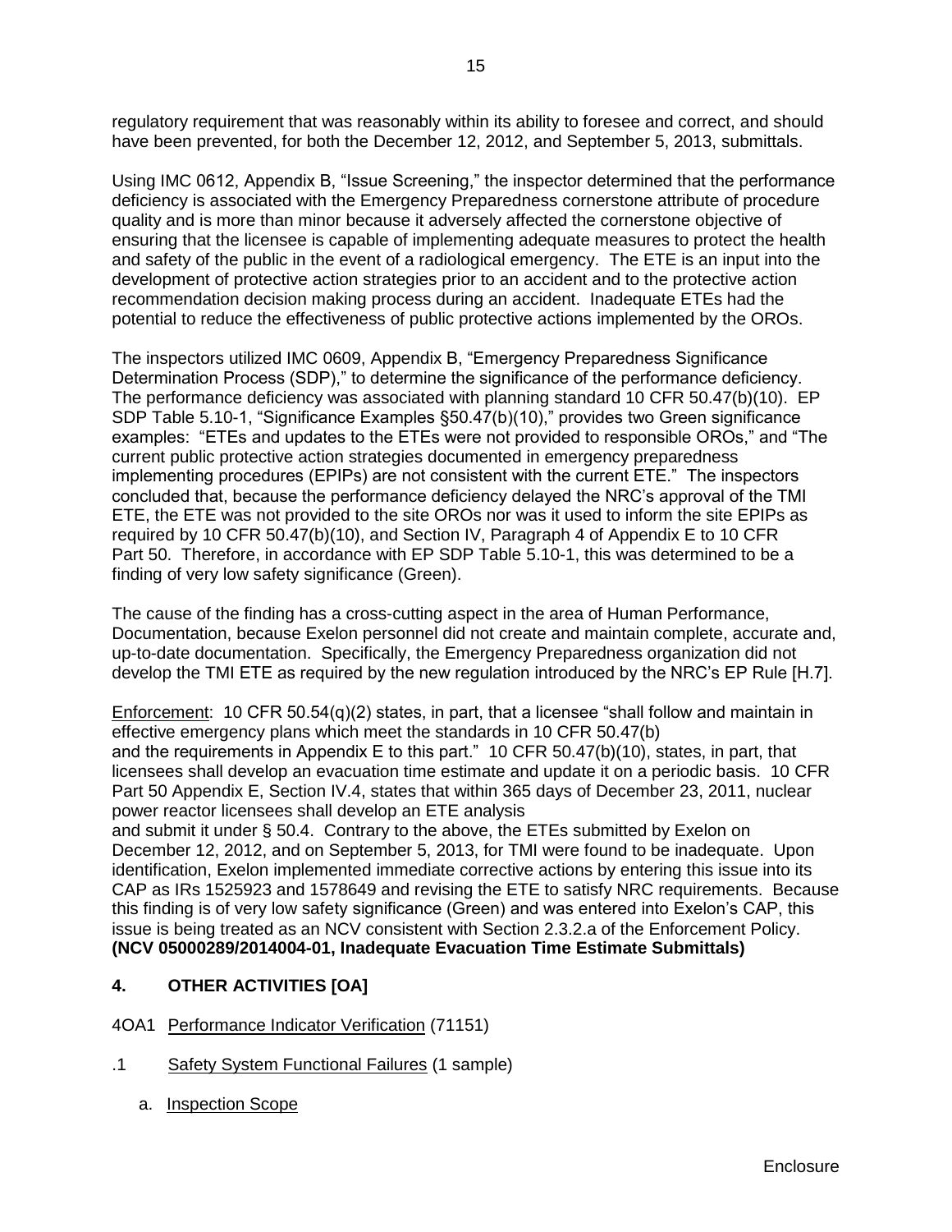regulatory requirement that was reasonably within its ability to foresee and correct, and should have been prevented, for both the December 12, 2012, and September 5, 2013, submittals.

Using IMC 0612, Appendix B, "Issue Screening," the inspector determined that the performance deficiency is associated with the Emergency Preparedness cornerstone attribute of procedure quality and is more than minor because it adversely affected the cornerstone objective of ensuring that the licensee is capable of implementing adequate measures to protect the health and safety of the public in the event of a radiological emergency. The ETE is an input into the development of protective action strategies prior to an accident and to the protective action recommendation decision making process during an accident. Inadequate ETEs had the potential to reduce the effectiveness of public protective actions implemented by the OROs.

The inspectors utilized IMC 0609, Appendix B, "Emergency Preparedness Significance Determination Process (SDP)," to determine the significance of the performance deficiency. The performance deficiency was associated with planning standard 10 CFR 50.47(b)(10). EP SDP Table 5.10-1, "Significance Examples §50.47(b)(10)," provides two Green significance examples: "ETEs and updates to the ETEs were not provided to responsible OROs," and "The current public protective action strategies documented in emergency preparedness implementing procedures (EPIPs) are not consistent with the current ETE." The inspectors concluded that, because the performance deficiency delayed the NRC's approval of the TMI ETE, the ETE was not provided to the site OROs nor was it used to inform the site EPIPs as required by 10 CFR 50.47(b)(10), and Section IV, Paragraph 4 of Appendix E to 10 CFR Part 50. Therefore, in accordance with EP SDP Table 5.10-1, this was determined to be a finding of very low safety significance (Green).

The cause of the finding has a cross-cutting aspect in the area of Human Performance, Documentation, because Exelon personnel did not create and maintain complete, accurate and, up-to-date documentation. Specifically, the Emergency Preparedness organization did not develop the TMI ETE as required by the new regulation introduced by the NRC's EP Rule [H.7].

Enforcement: 10 CFR 50.54(q)(2) states, in part, that a licensee "shall follow and maintain in effective emergency plans which meet the standards in 10 CFR 50.47(b) and the requirements in Appendix E to this part." 10 CFR 50.47(b)(10), states, in part, that licensees shall develop an evacuation time estimate and update it on a periodic basis. 10 CFR Part 50 Appendix E, Section IV.4, states that within 365 days of December 23, 2011, nuclear power reactor licensees shall develop an ETE analysis and submit it under § 50.4. Contrary to the above, the ETEs submitted by Exelon on December 12, 2012, and on September 5, 2013, for TMI were found to be inadequate. Upon identification, Exelon implemented immediate corrective actions by entering this issue into its CAP as IRs 1525923 and 1578649 and revising the ETE to satisfy NRC requirements. Because this finding is of very low safety significance (Green) and was entered into Exelon's CAP, this issue is being treated as an NCV consistent with Section 2.3.2.a of the Enforcement Policy. **(NCV 05000289/2014004-01, Inadequate Evacuation Time Estimate Submittals)**

## 4. OTHER ACTIVITIES [OA]

4OA1 Performance Indicator Verification (71151)

.1 Safety System Functional Failures (1 sample)

a. Inspection Scope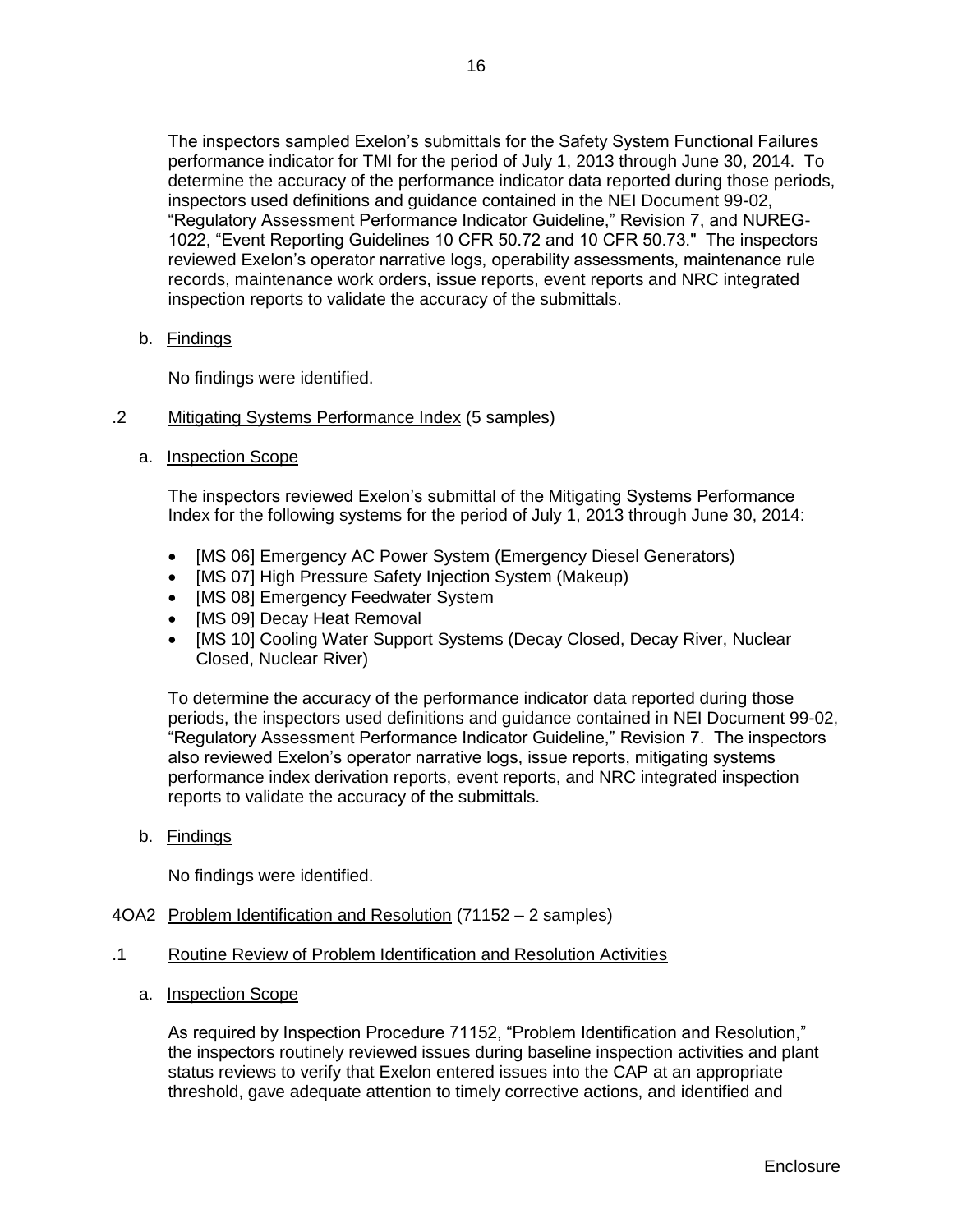The inspectors sampled Exelon's submittals for the Safety System Functional Failures performance indicator for TMI for the period of July 1, 2013 through June 30, 2014. To determine the accuracy of the performance indicator data reported during those periods, inspectors used definitions and guidance contained in the NEI Document 99-02, "Regulatory Assessment Performance Indicator Guideline," Revision 7, and NUREG-1022, "Event Reporting Guidelines 10 CFR 50.72 and 10 CFR 50.73." The inspectors reviewed Exelon's operator narrative logs, operability assessments, maintenance rule records, maintenance work orders, issue reports, event reports and NRC integrated inspection reports to validate the accuracy of the submittals.

b. Findings

No findings were identified.

.2 Mitigating Systems Performance Index (5 samples)

a. Inspection Scope

The inspectors reviewed Exelon's submittal of the Mitigating Systems Performance Index for the following systems for the period of July 1, 2013 through June 30, 2014:

- [MS 06] Emergency AC Power System (Emergency Diesel Generators)
- [MS 07] High Pressure Safety Injection System (Makeup)
- [MS 08] Emergency Feedwater System
- [MS 09] Decay Heat Removal
- [MS 10] Cooling Water Support Systems (Decay Closed, Decay River, Nuclear Closed, Nuclear River)

To determine the accuracy of the performance indicator data reported during those periods, the inspectors used definitions and guidance contained in NEI Document 99-02, "Regulatory Assessment Performance Indicator Guideline," Revision 7. The inspectors also reviewed Exelon's operator narrative logs, issue reports, mitigating systems performance index derivation reports, event reports, and NRC integrated inspection reports to validate the accuracy of the submittals.

b. Findings

No findings were identified.

4OA2 Problem Identification and Resolution (71152 – 2 samples)

.1 Routine Review of Problem Identification and Resolution Activities

a. Inspection Scope

As required by Inspection Procedure 71152, "Problem Identification and Resolution," the inspectors routinely reviewed issues during baseline inspection activities and plant status reviews to verify that Exelon entered issues into the CAP at an appropriate threshold, gave adequate attention to timely corrective actions, and identified and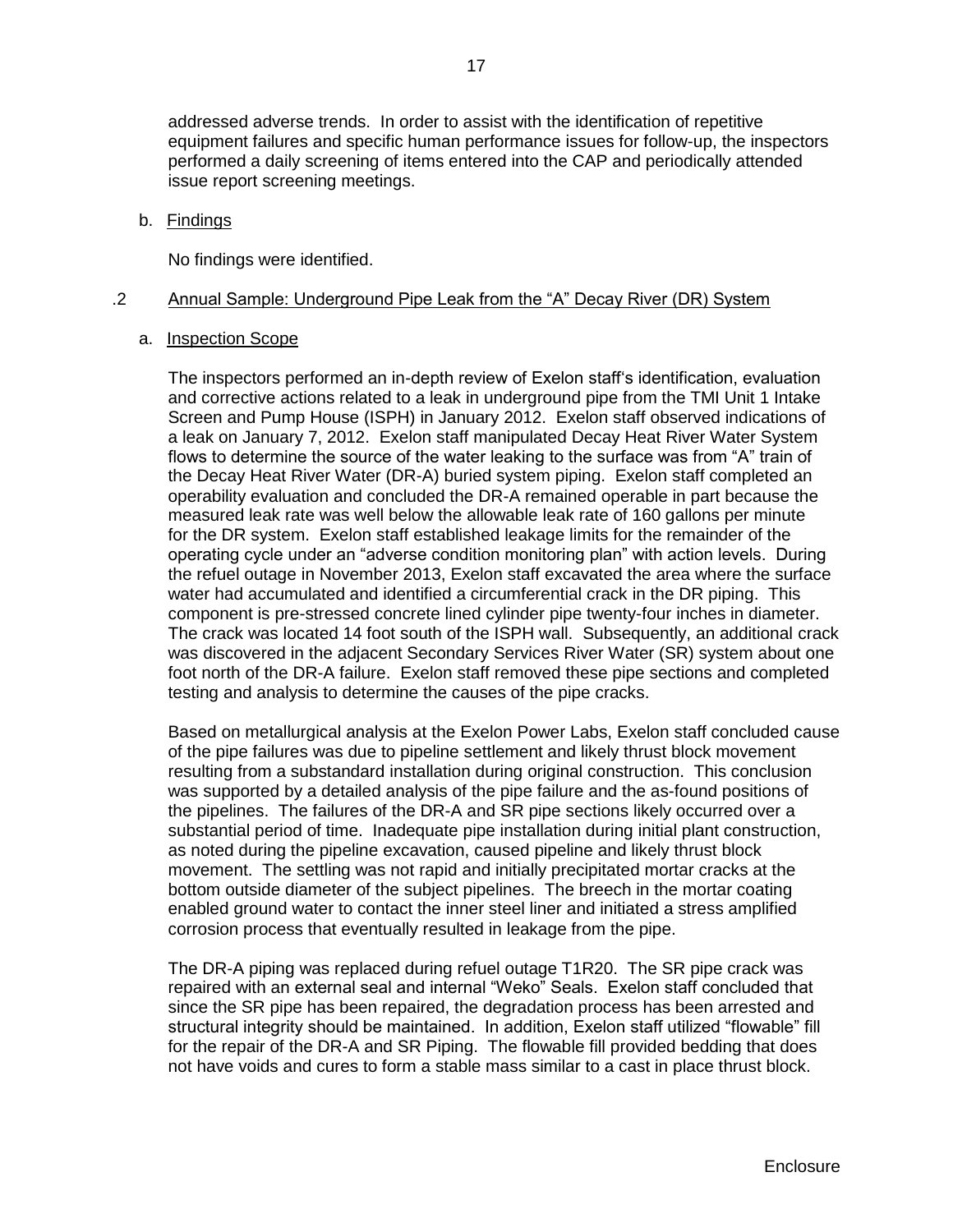addressed adverse trends. In order to assist with the identification of repetitive equipment failures and specific human performance issues for follow-up, the inspectors performed a daily screening of items entered into the CAP and periodically attended issue report screening meetings.

b. Findings

No findings were identified.

.2 Annual Sample: Underground Pipe Leak from the "A" Decay River (DR) System

a. Inspection Scope

The inspectors performed an in-depth review of Exelon staff's identification, evaluation and corrective actions related to a leak in underground pipe from the TMI Unit 1 Intake Screen and Pump House (ISPH) in January 2012. Exelon staff observed indications of a leak on January 7, 2012. Exelon staff manipulated Decay Heat River Water System flows to determine the source of the water leaking to the surface was from "A" train of the Decay Heat River Water (DR-A) buried system piping. Exelon staff completed an operability evaluation and concluded the DR-A remained operable in part because the measured leak rate was well below the allowable leak rate of 160 gallons per minute for the DR system. Exelon staff established leakage limits for the remainder of the operating cycle under an "adverse condition monitoring plan" with action levels. During the refuel outage in November 2013, Exelon staff excavated the area where the surface water had accumulated and identified a circumferential crack in the DR piping. This component is pre-stressed concrete lined cylinder pipe twenty-four inches in diameter. The crack was located 14 foot south of the ISPH wall. Subsequently, an additional crack was discovered in the adjacent Secondary Services River Water (SR) system about one foot north of the DR-A failure. Exelon staff removed these pipe sections and completed testing and analysis to determine the causes of the pipe cracks.

Based on metallurgical analysis at the Exelon Power Labs, Exelon staff concluded cause of the pipe failures was due to pipeline settlement and likely thrust block movement resulting from a substandard installation during original construction. This conclusion was supported by a detailed analysis of the pipe failure and the as-found positions of the pipelines. The failures of the DR-A and SR pipe sections likely occurred over a substantial period of time. Inadequate pipe installation during initial plant construction, as noted during the pipeline excavation, caused pipeline and likely thrust block movement. The settling was not rapid and initially precipitated mortar cracks at the bottom outside diameter of the subject pipelines. The breech in the mortar coating enabled ground water to contact the inner steel liner and initiated a stress amplified corrosion process that eventually resulted in leakage from the pipe.

The DR-A piping was replaced during refuel outage T1R20. The SR pipe crack was repaired with an external seal and internal "Weko" Seals. Exelon staff concluded that since the SR pipe has been repaired, the degradation process has been arrested and structural integrity should be maintained. In addition, Exelon staff utilized "flowable" fill for the repair of the DR-A and SR Piping. The flowable fill provided bedding that does not have voids and cures to form a stable mass similar to a cast in place thrust block.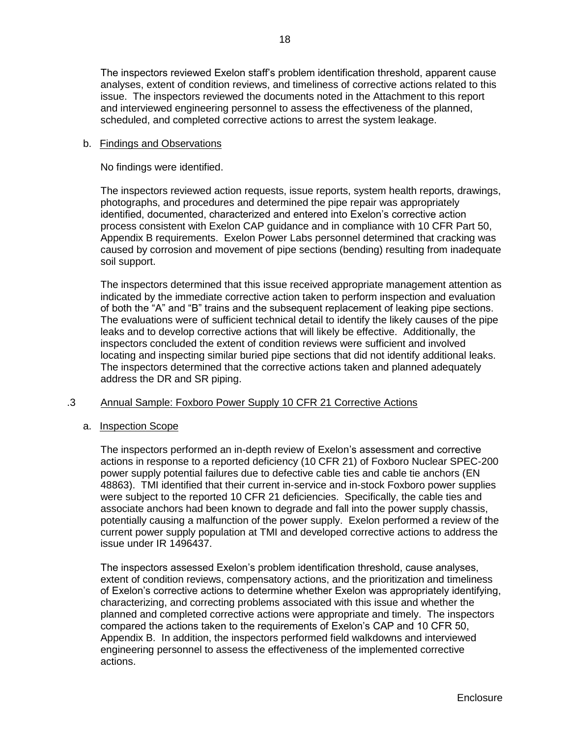The inspectors reviewed Exelon staff's problem identification threshold, apparent cause analyses, extent of condition reviews, and timeliness of corrective actions related to this issue. The inspectors reviewed the documents noted in the Attachment to this report and interviewed engineering personnel to assess the effectiveness of the planned, scheduled, and completed corrective actions to arrest the system leakage.

b. Findings and Observations

No findings were identified.

The inspectors reviewed action requests, issue reports, system health reports, drawings, photographs, and procedures and determined the pipe repair was appropriately identified, documented, characterized and entered into Exelon's corrective action process consistent with Exelon CAP guidance and in compliance with 10 CFR Part 50, Appendix B requirements. Exelon Power Labs personnel determined that cracking was caused by corrosion and movement of pipe sections (bending) resulting from inadequate soil support.

The inspectors determined that this issue received appropriate management attention as indicated by the immediate corrective action taken to perform inspection and evaluation of both the "A" and "B" trains and the subsequent replacement of leaking pipe sections. The evaluations were of sufficient technical detail to identify the likely causes of the pipe leaks and to develop corrective actions that will likely be effective. Additionally, the inspectors concluded the extent of condition reviews were sufficient and involved locating and inspecting similar buried pipe sections that did not identify additional leaks. The inspectors determined that the corrective actions taken and planned adequately address the DR and SR piping.

.3 Annual Sample: Foxboro Power Supply 10 CFR 21 Corrective Actions

a. Inspection Scope

The inspectors performed an in-depth review of Exelon's assessment and corrective actions in response to a reported deficiency (10 CFR 21) of Foxboro Nuclear SPEC-200 power supply potential failures due to defective cable ties and cable tie anchors (EN 48863). TMI identified that their current in-service and in-stock Foxboro power supplies were subject to the reported 10 CFR 21 deficiencies. Specifically, the cable ties and associate anchors had been known to degrade and fall into the power supply chassis, potentially causing a malfunction of the power supply. Exelon performed a review of the current power supply population at TMI and developed corrective actions to address the issue under IR 1496437.

The inspectors assessed Exelon's problem identification threshold, cause analyses, extent of condition reviews, compensatory actions, and the prioritization and timeliness of Exelon's corrective actions to determine whether Exelon was appropriately identifying, characterizing, and correcting problems associated with this issue and whether the planned and completed corrective actions were appropriate and timely. The inspectors compared the actions taken to the requirements of Exelon's CAP and 10 CFR 50, Appendix B. In addition, the inspectors performed field walkdowns and interviewed engineering personnel to assess the effectiveness of the implemented corrective actions.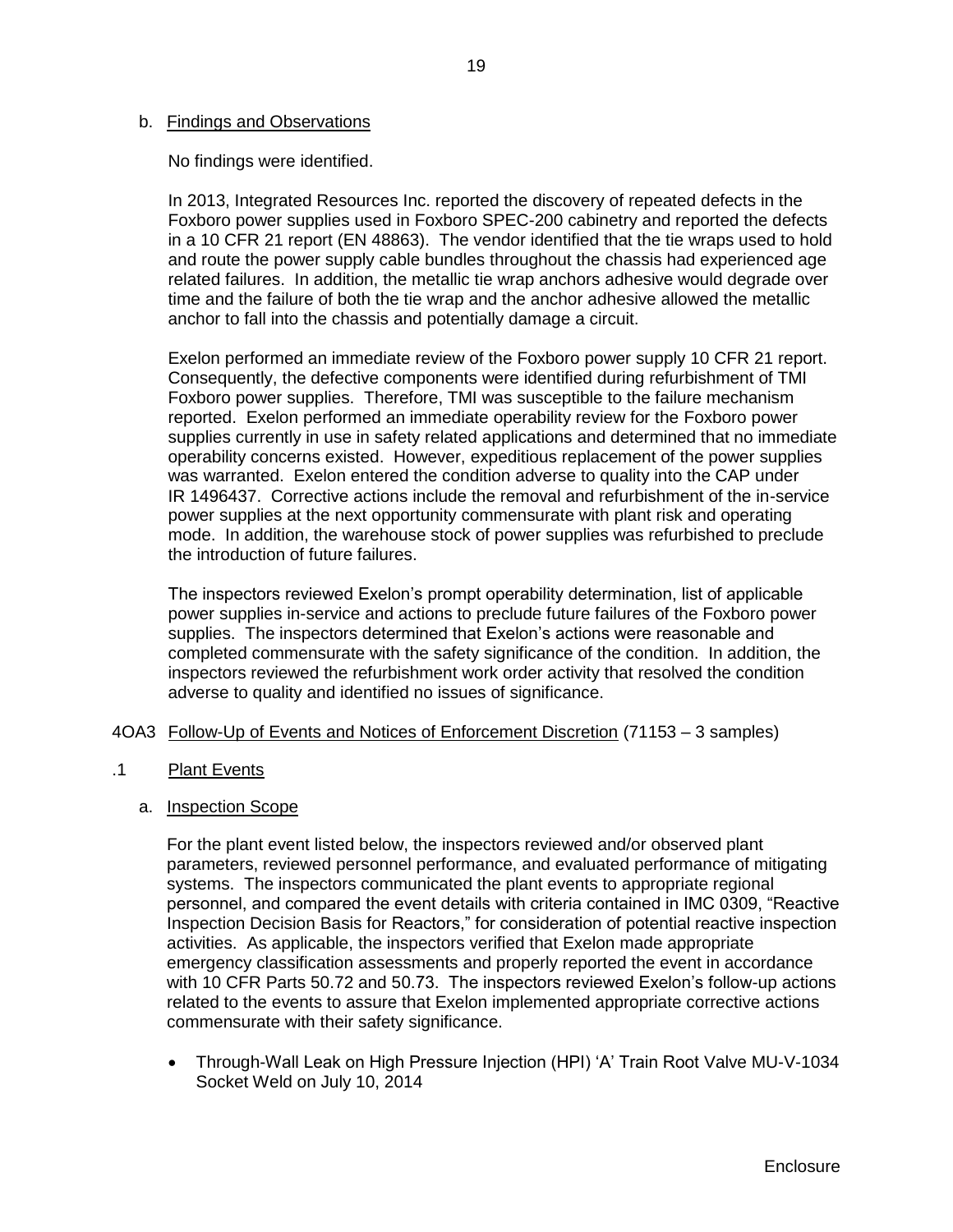b. Findings and Observations

No findings were identified.

In 2013, Integrated Resources Inc. reported the discovery of repeated defects in the Foxboro power supplies used in Foxboro SPEC-200 cabinetry and reported the defects in a 10 CFR 21 report (EN 48863). The vendor identified that the tie wraps used to hold and route the power supply cable bundles throughout the chassis had experienced age related failures. In addition, the metallic tie wrap anchors adhesive would degrade over time and the failure of both the tie wrap and the anchor adhesive allowed the metallic anchor to fall into the chassis and potentially damage a circuit.

Exelon performed an immediate review of the Foxboro power supply 10 CFR 21 report. Consequently, the defective components were identified during refurbishment of TMI Foxboro power supplies. Therefore, TMI was susceptible to the failure mechanism reported. Exelon performed an immediate operability review for the Foxboro power supplies currently in use in safety related applications and determined that no immediate operability concerns existed. However, expeditious replacement of the power supplies was warranted. Exelon entered the condition adverse to quality into the CAP under IR 1496437. Corrective actions include the removal and refurbishment of the in-service power supplies at the next opportunity commensurate with plant risk and operating mode. In addition, the warehouse stock of power supplies was refurbished to preclude the introduction of future failures.

The inspectors reviewed Exelon's prompt operability determination, list of applicable power supplies in-service and actions to preclude future failures of the Foxboro power supplies. The inspectors determined that Exelon's actions were reasonable and completed commensurate with the safety significance of the condition. In addition, the inspectors reviewed the refurbishment work order activity that resolved the condition adverse to quality and identified no issues of significance.

## 4OA3 Follow-Up of Events and Notices of Enforcement Discretion (71153 – 3 samples)

### .1 Plant Events

a. Inspection Scope

For the plant event listed below, the inspectors reviewed and/or observed plant parameters, reviewed personnel performance, and evaluated performance of mitigating systems. The inspectors communicated the plant events to appropriate regional personnel, and compared the event details with criteria contained in IMC 0309, "Reactive Inspection Decision Basis for Reactors," for consideration of potential reactive inspection activities. As applicable, the inspectors verified that Exelon made appropriate emergency classification assessments and properly reported the event in accordance with 10 CFR Parts 50.72 and 50.73. The inspectors reviewed Exelon's follow-up actions related to the events to assure that Exelon implemented appropriate corrective actions commensurate with their safety significance.

- Through-Wall Leak on High Pressure Injection (HPI) 'A' Train Root Valve MU-V-1034 Socket Weld on July 10, 2014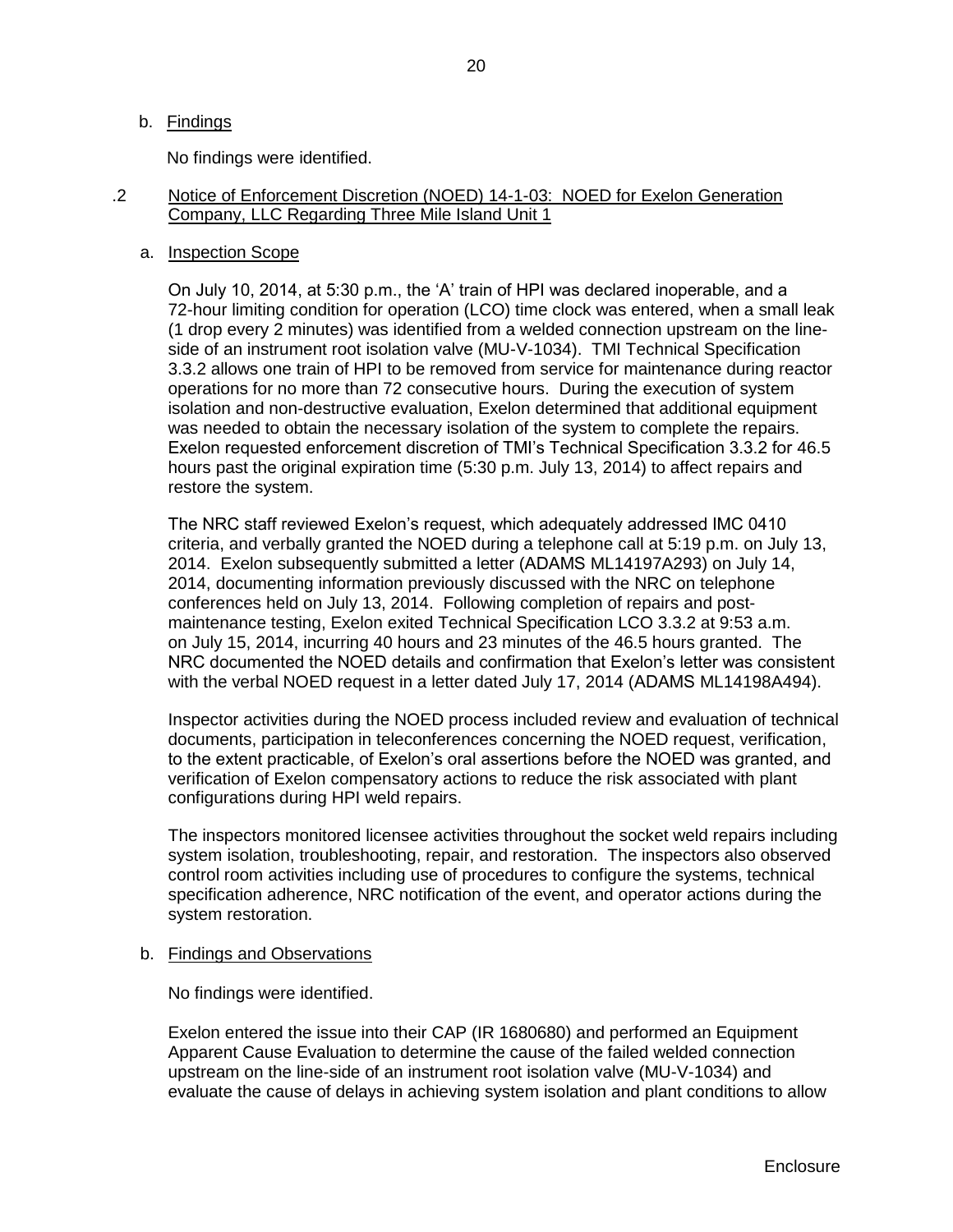b. Findings

No findings were identified.

.2 Notice of Enforcement Discretion (NOED) 14-1-03: NOED for Exelon Generation Company, LLC Regarding Three Mile Island Unit 1

a. Inspection Scope

On July 10, 2014, at 5:30 p.m., the 'A' train of HPI was declared inoperable, and a 72-hour limiting condition for operation (LCO) time clock was entered, when a small leak (1 drop every 2 minutes) was identified from a welded connection upstream on the line-side of an instrument root isolation valve (MU-V-1034). TMI Technical Specification 3.3.2 allows one train of HPI to be removed from service for maintenance during reactor operations for no more than 72 consecutive hours. During the execution of system isolation and non-destructive evaluation, Exelon determined that additional equipment was needed to obtain the necessary isolation of the system to complete the repairs. Exelon requested enforcement discretion of TMI's Technical Specification 3.3.2 for 46.5 hours past the original expiration time (5:30 p.m. July 13, 2014) to affect repairs and restore the system.

The NRC staff reviewed Exelon's request, which adequately addressed IMC 0410 criteria, and verbally granted the NOED during a telephone call at 5:19 p.m. on July 13, 2014. Exelon subsequently submitted a letter (ADAMS ML14197A293) on July 14, 2014, documenting information previously discussed with the NRC on telephone conferences held on July 13, 2014. Following completion of repairs and post-maintenance testing, Exelon exited Technical Specification LCO 3.3.2 at 9:53 a.m. on July 15, 2014, incurring 40 hours and 23 minutes of the 46.5 hours granted. The NRC documented the NOED details and confirmation that Exelon's letter was consistent with the verbal NOED request in a letter dated July 17, 2014 (ADAMS ML14198A494).

Inspector activities during the NOED process included review and evaluation of technical documents, participation in teleconferences concerning the NOED request, verification, to the extent practicable, of Exelon's oral assertions before the NOED was granted, and verification of Exelon compensatory actions to reduce the risk associated with plant configurations during HPI weld repairs.

The inspectors monitored licensee activities throughout the socket weld repairs including system isolation, troubleshooting, repair, and restoration. The inspectors also observed control room activities including use of procedures to configure the systems, technical specification adherence, NRC notification of the event, and operator actions during the system restoration.

b. Findings and Observations

No findings were identified.

Exelon entered the issue into their CAP (IR 1680680) and performed an Equipment Apparent Cause Evaluation to determine the cause of the failed welded connection upstream on the line-side of an instrument root isolation valve (MU-V-1034) and evaluate the cause of delays in achieving system isolation and plant conditions to allow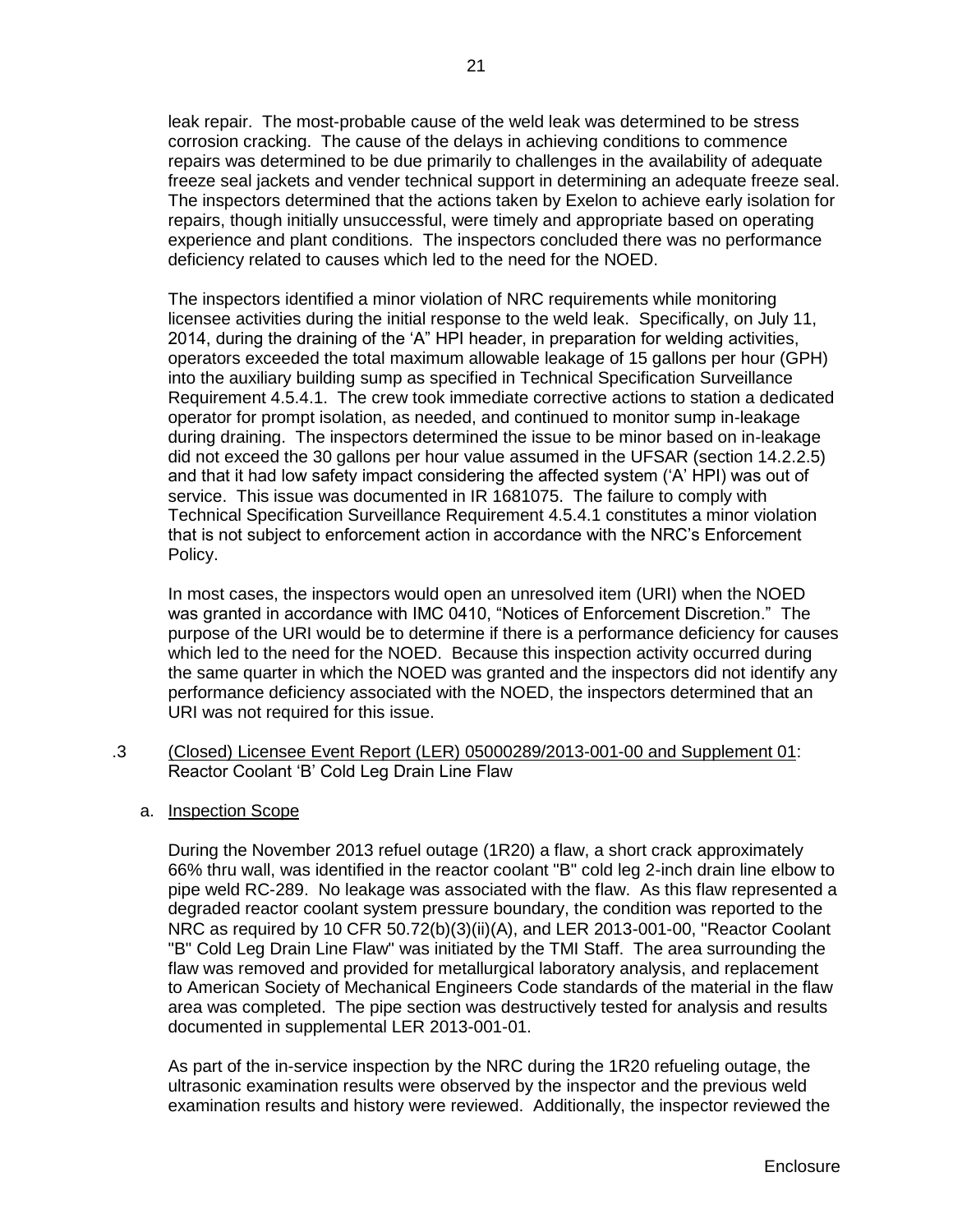leak repair. The most-probable cause of the weld leak was determined to be stress corrosion cracking. The cause of the delays in achieving conditions to commence repairs was determined to be due primarily to challenges in the availability of adequate freeze seal jackets and vender technical support in determining an adequate freeze seal. The inspectors determined that the actions taken by Exelon to achieve early isolation for repairs, though initially unsuccessful, were timely and appropriate based on operating experience and plant conditions. The inspectors concluded there was no performance deficiency related to causes which led to the need for the NOED.

The inspectors identified a minor violation of NRC requirements while monitoring licensee activities during the initial response to the weld leak. Specifically, on July 11, 2014, during the draining of the 'A" HPI header, in preparation for welding activities, operators exceeded the total maximum allowable leakage of 15 gallons per hour (GPH) into the auxiliary building sump as specified in Technical Specification Surveillance Requirement 4.5.4.1. The crew took immediate corrective actions to station a dedicated operator for prompt isolation, as needed, and continued to monitor sump in-leakage during draining. The inspectors determined the issue to be minor based on in-leakage did not exceed the 30 gallons per hour value assumed in the UFSAR (section 14.2.2.5) and that it had low safety impact considering the affected system ('A' HPI) was out of service. This issue was documented in IR 1681075. The failure to comply with Technical Specification Surveillance Requirement 4.5.4.1 constitutes a minor violation that is not subject to enforcement action in accordance with the NRC's Enforcement Policy.

In most cases, the inspectors would open an unresolved item (URI) when the NOED was granted in accordance with IMC 0410, "Notices of Enforcement Discretion." The purpose of the URI would be to determine if there is a performance deficiency for causes which led to the need for the NOED. Because this inspection activity occurred during the same quarter in which the NOED was granted and the inspectors did not identify any performance deficiency associated with the NOED, the inspectors determined that an URI was not required for this issue.

.3 (Closed) Licensee Event Report (LER) 05000289/2013-001-00 and Supplement 01: Reactor Coolant 'B' Cold Leg Drain Line Flaw

a. Inspection Scope

During the November 2013 refuel outage (1R20) a flaw, a short crack approximately 66% thru wall, was identified in the reactor coolant "B" cold leg 2-inch drain line elbow to pipe weld RC-289. No leakage was associated with the flaw. As this flaw represented a degraded reactor coolant system pressure boundary, the condition was reported to the NRC as required by 10 CFR 50.72(b)(3)(ii)(A), and LER 2013-001-00, "Reactor Coolant "B" Cold Leg Drain Line Flaw" was initiated by the TMI Staff. The area surrounding the flaw was removed and provided for metallurgical laboratory analysis, and replacement to American Society of Mechanical Engineers Code standards of the material in the flaw area was completed. The pipe section was destructively tested for analysis and results documented in supplemental LER 2013-001-01.

As part of the in-service inspection by the NRC during the 1R20 refueling outage, the ultrasonic examination results were observed by the inspector and the previous weld examination results and history were reviewed. Additionally, the inspector reviewed the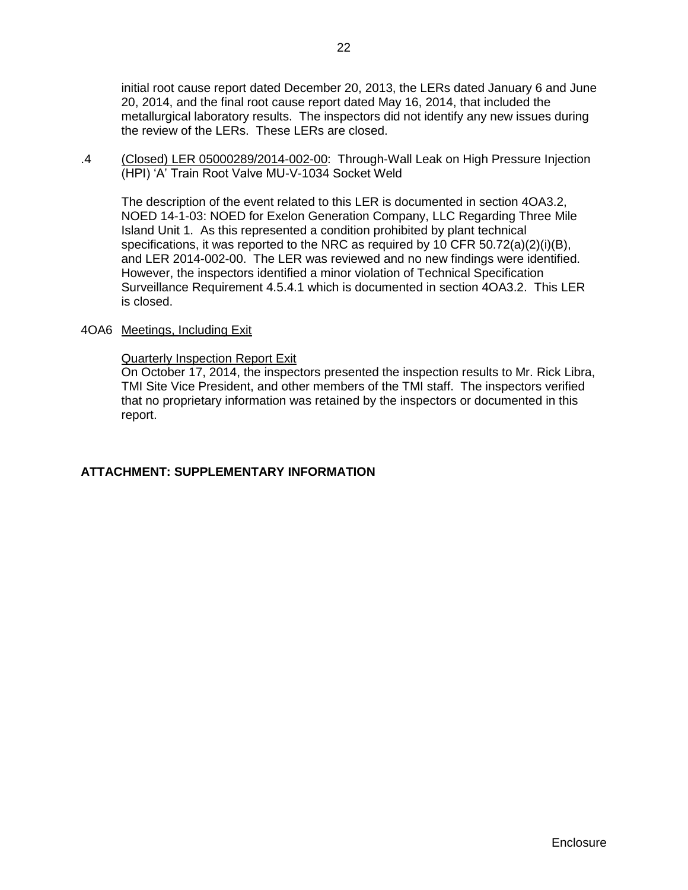initial root cause report dated December 20, 2013, the LERs dated January 6 and June 20, 2014, and the final root cause report dated May 16, 2014, that included the metallurgical laboratory results. The inspectors did not identify any new issues during the review of the LERs. These LERs are closed.

.4 (Closed) LER 05000289/2014-002-00: Through-Wall Leak on High Pressure Injection (HPI) 'A' Train Root Valve MU-V-1034 Socket Weld

The description of the event related to this LER is documented in section 4OA3.2, NOED 14-1-03: NOED for Exelon Generation Company, LLC Regarding Three Mile Island Unit 1. As this represented a condition prohibited by plant technical specifications, it was reported to the NRC as required by 10 CFR 50.72(a)(2)(i)(B), and LER 2014-002-00. The LER was reviewed and no new findings were identified. However, the inspectors identified a minor violation of Technical Specification Surveillance Requirement 4.5.4.1 which is documented in section 4OA3.2. This LER is closed.

4OA6 Meetings, Including Exit

Quarterly Inspection Report Exit

On October 17, 2014, the inspectors presented the inspection results to Mr. Rick Libra, TMI Site Vice President, and other members of the TMI staff. The inspectors verified that no proprietary information was retained by the inspectors or documented in this report.

**ATTACHMENT: SUPPLEMENTARY INFORMATION**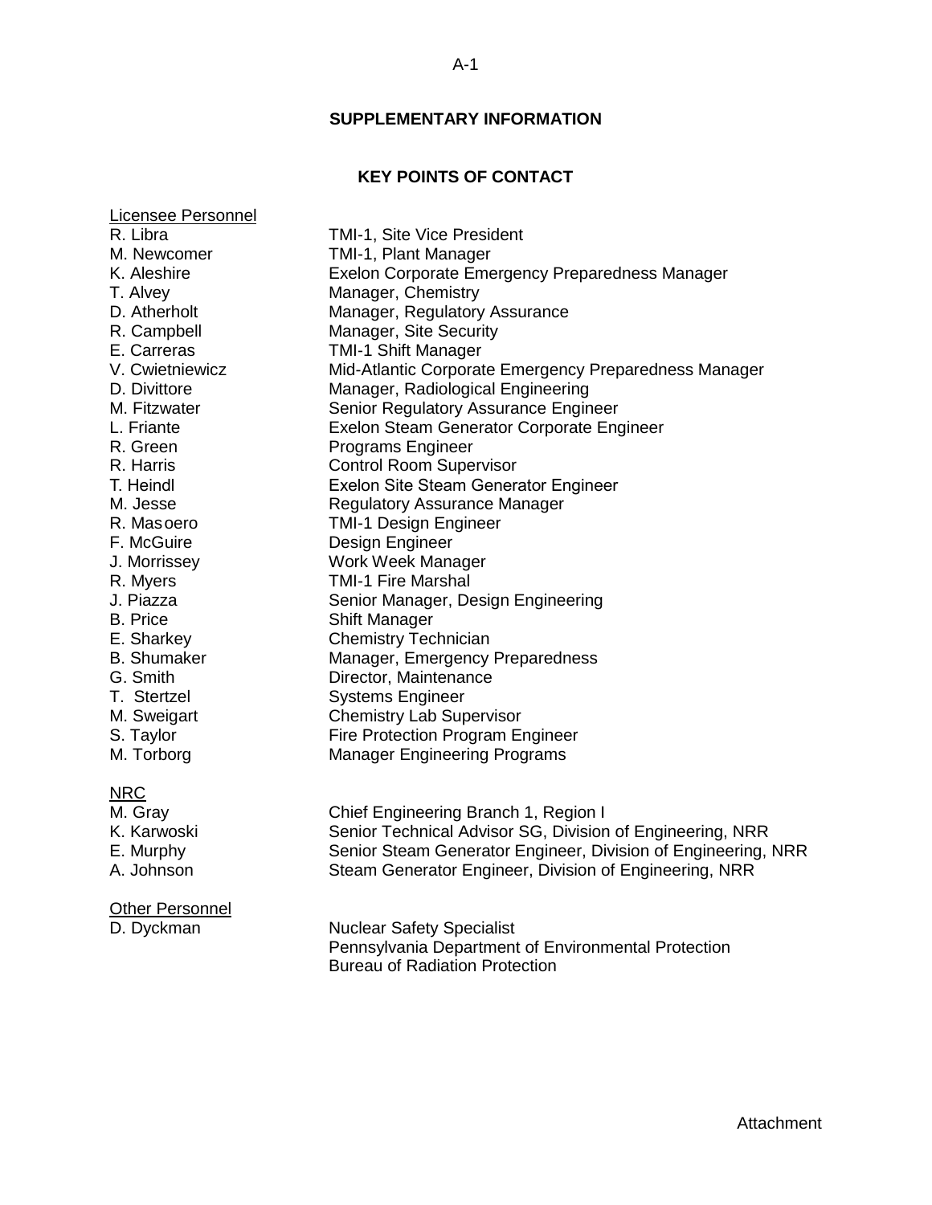## SUPPLEMENTARY INFORMATION

### KEY POINTS OF CONTACT

Licensee Personnel

| | |
|---|---|
| R. Libra | TMI-1, Site Vice President |
| M. Newcomer | TMI-1, Plant Manager |
| K. Aleshire | Exelon Corporate Emergency Preparedness Manager |
| T. Alvey | Manager, Chemistry |
| D. Atherholt | Manager, Regulatory Assurance |
| R. Campbell | Manager, Site Security |
| E. Carreras | TMI-1 Shift Manager |
| V. Cwietniewicz | Mid-Atlantic Corporate Emergency Preparedness Manager |
| D. Divittore | Manager, Radiological Engineering |
| M. Fitzwater | Senior Regulatory Assurance Engineer |
| L. Friante | Exelon Steam Generator Corporate Engineer |
| R. Green | Programs Engineer |
| R. Harris | Control Room Supervisor |
| T. Heindl | Exelon Site Steam Generator Engineer |
| M. Jesse | Regulatory Assurance Manager |
| R. Masoero | TMI-1 Design Engineer |
| F. McGuire | Design Engineer |
| J. Morrissey | Work Week Manager |
| R. Myers | TMI-1 Fire Marshal |
| J. Piazza | Senior Manager, Design Engineering |
| B. Price | Shift Manager |
| E. Sharkey | Chemistry Technician |
| B. Shumaker | Manager, Emergency Preparedness |
| G. Smith | Director, Maintenance |
| T. Stertzel | Systems Engineer |
| M. Sweigart | Chemistry Lab Supervisor |
| S. Taylor | Fire Protection Program Engineer |
| M. Torborg | Manager Engineering Programs |

NRC

| | |
|---|---|
| M. Gray | Chief Engineering Branch 1, Region I |
| K. Karwoski | Senior Technical Advisor SG, Division of Engineering, NRR |
| E. Murphy | Senior Steam Generator Engineer, Division of Engineering, NRR |
| A. Johnson | Steam Generator Engineer, Division of Engineering, NRR |

Other Personnel

| | |
|---|---|
| D. Dyckman | Nuclear Safety Specialist<br>Pennsylvania Department of Environmental Protection<br>Bureau of Radiation Protection |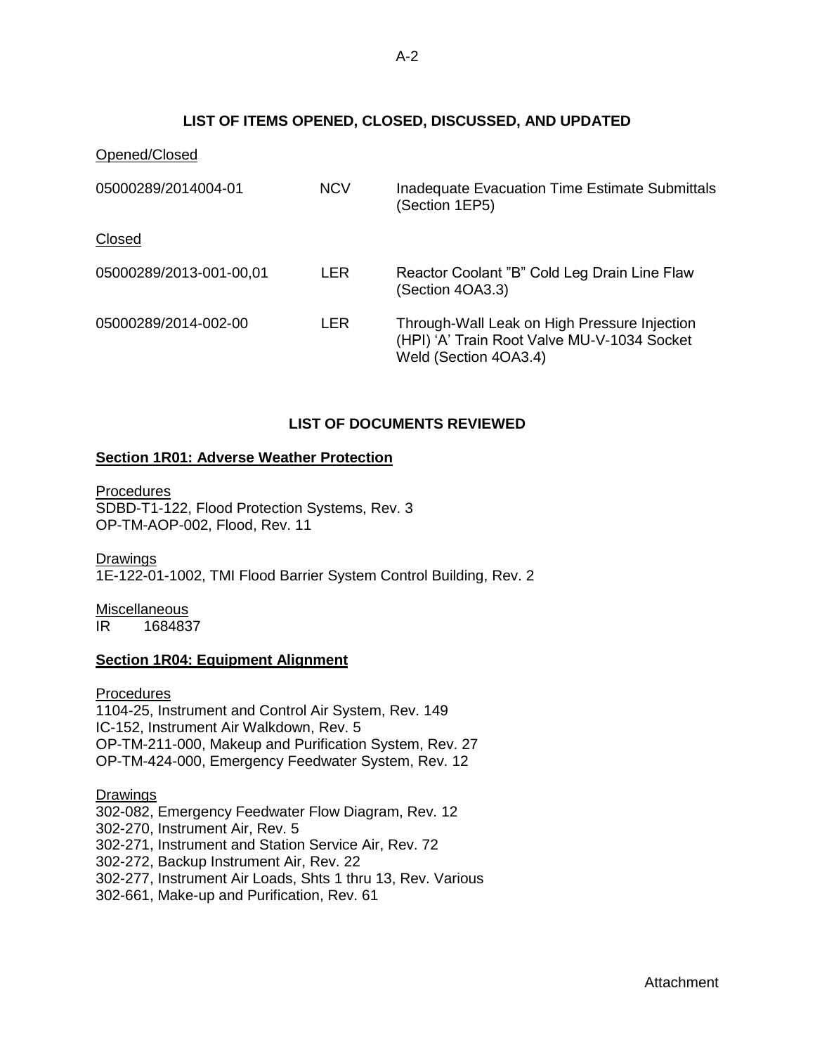## LIST OF ITEMS OPENED, CLOSED, DISCUSSED, AND UPDATED

Opened/Closed

| | | |
|---|---|---|
| 05000289/2014004-01 | NCV | Inadequate Evacuation Time Estimate Submittals (Section 1EP5) |

Closed

| | | |
|---|---|---|
| 05000289/2013-001-00,01 | LER | Reactor Coolant "B" Cold Leg Drain Line Flaw (Section 4OA3.3) |
| 05000289/2014-002-00 | LER | Through-Wall Leak on High Pressure Injection (HPI) 'A' Train Root Valve MU-V-1034 Socket Weld (Section 4OA3.4) |

## LIST OF DOCUMENTS REVIEWED

### Section 1R01: Adverse Weather Protection

Procedures
SDBD-T1-122, Flood Protection Systems, Rev. 3
OP-TM-AOP-002, Flood, Rev. 11

Drawings
1E-122-01-1002, TMI Flood Barrier System Control Building, Rev. 2

Miscellaneous
IR 1684837

### Section 1R04: Equipment Alignment

Procedures
1104-25, Instrument and Control Air System, Rev. 149
IC-152, Instrument Air Walkdown, Rev. 5
OP-TM-211-000, Makeup and Purification System, Rev. 27
OP-TM-424-000, Emergency Feedwater System, Rev. 12

Drawings
302-082, Emergency Feedwater Flow Diagram, Rev. 12
302-270, Instrument Air, Rev. 5
302-271, Instrument and Station Service Air, Rev. 72
302-272, Backup Instrument Air, Rev. 22
302-277, Instrument Air Loads, Shts 1 thru 13, Rev. Various
302-661, Make-up and Purification, Rev. 61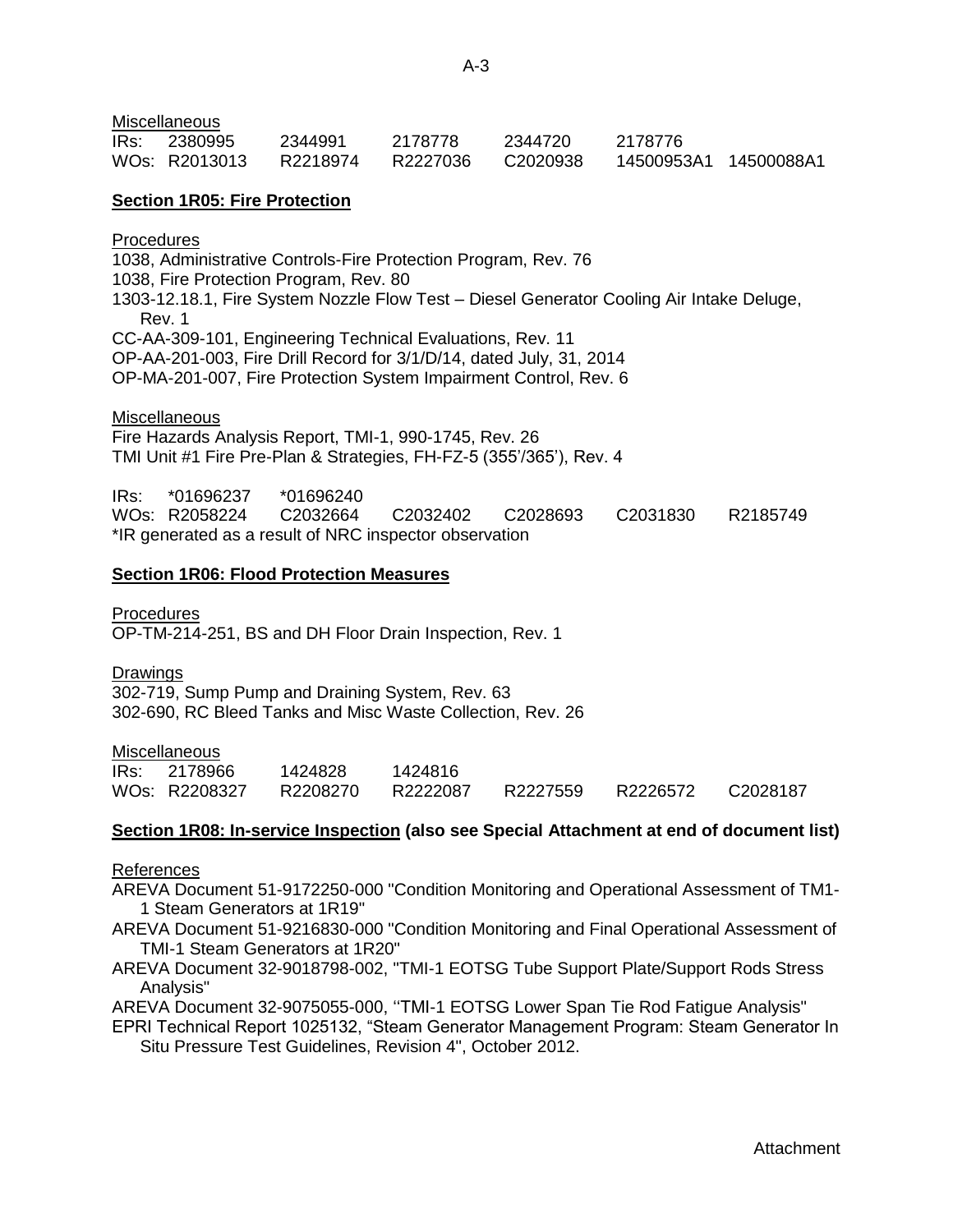Miscellaneous

IRs: 2380995 2344991 2178778 2344720 2178776
WOs: R2013013 R2218974 R2227036 C2020938 14500953A1 14500088A1

**Section 1R05: Fire Protection**

Procedures

1038, Administrative Controls-Fire Protection Program, Rev. 76
1038, Fire Protection Program, Rev. 80
1303-12.18.1, Fire System Nozzle Flow Test – Diesel Generator Cooling Air Intake Deluge, Rev. 1
CC-AA-309-101, Engineering Technical Evaluations, Rev. 11
OP-AA-201-003, Fire Drill Record for 3/1/D/14, dated July, 31, 2014
OP-MA-201-007, Fire Protection System Impairment Control, Rev. 6

Miscellaneous

Fire Hazards Analysis Report, TMI-1, 990-1745, Rev. 26
TMI Unit #1 Fire Pre-Plan & Strategies, FH-FZ-5 (355'/365'), Rev. 4

IRs: *01696237 *01696240
WOs: R2058224 C2032664 C2032402 C2028693 C2031830 R2185749
*IR generated as a result of NRC inspector observation

**Section 1R06: Flood Protection Measures**

Procedures

OP-TM-214-251, BS and DH Floor Drain Inspection, Rev. 1

Drawings

302-719, Sump Pump and Draining System, Rev. 63
302-690, RC Bleed Tanks and Misc Waste Collection, Rev. 26

Miscellaneous

IRs: 2178966 1424828 1424816
WOs: R2208327 R2208270 R2222087 R2227559 R2226572 C2028187

**Section 1R08: In-service Inspection (also see Special Attachment at end of document list)**

References

AREVA Document 51-9172250-000 "Condition Monitoring and Operational Assessment of TM1-1 Steam Generators at 1R19"
AREVA Document 51-9216830-000 "Condition Monitoring and Final Operational Assessment of TMI-1 Steam Generators at 1R20"
AREVA Document 32-9018798-002, "TMI-1 EOTSG Tube Support Plate/Support Rods Stress Analysis"
AREVA Document 32-9075055-000, ''TMI-1 EOTSG Lower Span Tie Rod Fatigue Analysis"
EPRI Technical Report 1025132, "Steam Generator Management Program: Steam Generator In Situ Pressure Test Guidelines, Revision 4", October 2012.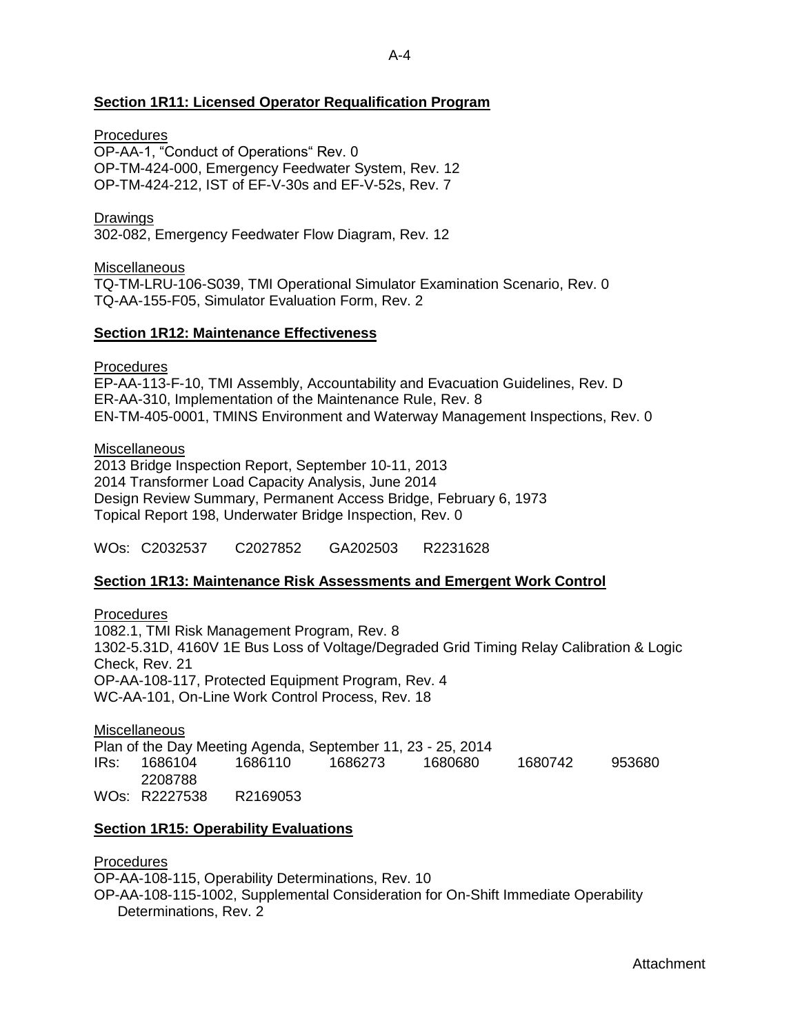**Section 1R11: Licensed Operator Requalification Program**

Procedures
OP-AA-1, "Conduct of Operations" Rev. 0
OP-TM-424-000, Emergency Feedwater System, Rev. 12
OP-TM-424-212, IST of EF-V-30s and EF-V-52s, Rev. 7

Drawings
302-082, Emergency Feedwater Flow Diagram, Rev. 12

Miscellaneous
TQ-TM-LRU-106-S039, TMI Operational Simulator Examination Scenario, Rev. 0
TQ-AA-155-F05, Simulator Evaluation Form, Rev. 2

**Section 1R12: Maintenance Effectiveness**

Procedures
EP-AA-113-F-10, TMI Assembly, Accountability and Evacuation Guidelines, Rev. D
ER-AA-310, Implementation of the Maintenance Rule, Rev. 8
EN-TM-405-0001, TMINS Environment and Waterway Management Inspections, Rev. 0

Miscellaneous
2013 Bridge Inspection Report, September 10-11, 2013
2014 Transformer Load Capacity Analysis, June 2014
Design Review Summary, Permanent Access Bridge, February 6, 1973
Topical Report 198, Underwater Bridge Inspection, Rev. 0

WOs: C2032537 C2027852 GA202503 R2231628

**Section 1R13: Maintenance Risk Assessments and Emergent Work Control**

Procedures
1082.1, TMI Risk Management Program, Rev. 8
1302-5.31D, 4160V 1E Bus Loss of Voltage/Degraded Grid Timing Relay Calibration & Logic Check, Rev. 21
OP-AA-108-117, Protected Equipment Program, Rev. 4
WC-AA-101, On-Line Work Control Process, Rev. 18

Miscellaneous
Plan of the Day Meeting Agenda, September 11, 23 - 25, 2014
IRs: 1686104 1686110 1686273 1680680 1680742 953680 2208788
WOs: R2227538 R2169053

**Section 1R15: Operability Evaluations**

Procedures
OP-AA-108-115, Operability Determinations, Rev. 10
OP-AA-108-115-1002, Supplemental Consideration for On-Shift Immediate Operability Determinations, Rev. 2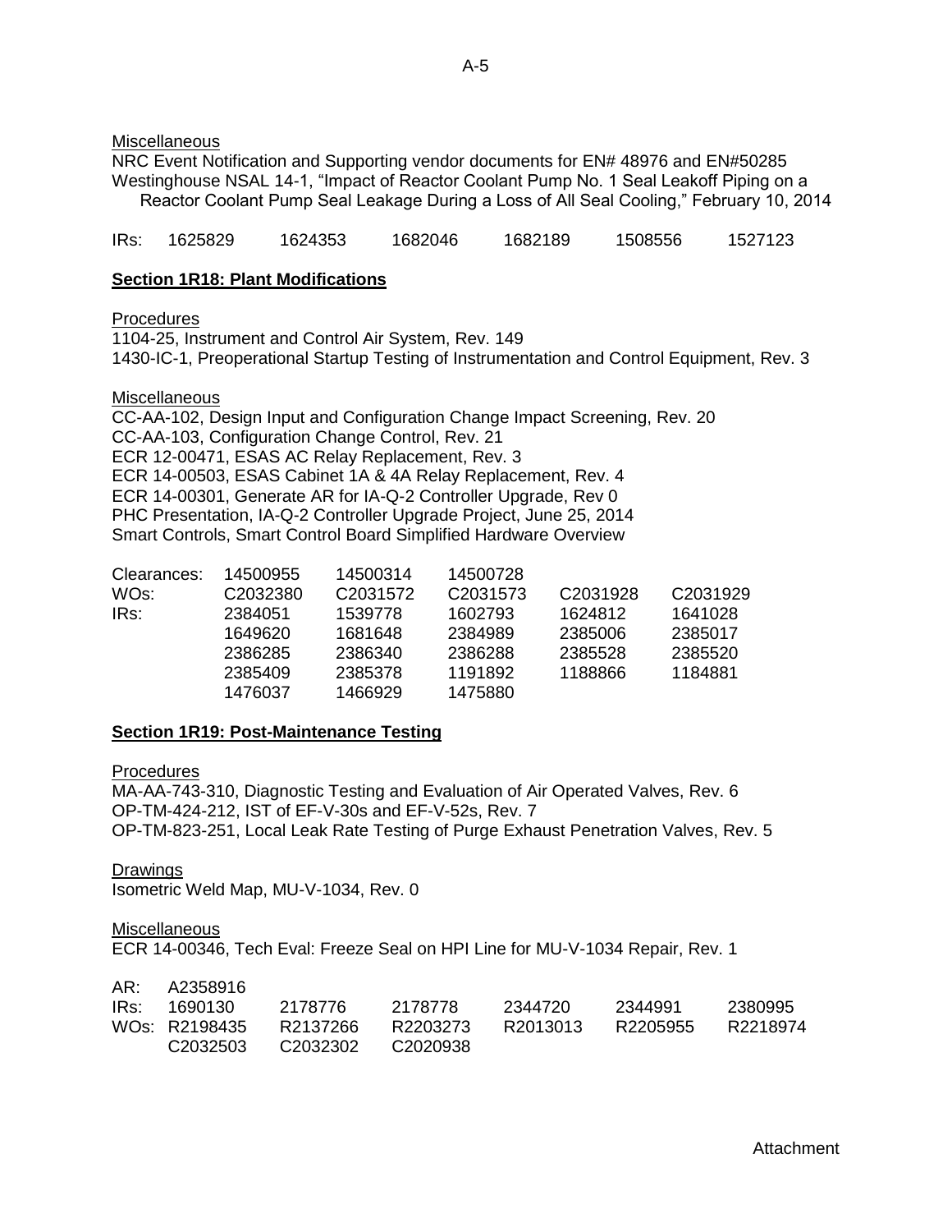Miscellaneous

NRC Event Notification and Supporting vendor documents for EN# 48976 and EN#50285
Westinghouse NSAL 14-1, "Impact of Reactor Coolant Pump No. 1 Seal Leakoff Piping on a Reactor Coolant Pump Seal Leakage During a Loss of All Seal Cooling," February 10, 2014

| IRs: | 1625829 | 1624353 | 1682046 | 1682189 | 1508556 | 1527123 |
|---|---|---|---|---|---|---|

**Section 1R18: Plant Modifications**

Procedures

1104-25, Instrument and Control Air System, Rev. 149
1430-IC-1, Preoperational Startup Testing of Instrumentation and Control Equipment, Rev. 3

Miscellaneous

CC-AA-102, Design Input and Configuration Change Impact Screening, Rev. 20
CC-AA-103, Configuration Change Control, Rev. 21
ECR 12-00471, ESAS AC Relay Replacement, Rev. 3
ECR 14-00503, ESAS Cabinet 1A & 4A Relay Replacement, Rev. 4
ECR 14-00301, Generate AR for IA-Q-2 Controller Upgrade, Rev 0
PHC Presentation, IA-Q-2 Controller Upgrade Project, June 25, 2014
Smart Controls, Smart Control Board Simplified Hardware Overview

| Clearances: | 14500955 | 14500314 | 14500728 | | |
|---|---|---|---|---|---|
| WOs: | C2032380 | C2031572 | C2031573 | C2031928 | C2031929 |
| IRs: | 2384051 | 1539778 | 1602793 | 1624812 | 1641028 |
| | 1649620 | 1681648 | 2384989 | 2385006 | 2385017 |
| | 2386285 | 2386340 | 2386288 | 2385528 | 2385520 |
| | 2385409 | 2385378 | 1191892 | 1188866 | 1184881 |
| | 1476037 | 1466929 | 1475880 | | |

**Section 1R19: Post-Maintenance Testing**

Procedures

MA-AA-743-310, Diagnostic Testing and Evaluation of Air Operated Valves, Rev. 6
OP-TM-424-212, IST of EF-V-30s and EF-V-52s, Rev. 7
OP-TM-823-251, Local Leak Rate Testing of Purge Exhaust Penetration Valves, Rev. 5

Drawings

Isometric Weld Map, MU-V-1034, Rev. 0

Miscellaneous

ECR 14-00346, Tech Eval: Freeze Seal on HPI Line for MU-V-1034 Repair, Rev. 1

| AR: | A2358916 | | | | | |
|---|---|---|---|---|---|---|
| IRs: | 1690130 | 2178776 | 2178778 | 2344720 | 2344991 | 2380995 |
| WOs: | R2198435 | R2137266 | R2203273 | R2013013 | R2205955 | R2218974 |
| | C2032503 | C2032302 | C2020938 | | | |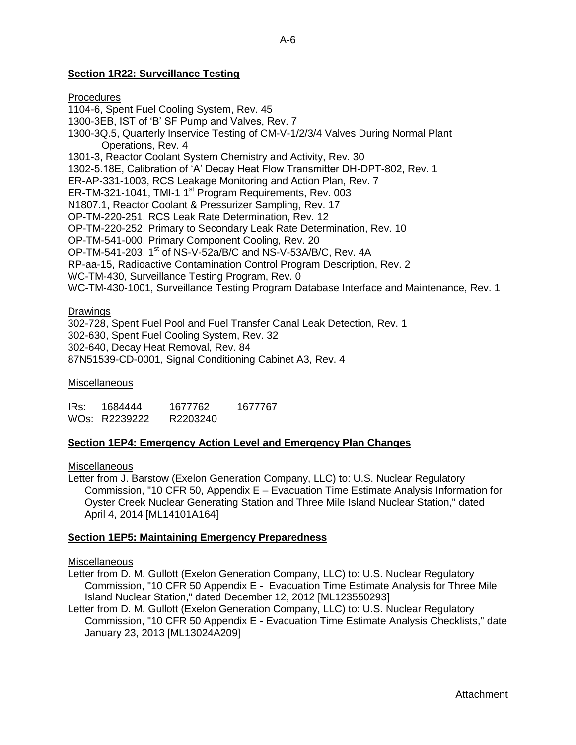**Section 1R22: Surveillance Testing**

Procedures

1104-6, Spent Fuel Cooling System, Rev. 45
1300-3EB, IST of 'B' SF Pump and Valves, Rev. 7
1300-3Q.5, Quarterly Inservice Testing of CM-V-1/2/3/4 Valves During Normal Plant Operations, Rev. 4
1301-3, Reactor Coolant System Chemistry and Activity, Rev. 30
1302-5.18E, Calibration of 'A' Decay Heat Flow Transmitter DH-DPT-802, Rev. 1
ER-AP-331-1003, RCS Leakage Monitoring and Action Plan, Rev. 7
ER-TM-321-1041, TMI-1 1st Program Requirements, Rev. 003
N1807.1, Reactor Coolant & Pressurizer Sampling, Rev. 17
OP-TM-220-251, RCS Leak Rate Determination, Rev. 12
OP-TM-220-252, Primary to Secondary Leak Rate Determination, Rev. 10
OP-TM-541-000, Primary Component Cooling, Rev. 20
OP-TM-541-203, 1st of NS-V-52a/B/C and NS-V-53A/B/C, Rev. 4A
RP-aa-15, Radioactive Contamination Control Program Description, Rev. 2
WC-TM-430, Surveillance Testing Program, Rev. 0
WC-TM-430-1001, Surveillance Testing Program Database Interface and Maintenance, Rev. 1

Drawings

302-728, Spent Fuel Pool and Fuel Transfer Canal Leak Detection, Rev. 1
302-630, Spent Fuel Cooling System, Rev. 32
302-640, Decay Heat Removal, Rev. 84
87N51539-CD-0001, Signal Conditioning Cabinet A3, Rev. 4

Miscellaneous

IRs: 1684444 1677762 1677767
WOs: R2239222 R2203240

**Section 1EP4: Emergency Action Level and Emergency Plan Changes**

Miscellaneous

Letter from J. Barstow (Exelon Generation Company, LLC) to: U.S. Nuclear Regulatory Commission, "10 CFR 50, Appendix E – Evacuation Time Estimate Analysis Information for Oyster Creek Nuclear Generating Station and Three Mile Island Nuclear Station," dated April 4, 2014 [ML14101A164]

**Section 1EP5: Maintaining Emergency Preparedness**

Miscellaneous

Letter from D. M. Gullott (Exelon Generation Company, LLC) to: U.S. Nuclear Regulatory Commission, "10 CFR 50 Appendix E - Evacuation Time Estimate Analysis for Three Mile Island Nuclear Station," dated December 12, 2012 [ML123550293]

Letter from D. M. Gullott (Exelon Generation Company, LLC) to: U.S. Nuclear Regulatory Commission, "10 CFR 50 Appendix E - Evacuation Time Estimate Analysis Checklists," date January 23, 2013 [ML13024A209]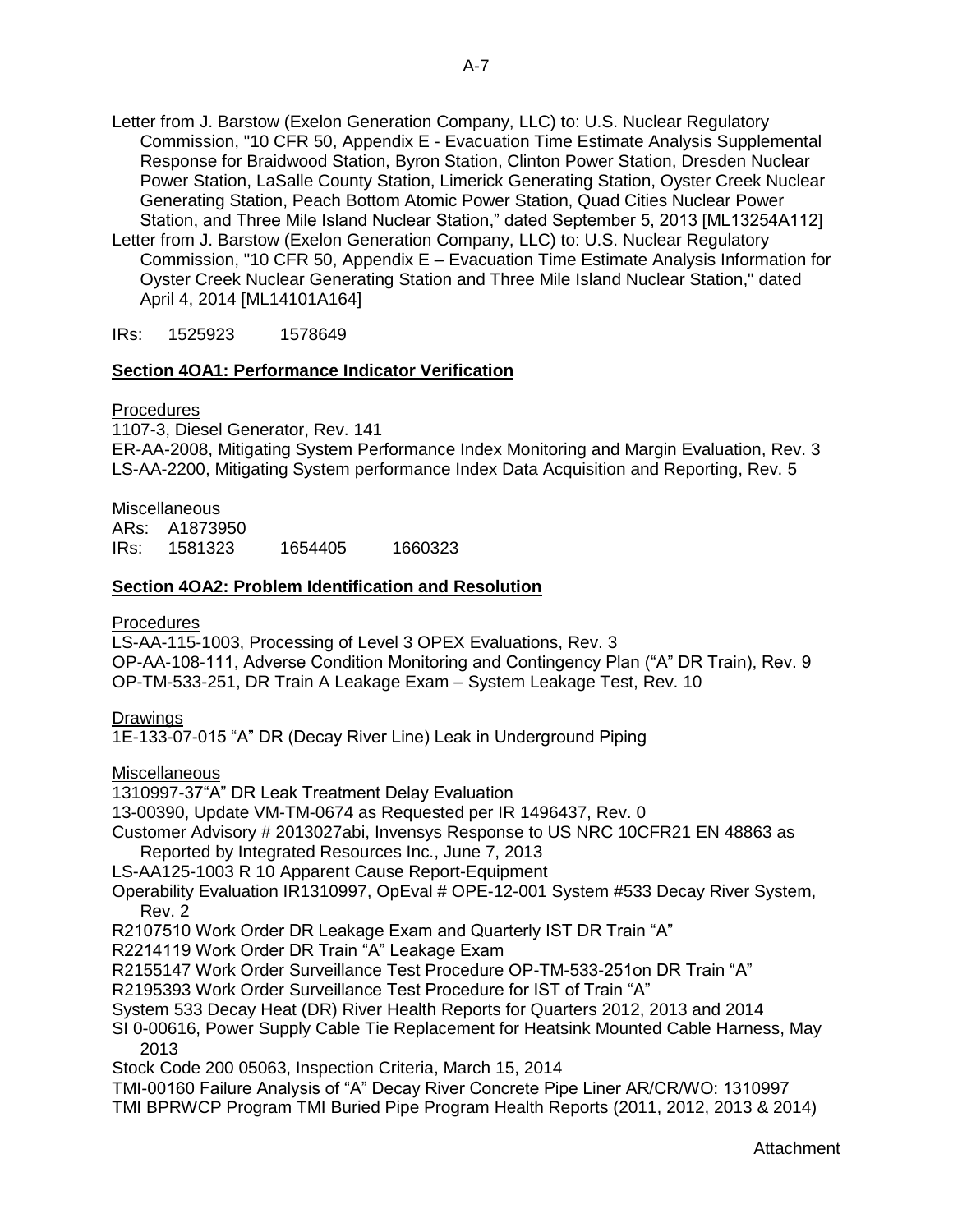Letter from J. Barstow (Exelon Generation Company, LLC) to: U.S. Nuclear Regulatory Commission, "10 CFR 50, Appendix E - Evacuation Time Estimate Analysis Supplemental Response for Braidwood Station, Byron Station, Clinton Power Station, Dresden Nuclear Power Station, LaSalle County Station, Limerick Generating Station, Oyster Creek Nuclear Generating Station, Peach Bottom Atomic Power Station, Quad Cities Nuclear Power Station, and Three Mile Island Nuclear Station," dated September 5, 2013 [ML13254A112]

Letter from J. Barstow (Exelon Generation Company, LLC) to: U.S. Nuclear Regulatory Commission, "10 CFR 50, Appendix E – Evacuation Time Estimate Analysis Information for Oyster Creek Nuclear Generating Station and Three Mile Island Nuclear Station," dated April 4, 2014 [ML14101A164]

IRs: 1525923 1578649

## Section 4OA1: Performance Indicator Verification

Procedures

1107-3, Diesel Generator, Rev. 141
ER-AA-2008, Mitigating System Performance Index Monitoring and Margin Evaluation, Rev. 3
LS-AA-2200, Mitigating System performance Index Data Acquisition and Reporting, Rev. 5

Miscellaneous

ARs: A1873950
IRs: 1581323 1654405 1660323

## Section 4OA2: Problem Identification and Resolution

Procedures

LS-AA-115-1003, Processing of Level 3 OPEX Evaluations, Rev. 3
OP-AA-108-111, Adverse Condition Monitoring and Contingency Plan ("A" DR Train), Rev. 9
OP-TM-533-251, DR Train A Leakage Exam – System Leakage Test, Rev. 10

Drawings

1E-133-07-015 "A" DR (Decay River Line) Leak in Underground Piping

Miscellaneous

1310997-37"A" DR Leak Treatment Delay Evaluation
13-00390, Update VM-TM-0674 as Requested per IR 1496437, Rev. 0
Customer Advisory # 2013027abi, Invensys Response to US NRC 10CFR21 EN 48863 as Reported by Integrated Resources Inc., June 7, 2013
LS-AA125-1003 R 10 Apparent Cause Report-Equipment
Operability Evaluation IR1310997, OpEval # OPE-12-001 System #533 Decay River System, Rev. 2
R2107510 Work Order DR Leakage Exam and Quarterly IST DR Train "A"
R2214119 Work Order DR Train "A" Leakage Exam
R2155147 Work Order Surveillance Test Procedure OP-TM-533-251on DR Train "A"
R2195393 Work Order Surveillance Test Procedure for IST of Train "A"
System 533 Decay Heat (DR) River Health Reports for Quarters 2012, 2013 and 2014
SI 0-00616, Power Supply Cable Tie Replacement for Heatsink Mounted Cable Harness, May 2013
Stock Code 200 05063, Inspection Criteria, March 15, 2014
TMI-00160 Failure Analysis of "A" Decay River Concrete Pipe Liner AR/CR/WO: 1310997
TMI BPRWCP Program TMI Buried Pipe Program Health Reports (2011, 2012, 2013 & 2014)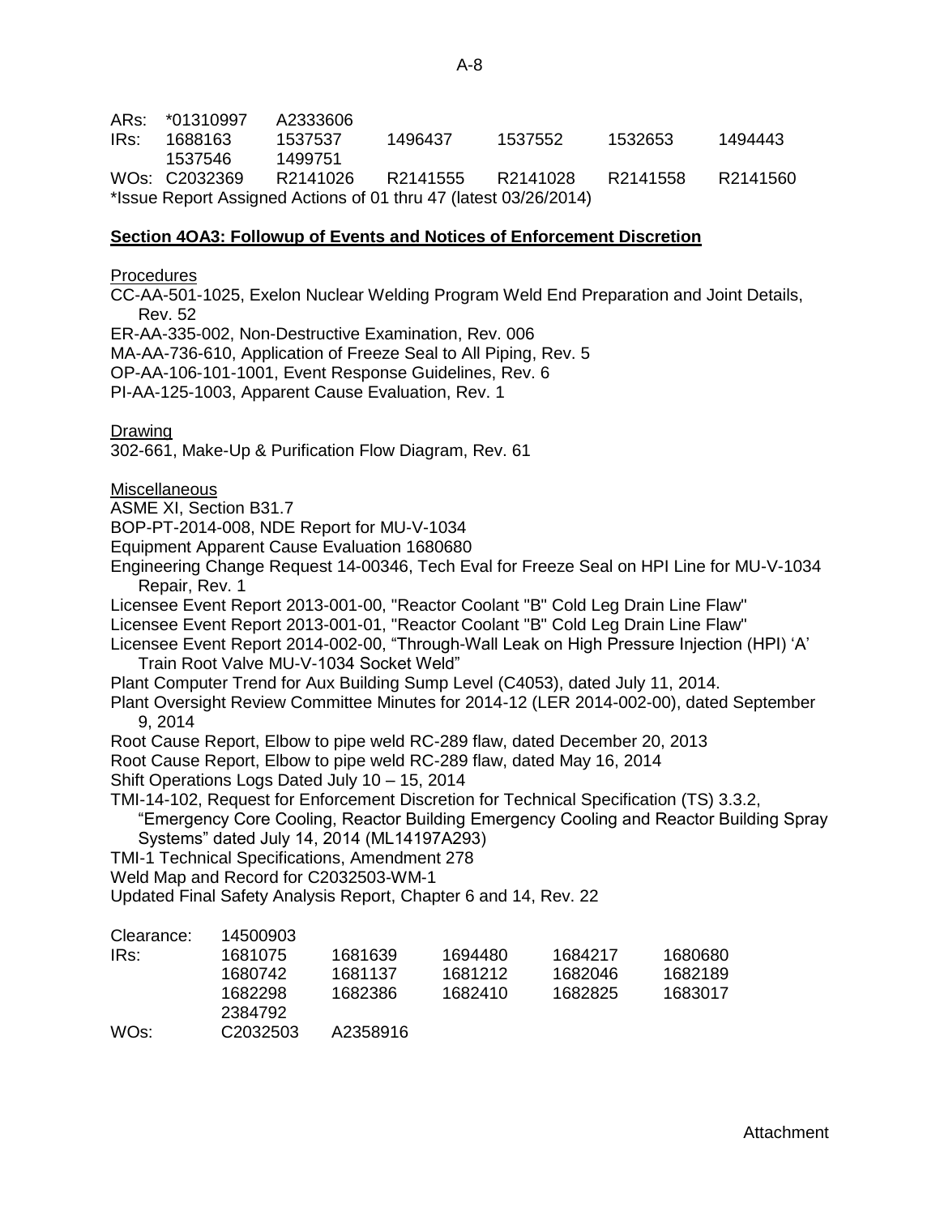ARs: *01310997 A2333606

IRs: 1688163 1537537 1496437 1537552 1532653 1494443
1537546 1499751

WOs: C2032369 R2141026 R2141555 R2141028 R2141558 R2141560

*Issue Report Assigned Actions of 01 thru 47 (latest 03/26/2014)

**Section 4OA3: Followup of Events and Notices of Enforcement Discretion**

Procedures

CC-AA-501-1025, Exelon Nuclear Welding Program Weld End Preparation and Joint Details, Rev. 52

ER-AA-335-002, Non-Destructive Examination, Rev. 006

MA-AA-736-610, Application of Freeze Seal to All Piping, Rev. 5

OP-AA-106-101-1001, Event Response Guidelines, Rev. 6

PI-AA-125-1003, Apparent Cause Evaluation, Rev. 1

Drawing

302-661, Make-Up & Purification Flow Diagram, Rev. 61

Miscellaneous

ASME XI, Section B31.7

BOP-PT-2014-008, NDE Report for MU-V-1034

Equipment Apparent Cause Evaluation 1680680

Engineering Change Request 14-00346, Tech Eval for Freeze Seal on HPI Line for MU-V-1034 Repair, Rev. 1

Licensee Event Report 2013-001-00, "Reactor Coolant "B" Cold Leg Drain Line Flaw"

Licensee Event Report 2013-001-01, "Reactor Coolant "B" Cold Leg Drain Line Flaw"

Licensee Event Report 2014-002-00, "Through-Wall Leak on High Pressure Injection (HPI) 'A' Train Root Valve MU-V-1034 Socket Weld"

Plant Computer Trend for Aux Building Sump Level (C4053), dated July 11, 2014.

Plant Oversight Review Committee Minutes for 2014-12 (LER 2014-002-00), dated September 9, 2014

Root Cause Report, Elbow to pipe weld RC-289 flaw, dated December 20, 2013

Root Cause Report, Elbow to pipe weld RC-289 flaw, dated May 16, 2014

Shift Operations Logs Dated July 10 – 15, 2014

TMI-14-102, Request for Enforcement Discretion for Technical Specification (TS) 3.3.2, "Emergency Core Cooling, Reactor Building Emergency Cooling and Reactor Building Spray Systems" dated July 14, 2014 (ML14197A293)

TMI-1 Technical Specifications, Amendment 278

Weld Map and Record for C2032503-WM-1

Updated Final Safety Analysis Report, Chapter 6 and 14, Rev. 22

Clearance: 14500903

IRs: 1681075 1681639 1694480 1684217 1680680
1680742 1681137 1681212 1682046 1682189
1682298 1682386 1682410 1682825 1683017
2384792

WOs: C2032503 A2358916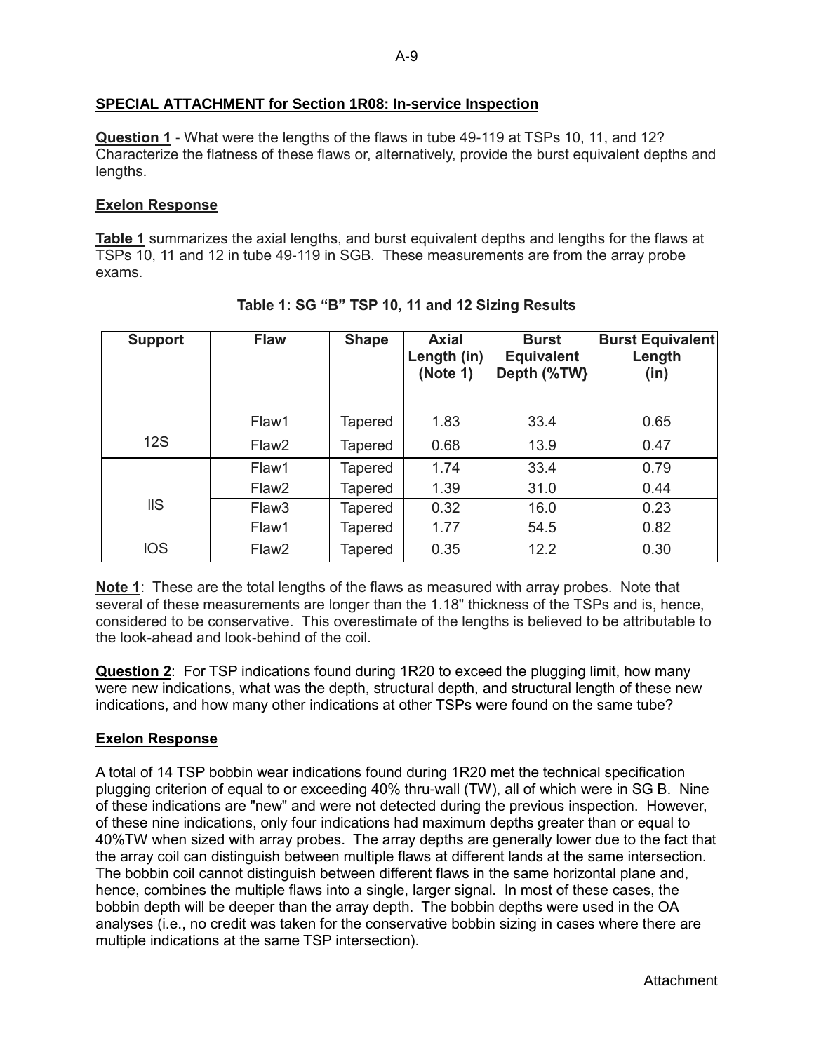**SPECIAL ATTACHMENT for Section 1R08: In-service Inspection**

**Question 1** - What were the lengths of the flaws in tube 49-119 at TSPs 10, 11, and 12? Characterize the flatness of these flaws or, alternatively, provide the burst equivalent depths and lengths.

**Exelon Response**

**Table 1** summarizes the axial lengths, and burst equivalent depths and lengths for the flaws at TSPs 10, 11 and 12 in tube 49-119 in SGB. These measurements are from the array probe exams.

**Table 1: SG "B" TSP 10, 11 and 12 Sizing Results**

| Support | Flaw | Shape | Axial Length (in) (Note 1) | Burst Equivalent Depth (%TW} | Burst Equivalent Length (in) |
|---|---|---|---|---|---|
| 12S | Flaw1 | Tapered | 1.83 | 33.4 | 0.65 |
| | Flaw2 | Tapered | 0.68 | 13.9 | 0.47 |
| lIS | Flaw1 | Tapered | 1.74 | 33.4 | 0.79 |
| | Flaw2 | Tapered | 1.39 | 31.0 | 0.44 |
| | Flaw3 | Tapered | 0.32 | 16.0 | 0.23 |
| IOS | Flaw1 | Tapered | 1.77 | 54.5 | 0.82 |
| | Flaw2 | Tapered | 0.35 | 12.2 | 0.30 |

**Note 1**: These are the total lengths of the flaws as measured with array probes. Note that several of these measurements are longer than the 1.18" thickness of the TSPs and is, hence, considered to be conservative. This overestimate of the lengths is believed to be attributable to the look-ahead and look-behind of the coil.

**Question 2**: For TSP indications found during 1R20 to exceed the plugging limit, how many were new indications, what was the depth, structural depth, and structural length of these new indications, and how many other indications at other TSPs were found on the same tube?

**Exelon Response**

A total of 14 TSP bobbin wear indications found during 1R20 met the technical specification plugging criterion of equal to or exceeding 40% thru-wall (TW), all of which were in SG B. Nine of these indications are "new" and were not detected during the previous inspection. However, of these nine indications, only four indications had maximum depths greater than or equal to 40%TW when sized with array probes. The array depths are generally lower due to the fact that the array coil can distinguish between multiple flaws at different lands at the same intersection. The bobbin coil cannot distinguish between different flaws in the same horizontal plane and, hence, combines the multiple flaws into a single, larger signal. In most of these cases, the bobbin depth will be deeper than the array depth. The bobbin depths were used in the OA analyses (i.e., no credit was taken for the conservative bobbin sizing in cases where there are multiple indications at the same TSP intersection).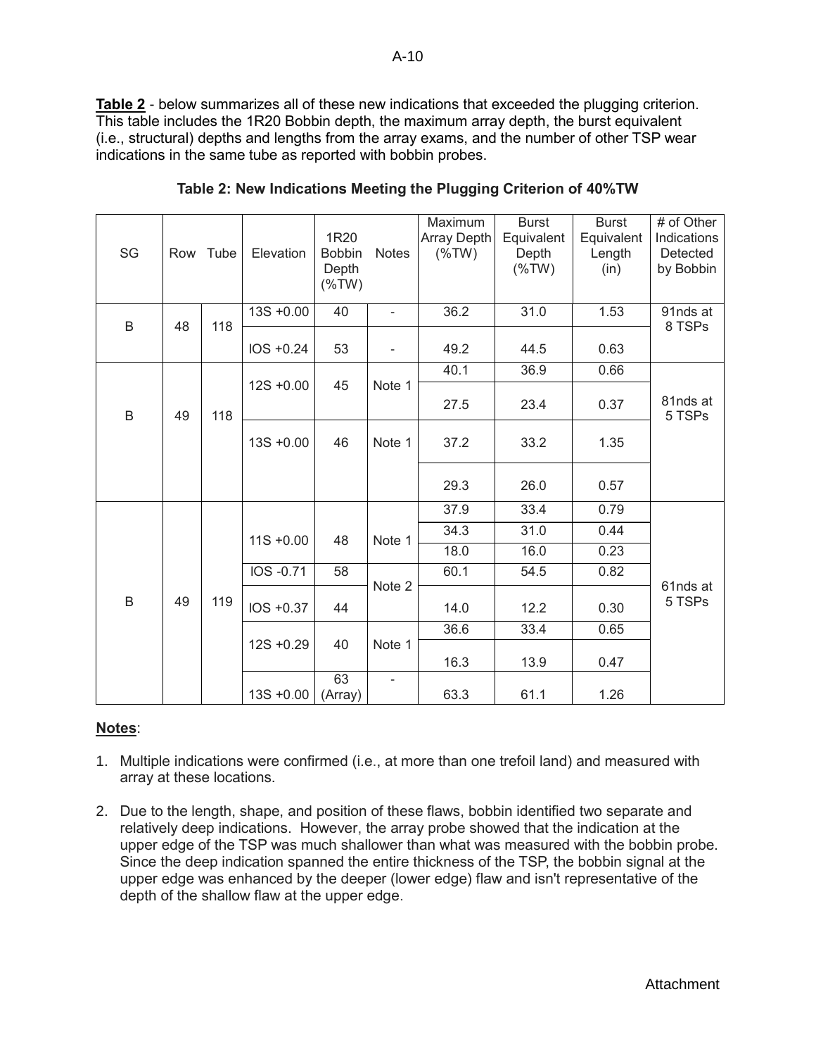**Table 2** - below summarizes all of these new indications that exceeded the plugging criterion. This table includes the 1R20 Bobbin depth, the maximum array depth, the burst equivalent (i.e., structural) depths and lengths from the array exams, and the number of other TSP wear indications in the same tube as reported with bobbin probes.

**Table 2: New Indications Meeting the Plugging Criterion of 40%TW**

| SG | Row | Tube | Elevation | 1R20 Bobbin Depth (%TW) | Notes | Maximum Array Depth (%TW) | Burst Equivalent Depth (%TW) | Burst Equivalent Length (in) | # of Other Indications Detected by Bobbin |
|---|---|---|---|---|---|---|---|---|---|
| B | 48 | 118 | 13S +0.00 | 40 | - | 36.2 | 31.0 | 1.53 | 91nds at 8 TSPs |
| | | | IOS +0.24 | 53 | - | 49.2 | 44.5 | 0.63 | |
| B | 49 | 118 | 12S +0.00 | 45 | Note 1 | 40.1 | 36.9 | 0.66 | 81nds at 5 TSPs |
| | | | | | | 27.5 | 23.4 | 0.37 | |
| | | | 13S +0.00 | 46 | Note 1 | 37.2 | 33.2 | 1.35 | |
| | | | | | | 29.3 | 26.0 | 0.57 | |
| B | 49 | 119 | 11S +0.00 | 48 | Note 1 | 37.9 | 33.4 | 0.79 | 61nds at 5 TSPs |
| | | | | | | 34.3 | 31.0 | 0.44 | |
| | | | | | | 18.0 | 16.0 | 0.23 | |
| | | | IOS -0.71 | 58 | Note 2 | 60.1 | 54.5 | 0.82 | |
| | | | IOS +0.37 | 44 | | 14.0 | 12.2 | 0.30 | |
| | | | 12S +0.29 | 40 | Note 1 | 36.6 | 33.4 | 0.65 | |
| | | | | | | 16.3 | 13.9 | 0.47 | |
| | | | 13S +0.00 | 63 (Array) | - | 63.3 | 61.1 | 1.26 | |

**Notes**:

1. Multiple indications were confirmed (i.e., at more than one trefoil land) and measured with array at these locations.

2. Due to the length, shape, and position of these flaws, bobbin identified two separate and relatively deep indications. However, the array probe showed that the indication at the upper edge of the TSP was much shallower than what was measured with the bobbin probe. Since the deep indication spanned the entire thickness of the TSP, the bobbin signal at the upper edge was enhanced by the deeper (lower edge) flaw and isn't representative of the depth of the shallow flaw at the upper edge.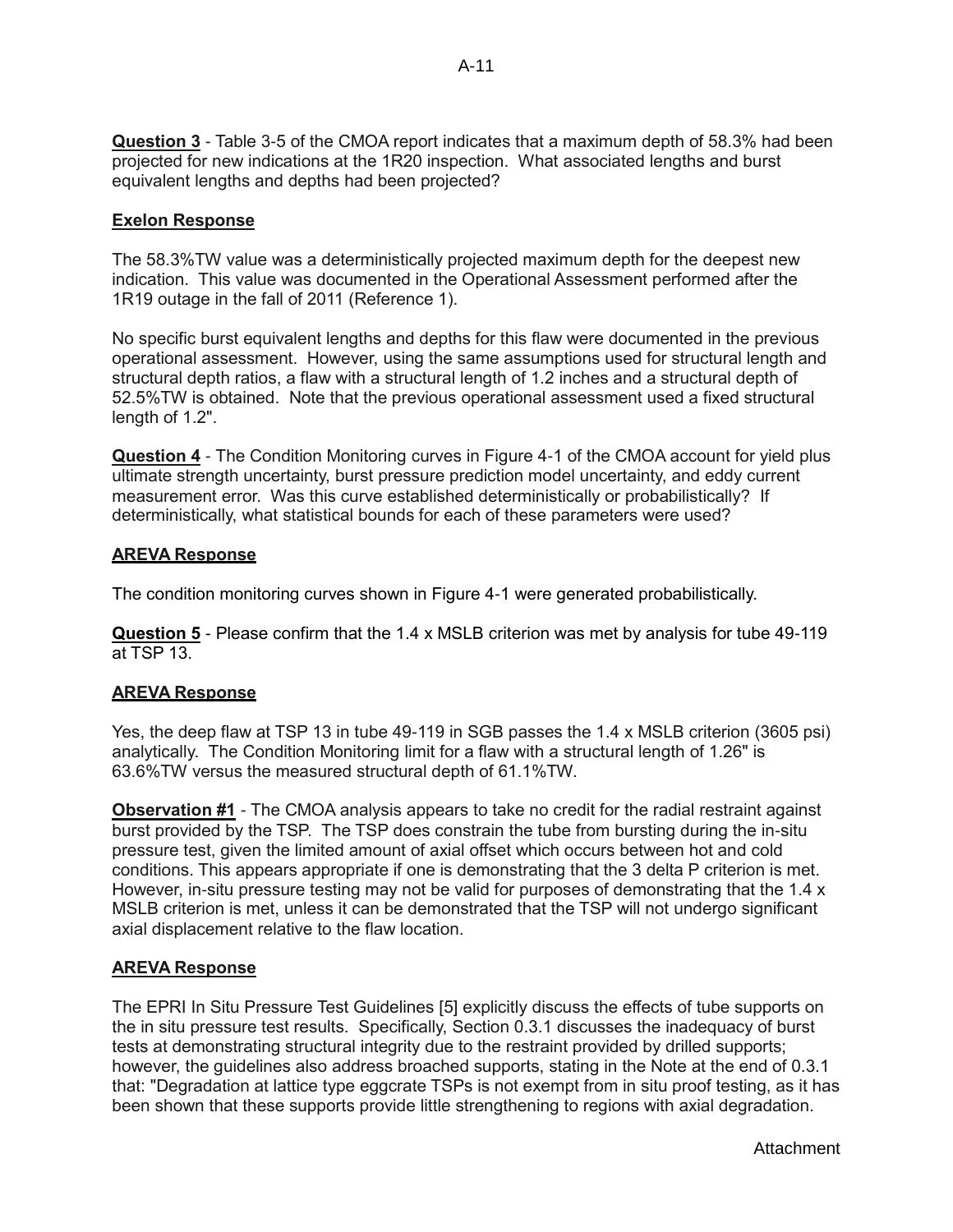**Question 3** - Table 3-5 of the CMOA report indicates that a maximum depth of 58.3% had been projected for new indications at the 1R20 inspection. What associated lengths and burst equivalent lengths and depths had been projected?

**Exelon Response**

The 58.3%TW value was a deterministically projected maximum depth for the deepest new indication. This value was documented in the Operational Assessment performed after the 1R19 outage in the fall of 2011 (Reference 1).

No specific burst equivalent lengths and depths for this flaw were documented in the previous operational assessment. However, using the same assumptions used for structural length and structural depth ratios, a flaw with a structural length of 1.2 inches and a structural depth of 52.5%TW is obtained. Note that the previous operational assessment used a fixed structural length of 1.2".

**Question 4** - The Condition Monitoring curves in Figure 4-1 of the CMOA account for yield plus ultimate strength uncertainty, burst pressure prediction model uncertainty, and eddy current measurement error. Was this curve established deterministically or probabilistically? If deterministically, what statistical bounds for each of these parameters were used?

**AREVA Response**

The condition monitoring curves shown in Figure 4-1 were generated probabilistically.

**Question 5** - Please confirm that the 1.4 x MSLB criterion was met by analysis for tube 49-119 at TSP 13.

**AREVA Response**

Yes, the deep flaw at TSP 13 in tube 49-119 in SGB passes the 1.4 x MSLB criterion (3605 psi) analytically. The Condition Monitoring limit for a flaw with a structural length of 1.26" is 63.6%TW versus the measured structural depth of 61.1%TW.

**Observation #1** - The CMOA analysis appears to take no credit for the radial restraint against burst provided by the TSP. The TSP does constrain the tube from bursting during the in-situ pressure test, given the limited amount of axial offset which occurs between hot and cold conditions. This appears appropriate if one is demonstrating that the 3 delta P criterion is met. However, in-situ pressure testing may not be valid for purposes of demonstrating that the 1.4 x MSLB criterion is met, unless it can be demonstrated that the TSP will not undergo significant axial displacement relative to the flaw location.

**AREVA Response**

The EPRI In Situ Pressure Test Guidelines [5] explicitly discuss the effects of tube supports on the in situ pressure test results. Specifically, Section 0.3.1 discusses the inadequacy of burst tests at demonstrating structural integrity due to the restraint provided by drilled supports; however, the guidelines also address broached supports, stating in the Note at the end of 0.3.1 that: "Degradation at lattice type eggcrate TSPs is not exempt from in situ proof testing, as it has been shown that these supports provide little strengthening to regions with axial degradation.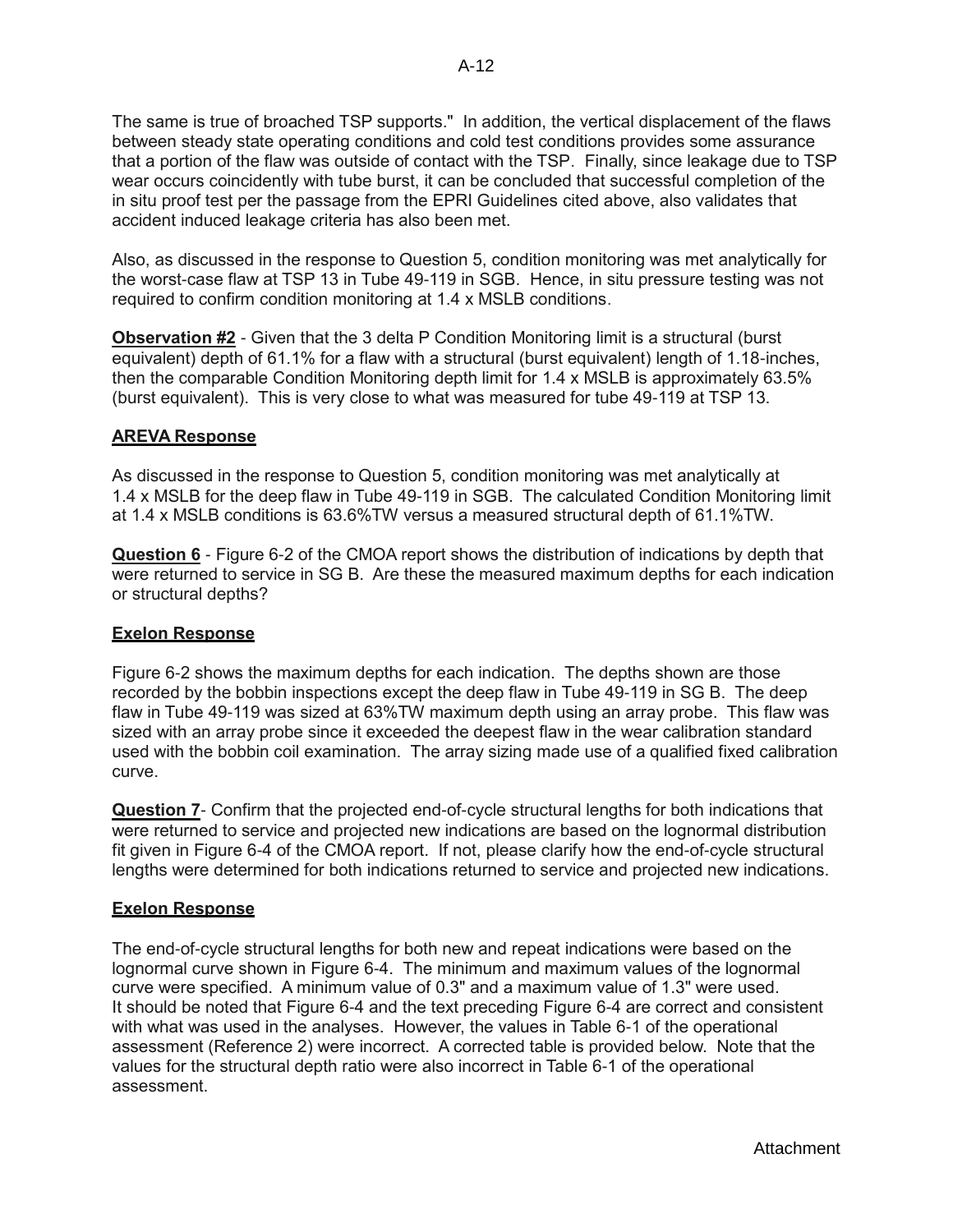The same is true of broached TSP supports."  In addition, the vertical displacement of the flaws between steady state operating conditions and cold test conditions provides some assurance that a portion of the flaw was outside of contact with the TSP.  Finally, since leakage due to TSP wear occurs coincidently with tube burst, it can be concluded that successful completion of the in situ proof test per the passage from the EPRI Guidelines cited above, also validates that accident induced leakage criteria has also been met.

Also, as discussed in the response to Question 5, condition monitoring was met analytically for the worst-case flaw at TSP 13 in Tube 49-119 in SGB.  Hence, in situ pressure testing was not required to confirm condition monitoring at 1.4 x MSLB conditions.

**Observation #2** - Given that the 3 delta P Condition Monitoring limit is a structural (burst equivalent) depth of 61.1% for a flaw with a structural (burst equivalent) length of 1.18-inches, then the comparable Condition Monitoring depth limit for 1.4 x MSLB is approximately 63.5% (burst equivalent).  This is very close to what was measured for tube 49-119 at TSP 13.

**AREVA Response**

As discussed in the response to Question 5, condition monitoring was met analytically at 1.4 x MSLB for the deep flaw in Tube 49-119 in SGB.  The calculated Condition Monitoring limit at 1.4 x MSLB conditions is 63.6%TW versus a measured structural depth of 61.1%TW.

**Question 6** - Figure 6-2 of the CMOA report shows the distribution of indications by depth that were returned to service in SG B.  Are these the measured maximum depths for each indication or structural depths?

**Exelon Response**

Figure 6-2 shows the maximum depths for each indication.  The depths shown are those recorded by the bobbin inspections except the deep flaw in Tube 49-119 in SG B.  The deep flaw in Tube 49-119 was sized at 63%TW maximum depth using an array probe.  This flaw was sized with an array probe since it exceeded the deepest flaw in the wear calibration standard used with the bobbin coil examination.  The array sizing made use of a qualified fixed calibration curve.

**Question 7**- Confirm that the projected end-of-cycle structural lengths for both indications that were returned to service and projected new indications are based on the lognormal distribution fit given in Figure 6-4 of the CMOA report.  If not, please clarify how the end-of-cycle structural lengths were determined for both indications returned to service and projected new indications.

**Exelon Response**

The end-of-cycle structural lengths for both new and repeat indications were based on the lognormal curve shown in Figure 6-4.  The minimum and maximum values of the lognormal curve were specified.  A minimum value of 0.3" and a maximum value of 1.3" were used.  It should be noted that Figure 6-4 and the text preceding Figure 6-4 are correct and consistent with what was used in the analyses.  However, the values in Table 6-1 of the operational assessment (Reference 2) were incorrect.  A corrected table is provided below.  Note that the values for the structural depth ratio were also incorrect in Table 6-1 of the operational assessment.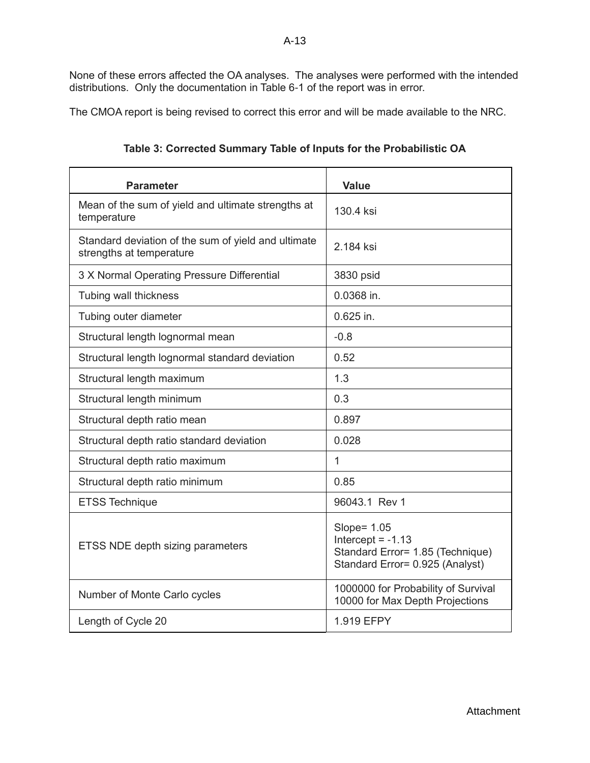None of these errors affected the OA analyses. The analyses were performed with the intended distributions. Only the documentation in Table 6-1 of the report was in error.

The CMOA report is being revised to correct this error and will be made available to the NRC.

**Table 3: Corrected Summary Table of Inputs for the Probabilistic OA**

| Parameter | Value |
|---|---|
| Mean of the sum of yield and ultimate strengths at temperature | 130.4 ksi |
| Standard deviation of the sum of yield and ultimate strengths at temperature | 2.184 ksi |
| 3 X Normal Operating Pressure Differential | 3830 psid |
| Tubing wall thickness | 0.0368 in. |
| Tubing outer diameter | 0.625 in. |
| Structural length lognormal mean | -0.8 |
| Structural length lognormal standard deviation | 0.52 |
| Structural length maximum | 1.3 |
| Structural length minimum | 0.3 |
| Structural depth ratio mean | 0.897 |
| Structural depth ratio standard deviation | 0.028 |
| Structural depth ratio maximum | 1 |
| Structural depth ratio minimum | 0.85 |
| ETSS Technique | 96043.1 Rev 1 |
| ETSS NDE depth sizing parameters | Slope= 1.05<br>Intercept = -1.13<br>Standard Error= 1.85 (Technique)<br>Standard Error= 0.925 (Analyst) |
| Number of Monte Carlo cycles | 1000000 for Probability of Survival<br>10000 for Max Depth Projections |
| Length of Cycle 20 | 1.919 EFPY |

Attachment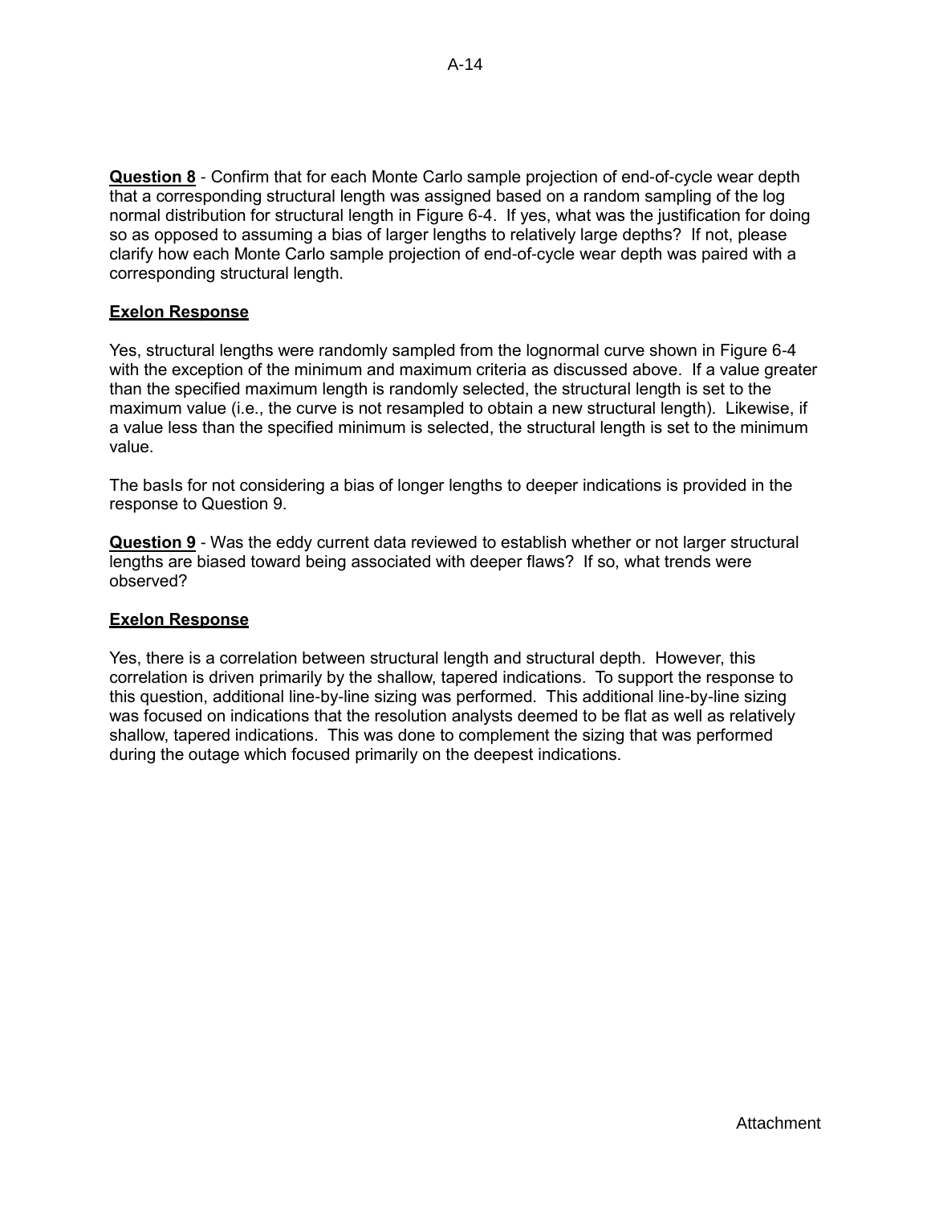**<u>Question 8</u>** - Confirm that for each Monte Carlo sample projection of end-of-cycle wear depth that a corresponding structural length was assigned based on a random sampling of the log normal distribution for structural length in Figure 6-4. If yes, what was the justification for doing so as opposed to assuming a bias of larger lengths to relatively large depths? If not, please clarify how each Monte Carlo sample projection of end-of-cycle wear depth was paired with a corresponding structural length.

**<u>Exelon Response</u>**

Yes, structural lengths were randomly sampled from the lognormal curve shown in Figure 6-4 with the exception of the minimum and maximum criteria as discussed above. If a value greater than the specified maximum length is randomly selected, the structural length is set to the maximum value (i.e., the curve is not resampled to obtain a new structural length). Likewise, if a value less than the specified minimum is selected, the structural length is set to the minimum value.

The basIs for not considering a bias of longer lengths to deeper indications is provided in the response to Question 9.

**<u>Question 9</u>** - Was the eddy current data reviewed to establish whether or not larger structural lengths are biased toward being associated with deeper flaws? If so, what trends were observed?

**<u>Exelon Response</u>**

Yes, there is a correlation between structural length and structural depth. However, this correlation is driven primarily by the shallow, tapered indications. To support the response to this question, additional line-by-line sizing was performed. This additional line-by-line sizing was focused on indications that the resolution analysts deemed to be flat as well as relatively shallow, tapered indications. This was done to complement the sizing that was performed during the outage which focused primarily on the deepest indications.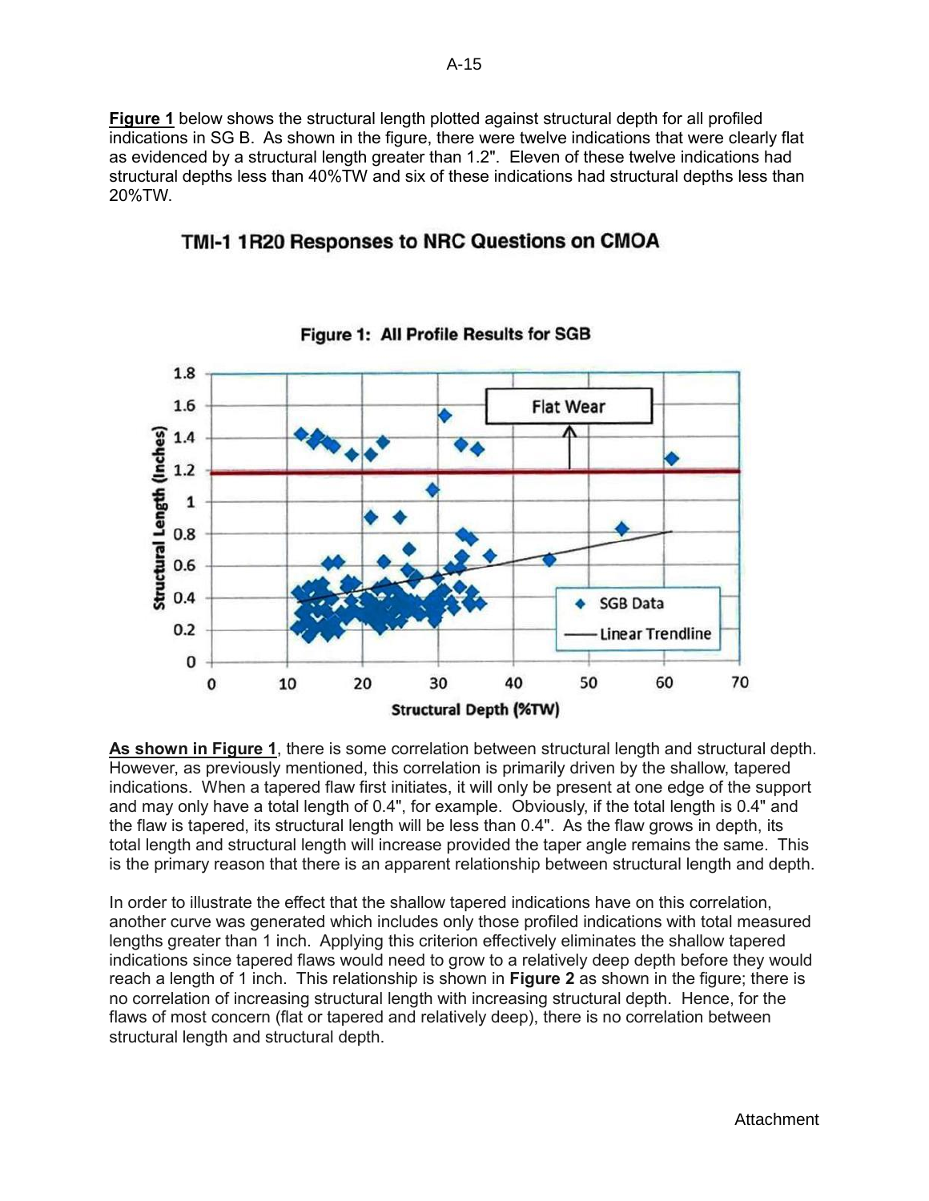**Figure 1** below shows the structural length plotted against structural depth for all profiled indications in SG B. As shown in the figure, there were twelve indications that were clearly flat as evidenced by a structural length greater than 1.2". Eleven of these twelve indications had structural depths less than 40%TW and six of these indications had structural depths less than 20%TW.

## TMI-1 1R20 Responses to NRC Questions on CMOA

**Figure 1: All Profile Results for SGB**

**As shown in Figure 1**, there is some correlation between structural length and structural depth. However, as previously mentioned, this correlation is primarily driven by the shallow, tapered indications. When a tapered flaw first initiates, it will only be present at one edge of the support and may only have a total length of 0.4", for example. Obviously, if the total length is 0.4" and the flaw is tapered, its structural length will be less than 0.4". As the flaw grows in depth, its total length and structural length will increase provided the taper angle remains the same. This is the primary reason that there is an apparent relationship between structural length and depth.

In order to illustrate the effect that the shallow tapered indications have on this correlation, another curve was generated which includes only those profiled indications with total measured lengths greater than 1 inch. Applying this criterion effectively eliminates the shallow tapered indications since tapered flaws would need to grow to a relatively deep depth before they would reach a length of 1 inch. This relationship is shown in **Figure 2** as shown in the figure; there is no correlation of increasing structural length with increasing structural depth. Hence, for the flaws of most concern (flat or tapered and relatively deep), there is no correlation between structural length and structural depth.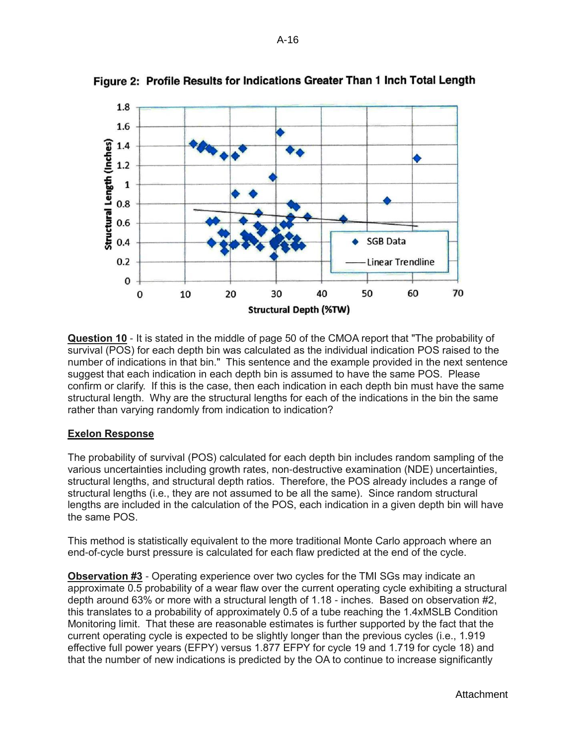**Figure 2: Profile Results for Indications Greater Than 1 Inch Total Length**

**Question 10** - It is stated in the middle of page 50 of the CMOA report that "The probability of survival (POS) for each depth bin was calculated as the individual indication POS raised to the number of indications in that bin." This sentence and the example provided in the next sentence suggest that each indication in each depth bin is assumed to have the same POS. Please confirm or clarify. If this is the case, then each indication in each depth bin must have the same structural length. Why are the structural lengths for each of the indications in the bin the same rather than varying randomly from indication to indication?

**Exelon Response**

The probability of survival (POS) calculated for each depth bin includes random sampling of the various uncertainties including growth rates, non-destructive examination (NDE) uncertainties, structural lengths, and structural depth ratios. Therefore, the POS already includes a range of structural lengths (i.e., they are not assumed to be all the same). Since random structural lengths are included in the calculation of the POS, each indication in a given depth bin will have the same POS.

This method is statistically equivalent to the more traditional Monte Carlo approach where an end-of-cycle burst pressure is calculated for each flaw predicted at the end of the cycle.

**Observation #3** - Operating experience over two cycles for the TMI SGs may indicate an approximate 0.5 probability of a wear flaw over the current operating cycle exhibiting a structural depth around 63% or more with a structural length of 1.18 - inches. Based on observation #2, this translates to a probability of approximately 0.5 of a tube reaching the 1.4xMSLB Condition Monitoring limit. That these are reasonable estimates is further supported by the fact that the current operating cycle is expected to be slightly longer than the previous cycles (i.e., 1.919 effective full power years (EFPY) versus 1.877 EFPY for cycle 19 and 1.719 for cycle 18) and that the number of new indications is predicted by the OA to continue to increase significantly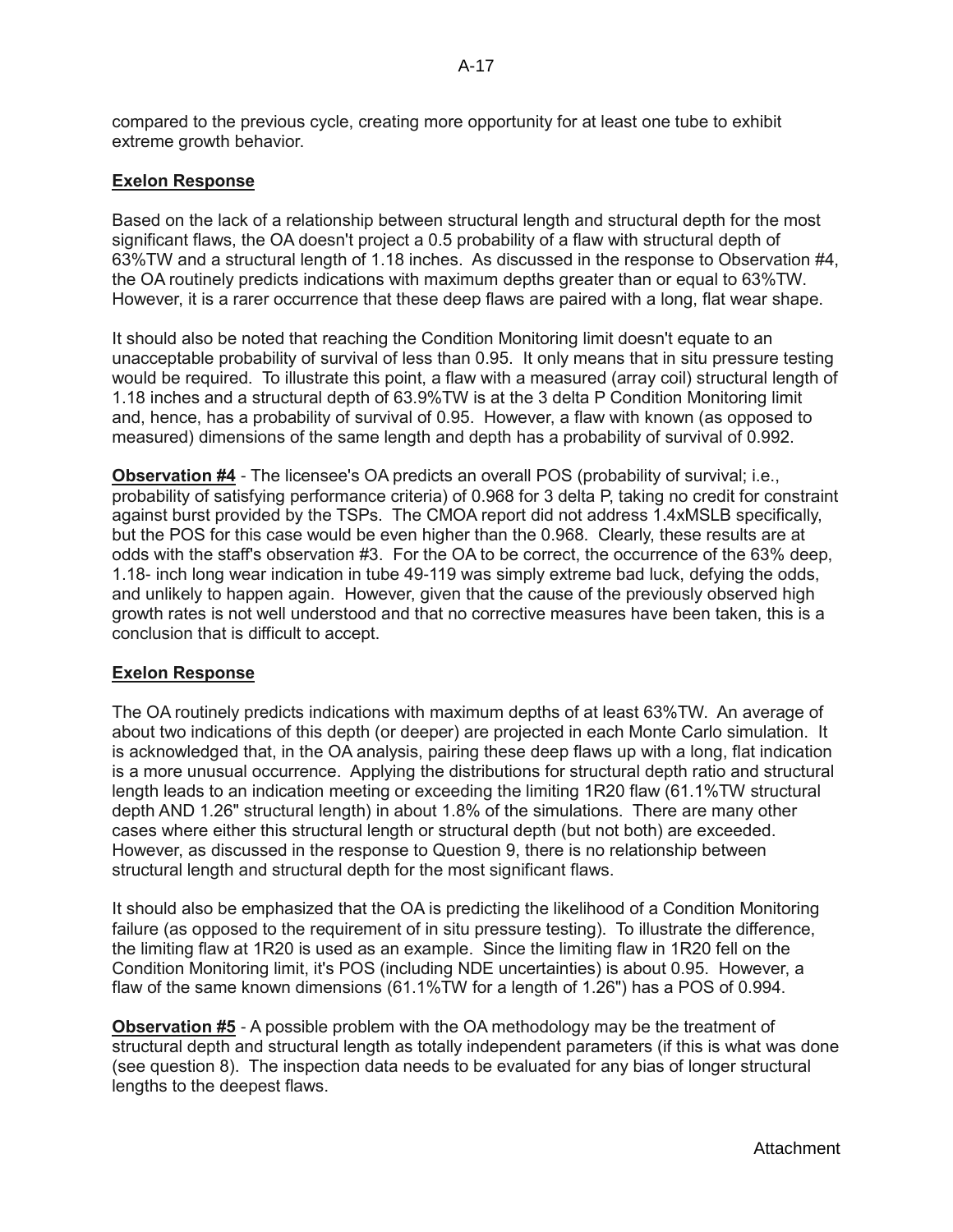compared to the previous cycle, creating more opportunity for at least one tube to exhibit extreme growth behavior.

**Exelon Response**

Based on the lack of a relationship between structural length and structural depth for the most significant flaws, the OA doesn't project a 0.5 probability of a flaw with structural depth of 63%TW and a structural length of 1.18 inches. As discussed in the response to Observation #4, the OA routinely predicts indications with maximum depths greater than or equal to 63%TW. However, it is a rarer occurrence that these deep flaws are paired with a long, flat wear shape.

It should also be noted that reaching the Condition Monitoring limit doesn't equate to an unacceptable probability of survival of less than 0.95. It only means that in situ pressure testing would be required. To illustrate this point, a flaw with a measured (array coil) structural length of 1.18 inches and a structural depth of 63.9%TW is at the 3 delta P Condition Monitoring limit and, hence, has a probability of survival of 0.95. However, a flaw with known (as opposed to measured) dimensions of the same length and depth has a probability of survival of 0.992.

**Observation #4** - The licensee's OA predicts an overall POS (probability of survival; i.e., probability of satisfying performance criteria) of 0.968 for 3 delta P, taking no credit for constraint against burst provided by the TSPs. The CMOA report did not address 1.4xMSLB specifically, but the POS for this case would be even higher than the 0.968. Clearly, these results are at odds with the staff's observation #3. For the OA to be correct, the occurrence of the 63% deep, 1.18- inch long wear indication in tube 49-119 was simply extreme bad luck, defying the odds, and unlikely to happen again. However, given that the cause of the previously observed high growth rates is not well understood and that no corrective measures have been taken, this is a conclusion that is difficult to accept.

**Exelon Response**

The OA routinely predicts indications with maximum depths of at least 63%TW. An average of about two indications of this depth (or deeper) are projected in each Monte Carlo simulation. It is acknowledged that, in the OA analysis, pairing these deep flaws up with a long, flat indication is a more unusual occurrence. Applying the distributions for structural depth ratio and structural length leads to an indication meeting or exceeding the limiting 1R20 flaw (61.1%TW structural depth AND 1.26" structural length) in about 1.8% of the simulations. There are many other cases where either this structural length or structural depth (but not both) are exceeded. However, as discussed in the response to Question 9, there is no relationship between structural length and structural depth for the most significant flaws.

It should also be emphasized that the OA is predicting the likelihood of a Condition Monitoring failure (as opposed to the requirement of in situ pressure testing). To illustrate the difference, the limiting flaw at 1R20 is used as an example. Since the limiting flaw in 1R20 fell on the Condition Monitoring limit, it's POS (including NDE uncertainties) is about 0.95. However, a flaw of the same known dimensions (61.1%TW for a length of 1.26") has a POS of 0.994.

**Observation #5** - A possible problem with the OA methodology may be the treatment of structural depth and structural length as totally independent parameters (if this is what was done (see question 8). The inspection data needs to be evaluated for any bias of longer structural lengths to the deepest flaws.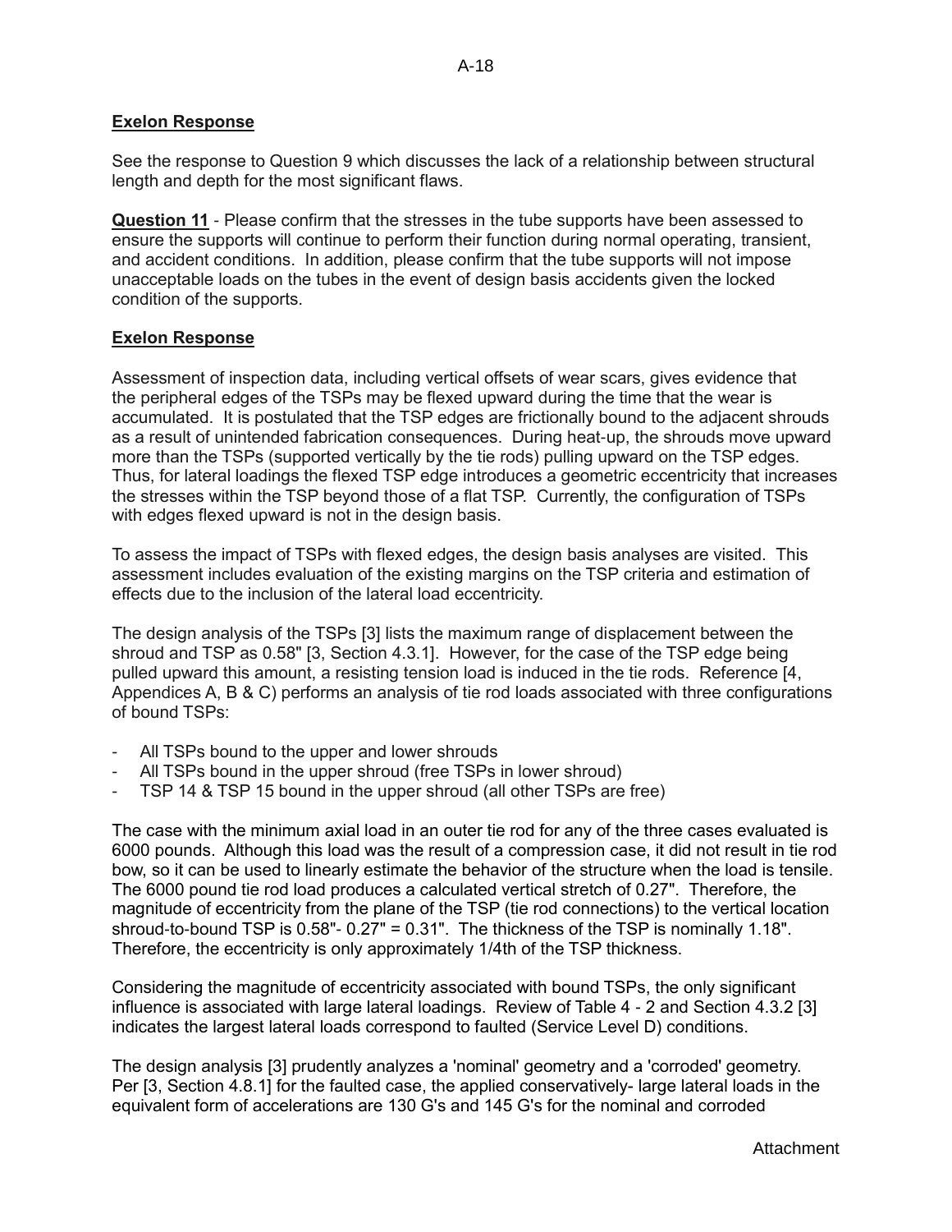**Exelon Response**

See the response to Question 9 which discusses the lack of a relationship between structural length and depth for the most significant flaws.

**Question 11** - Please confirm that the stresses in the tube supports have been assessed to ensure the supports will continue to perform their function during normal operating, transient, and accident conditions. In addition, please confirm that the tube supports will not impose unacceptable loads on the tubes in the event of design basis accidents given the locked condition of the supports.

**Exelon Response**

Assessment of inspection data, including vertical offsets of wear scars, gives evidence that the peripheral edges of the TSPs may be flexed upward during the time that the wear is accumulated. It is postulated that the TSP edges are frictionally bound to the adjacent shrouds as a result of unintended fabrication consequences. During heat-up, the shrouds move upward more than the TSPs (supported vertically by the tie rods) pulling upward on the TSP edges. Thus, for lateral loadings the flexed TSP edge introduces a geometric eccentricity that increases the stresses within the TSP beyond those of a flat TSP. Currently, the configuration of TSPs with edges flexed upward is not in the design basis.

To assess the impact of TSPs with flexed edges, the design basis analyses are visited. This assessment includes evaluation of the existing margins on the TSP criteria and estimation of effects due to the inclusion of the lateral load eccentricity.

The design analysis of the TSPs [3] lists the maximum range of displacement between the shroud and TSP as 0.58" [3, Section 4.3.1]. However, for the case of the TSP edge being pulled upward this amount, a resisting tension load is induced in the tie rods. Reference [4, Appendices A, B & C) performs an analysis of tie rod loads associated with three configurations of bound TSPs:

- All TSPs bound to the upper and lower shrouds
- All TSPs bound in the upper shroud (free TSPs in lower shroud)
- TSP 14 & TSP 15 bound in the upper shroud (all other TSPs are free)

The case with the minimum axial load in an outer tie rod for any of the three cases evaluated is 6000 pounds. Although this load was the result of a compression case, it did not result in tie rod bow, so it can be used to linearly estimate the behavior of the structure when the load is tensile. The 6000 pound tie rod load produces a calculated vertical stretch of 0.27". Therefore, the magnitude of eccentricity from the plane of the TSP (tie rod connections) to the vertical location shroud-to-bound TSP is 0.58"- 0.27" = 0.31". The thickness of the TSP is nominally 1.18". Therefore, the eccentricity is only approximately 1/4th of the TSP thickness.

Considering the magnitude of eccentricity associated with bound TSPs, the only significant influence is associated with large lateral loadings. Review of Table 4 - 2 and Section 4.3.2 [3] indicates the largest lateral loads correspond to faulted (Service Level D) conditions.

The design analysis [3] prudently analyzes a 'nominal' geometry and a 'corroded' geometry. Per [3, Section 4.8.1] for the faulted case, the applied conservatively- large lateral loads in the equivalent form of accelerations are 130 G's and 145 G's for the nominal and corroded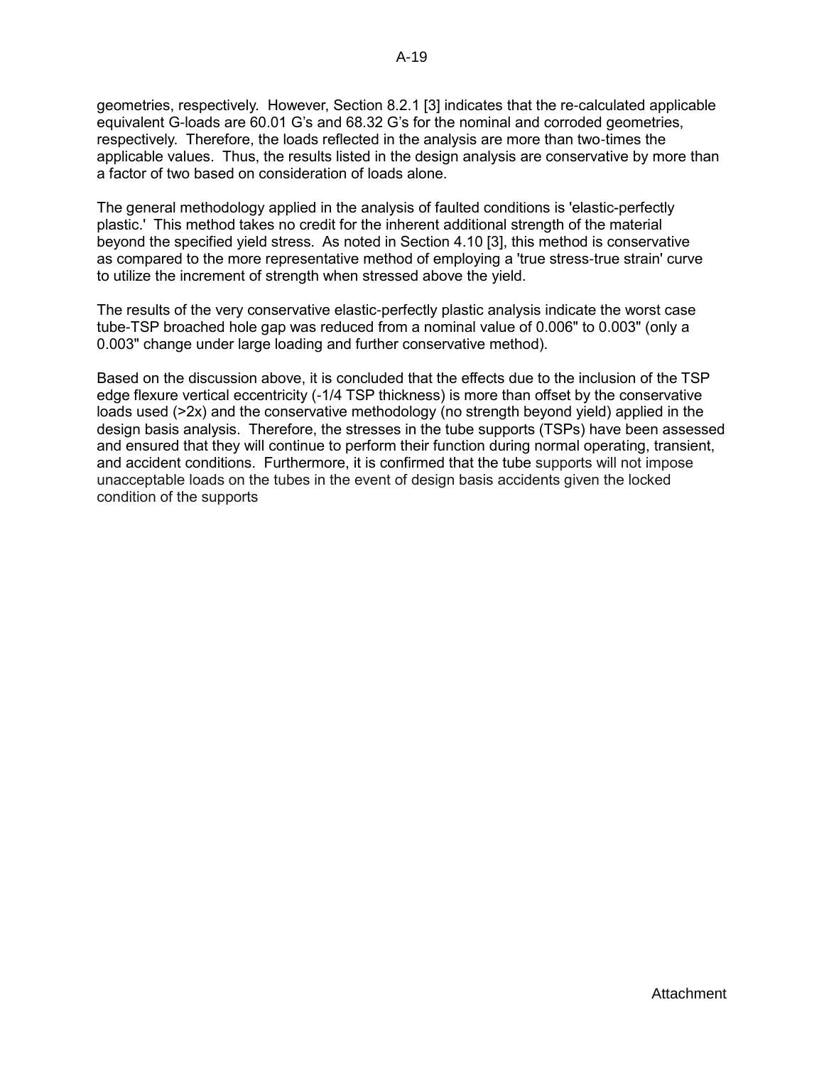geometries, respectively. However, Section 8.2.1 [3] indicates that the re-calculated applicable equivalent G-loads are 60.01 G's and 68.32 G's for the nominal and corroded geometries, respectively. Therefore, the loads reflected in the analysis are more than two-times the applicable values. Thus, the results listed in the design analysis are conservative by more than a factor of two based on consideration of loads alone.

The general methodology applied in the analysis of faulted conditions is 'elastic-perfectly plastic.' This method takes no credit for the inherent additional strength of the material beyond the specified yield stress. As noted in Section 4.10 [3], this method is conservative as compared to the more representative method of employing a 'true stress-true strain' curve to utilize the increment of strength when stressed above the yield.

The results of the very conservative elastic-perfectly plastic analysis indicate the worst case tube-TSP broached hole gap was reduced from a nominal value of 0.006" to 0.003" (only a 0.003" change under large loading and further conservative method).

Based on the discussion above, it is concluded that the effects due to the inclusion of the TSP edge flexure vertical eccentricity (-1/4 TSP thickness) is more than offset by the conservative loads used (>2x) and the conservative methodology (no strength beyond yield) applied in the design basis analysis. Therefore, the stresses in the tube supports (TSPs) have been assessed and ensured that they will continue to perform their function during normal operating, transient, and accident conditions. Furthermore, it is confirmed that the tube supports will not impose unacceptable loads on the tubes in the event of design basis accidents given the locked condition of the supports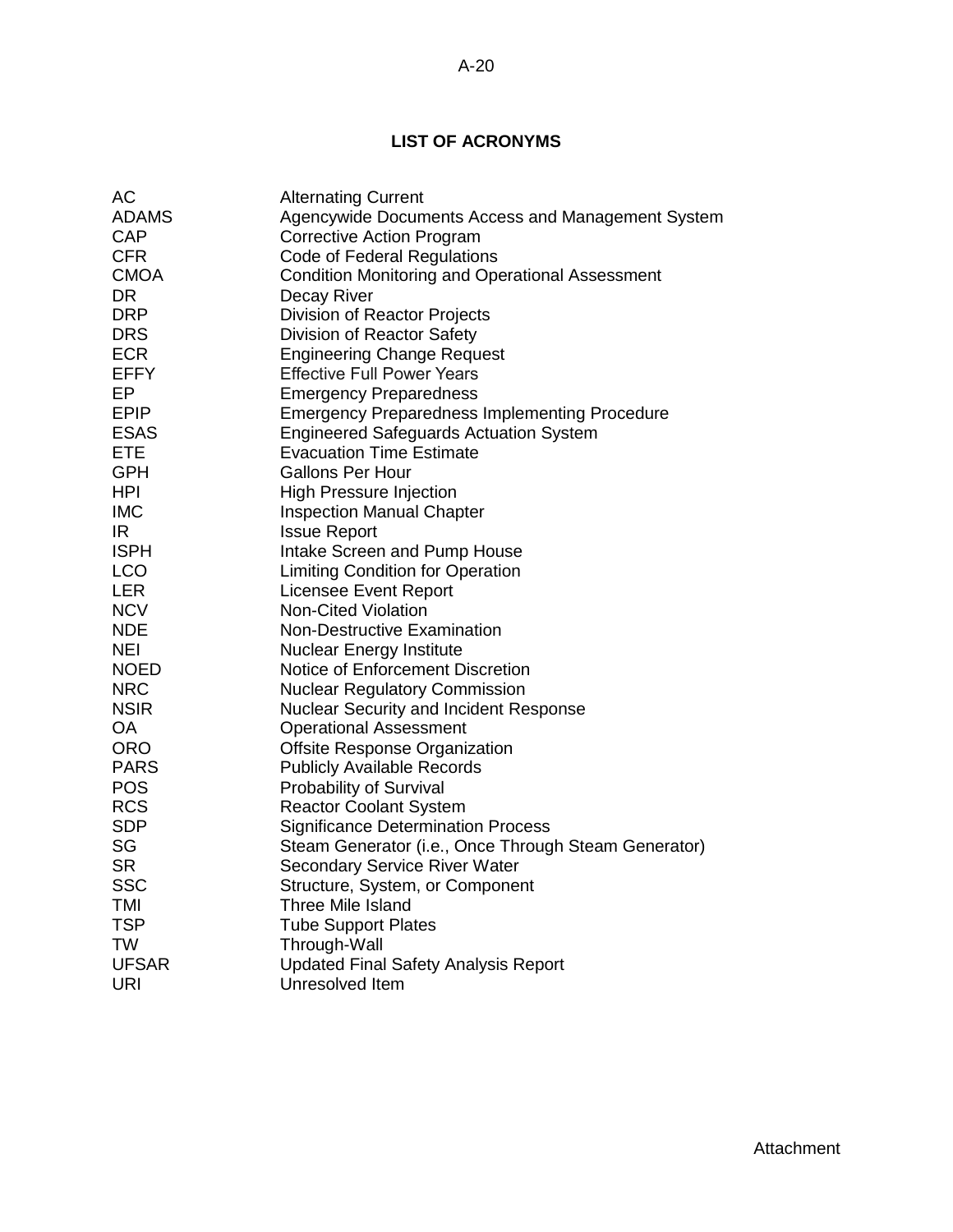## LIST OF ACRONYMS

| | |
|---|---|
| AC | Alternating Current |
| ADAMS | Agencywide Documents Access and Management System |
| CAP | Corrective Action Program |
| CFR | Code of Federal Regulations |
| CMOA | Condition Monitoring and Operational Assessment |
| DR | Decay River |
| DRP | Division of Reactor Projects |
| DRS | Division of Reactor Safety |
| ECR | Engineering Change Request |
| EFFY | Effective Full Power Years |
| EP | Emergency Preparedness |
| EPIP | Emergency Preparedness Implementing Procedure |
| ESAS | Engineered Safeguards Actuation System |
| ETE | Evacuation Time Estimate |
| GPH | Gallons Per Hour |
| HPI | High Pressure Injection |
| IMC | Inspection Manual Chapter |
| IR | Issue Report |
| ISPH | Intake Screen and Pump House |
| LCO | Limiting Condition for Operation |
| LER | Licensee Event Report |
| NCV | Non-Cited Violation |
| NDE | Non-Destructive Examination |
| NEI | Nuclear Energy Institute |
| NOED | Notice of Enforcement Discretion |
| NRC | Nuclear Regulatory Commission |
| NSIR | Nuclear Security and Incident Response |
| OA | Operational Assessment |
| ORO | Offsite Response Organization |
| PARS | Publicly Available Records |
| POS | Probability of Survival |
| RCS | Reactor Coolant System |
| SDP | Significance Determination Process |
| SG | Steam Generator (i.e., Once Through Steam Generator) |
| SR | Secondary Service River Water |
| SSC | Structure, System, or Component |
| TMI | Three Mile Island |
| TSP | Tube Support Plates |
| TW | Through-Wall |
| UFSAR | Updated Final Safety Analysis Report |
| URI | Unresolved Item |